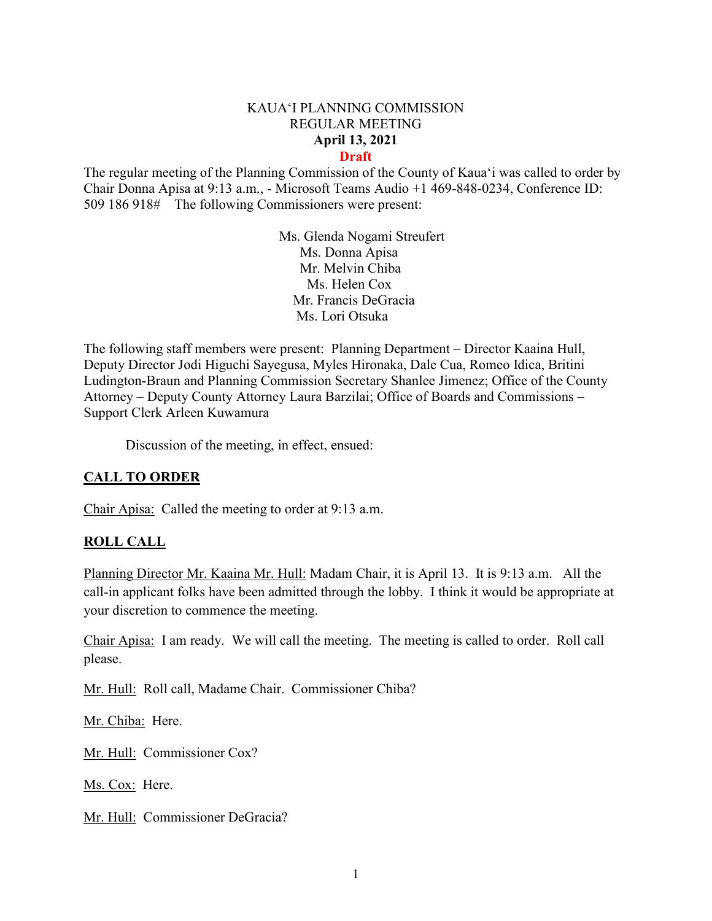KAUAʻI PLANNING COMMISSION
REGULAR MEETING
**April 13, 2021**
**Draft**

The regular meeting of the Planning Commission of the County of Kauaʻi was called to order by Chair Donna Apisa at 9:13 a.m., - Microsoft Teams Audio +1 469-848-0234, Conference ID: 509 186 918# The following Commissioners were present:

Ms. Glenda Nogami Streufert
Ms. Donna Apisa
Mr. Melvin Chiba
Ms. Helen Cox
Mr. Francis DeGracia
Ms. Lori Otsuka

The following staff members were present: Planning Department – Director Kaaina Hull, Deputy Director Jodi Higuchi Sayegusa, Myles Hironaka, Dale Cua, Romeo Idica, Britini Ludington-Braun and Planning Commission Secretary Shanlee Jimenez; Office of the County Attorney – Deputy County Attorney Laura Barzilai; Office of Boards and Commissions – Support Clerk Arleen Kuwamura

Discussion of the meeting, in effect, ensued:

## CALL TO ORDER

Chair Apisa: Called the meeting to order at 9:13 a.m.

## ROLL CALL

Planning Director Mr. Kaaina Mr. Hull: Madam Chair, it is April 13. It is 9:13 a.m. All the call-in applicant folks have been admitted through the lobby. I think it would be appropriate at your discretion to commence the meeting.

Chair Apisa: I am ready. We will call the meeting. The meeting is called to order. Roll call please.

Mr. Hull: Roll call, Madame Chair. Commissioner Chiba?

Mr. Chiba: Here.

Mr. Hull: Commissioner Cox?

Ms. Cox: Here.

Mr. Hull: Commissioner DeGracia?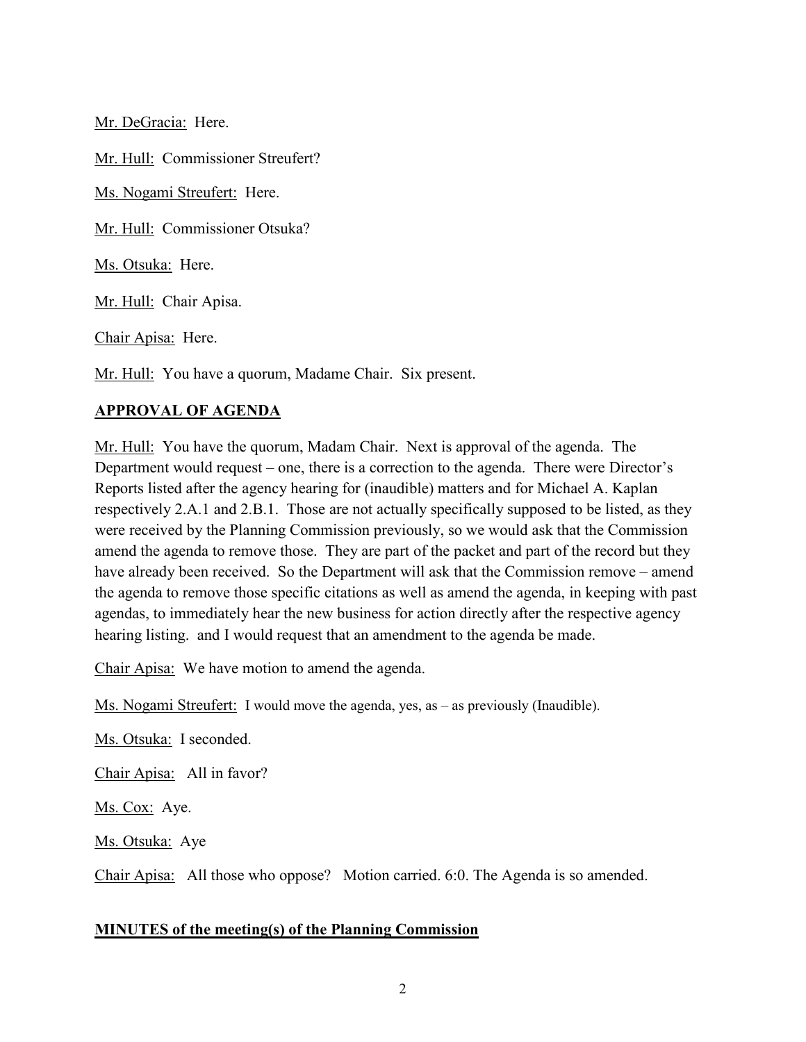Mr. DeGracia: Here.

Mr. Hull: Commissioner Streufert?

Ms. Nogami Streufert: Here.

Mr. Hull: Commissioner Otsuka?

Ms. Otsuka: Here.

Mr. Hull: Chair Apisa.

Chair Apisa: Here.

Mr. Hull: You have a quorum, Madame Chair. Six present.

## APPROVAL OF AGENDA

Mr. Hull: You have the quorum, Madam Chair. Next is approval of the agenda. The Department would request – one, there is a correction to the agenda. There were Director's Reports listed after the agency hearing for (inaudible) matters and for Michael A. Kaplan respectively 2.A.1 and 2.B.1. Those are not actually specifically supposed to be listed, as they were received by the Planning Commission previously, so we would ask that the Commission amend the agenda to remove those. They are part of the packet and part of the record but they have already been received. So the Department will ask that the Commission remove – amend the agenda to remove those specific citations as well as amend the agenda, in keeping with past agendas, to immediately hear the new business for action directly after the respective agency hearing listing. and I would request that an amendment to the agenda be made.

Chair Apisa: We have motion to amend the agenda.

Ms. Nogami Streufert: I would move the agenda, yes, as – as previously (Inaudible).

Ms. Otsuka: I seconded.

Chair Apisa: All in favor?

Ms. Cox: Aye.

Ms. Otsuka: Aye

Chair Apisa: All those who oppose? Motion carried. 6:0. The Agenda is so amended.

## MINUTES of the meeting(s) of the Planning Commission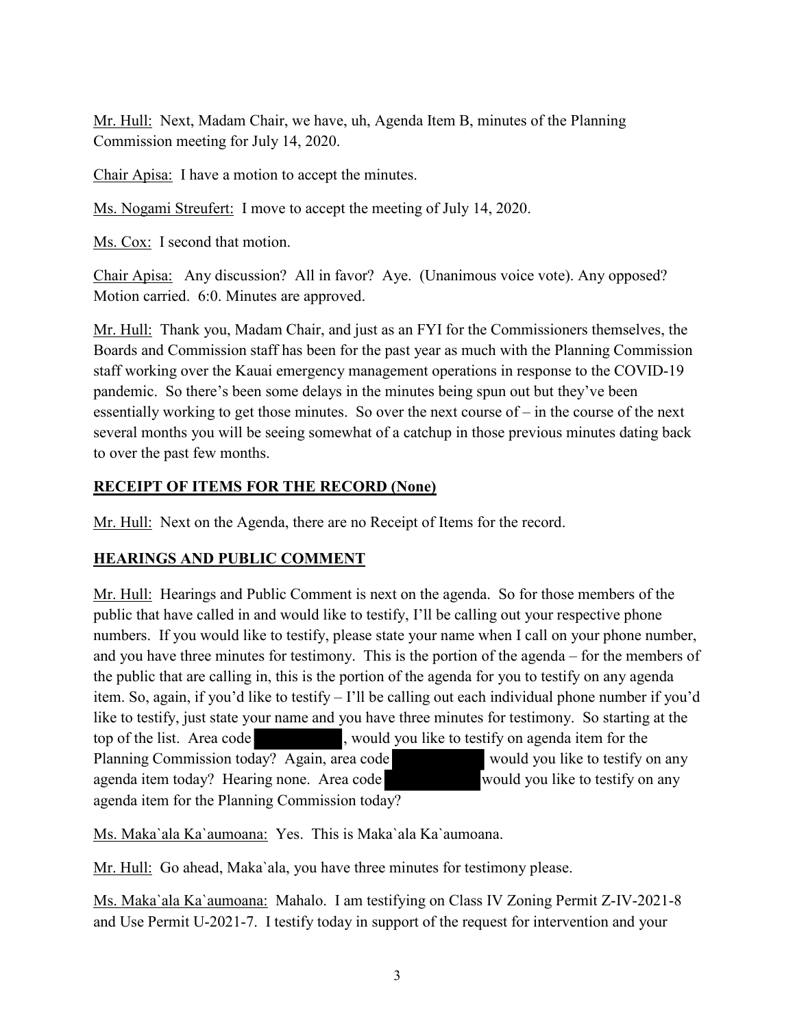Mr. Hull: Next, Madam Chair, we have, uh, Agenda Item B, minutes of the Planning Commission meeting for July 14, 2020.

Chair Apisa: I have a motion to accept the minutes.

Ms. Nogami Streufert: I move to accept the meeting of July 14, 2020.

Ms. Cox: I second that motion.

Chair Apisa: Any discussion? All in favor? Aye. (Unanimous voice vote). Any opposed? Motion carried. 6:0. Minutes are approved.

Mr. Hull: Thank you, Madam Chair, and just as an FYI for the Commissioners themselves, the Boards and Commission staff has been for the past year as much with the Planning Commission staff working over the Kauai emergency management operations in response to the COVID-19 pandemic. So there's been some delays in the minutes being spun out but they've been essentially working to get those minutes. So over the next course of – in the course of the next several months you will be seeing somewhat of a catchup in those previous minutes dating back to over the past few months.

## RECEIPT OF ITEMS FOR THE RECORD (None)

Mr. Hull: Next on the Agenda, there are no Receipt of Items for the record.

## HEARINGS AND PUBLIC COMMENT

Mr. Hull: Hearings and Public Comment is next on the agenda. So for those members of the public that have called in and would like to testify, I'll be calling out your respective phone numbers. If you would like to testify, please state your name when I call on your phone number, and you have three minutes for testimony. This is the portion of the agenda – for the members of the public that are calling in, this is the portion of the agenda for you to testify on any agenda item. So, again, if you'd like to testify – I'll be calling out each individual phone number if you'd like to testify, just state your name and you have three minutes for testimony. So starting at the top of the list. Area code [REDACTED], would you like to testify on agenda item for the Planning Commission today? Again, area code [REDACTED] would you like to testify on any agenda item today? Hearing none. Area code [REDACTED] would you like to testify on any agenda item for the Planning Commission today?

Ms. Maka`ala Ka`aumoana: Yes. This is Maka`ala Ka`aumoana.

Mr. Hull: Go ahead, Maka`ala, you have three minutes for testimony please.

Ms. Maka`ala Ka`aumoana: Mahalo. I am testifying on Class IV Zoning Permit Z-IV-2021-8 and Use Permit U-2021-7. I testify today in support of the request for intervention and your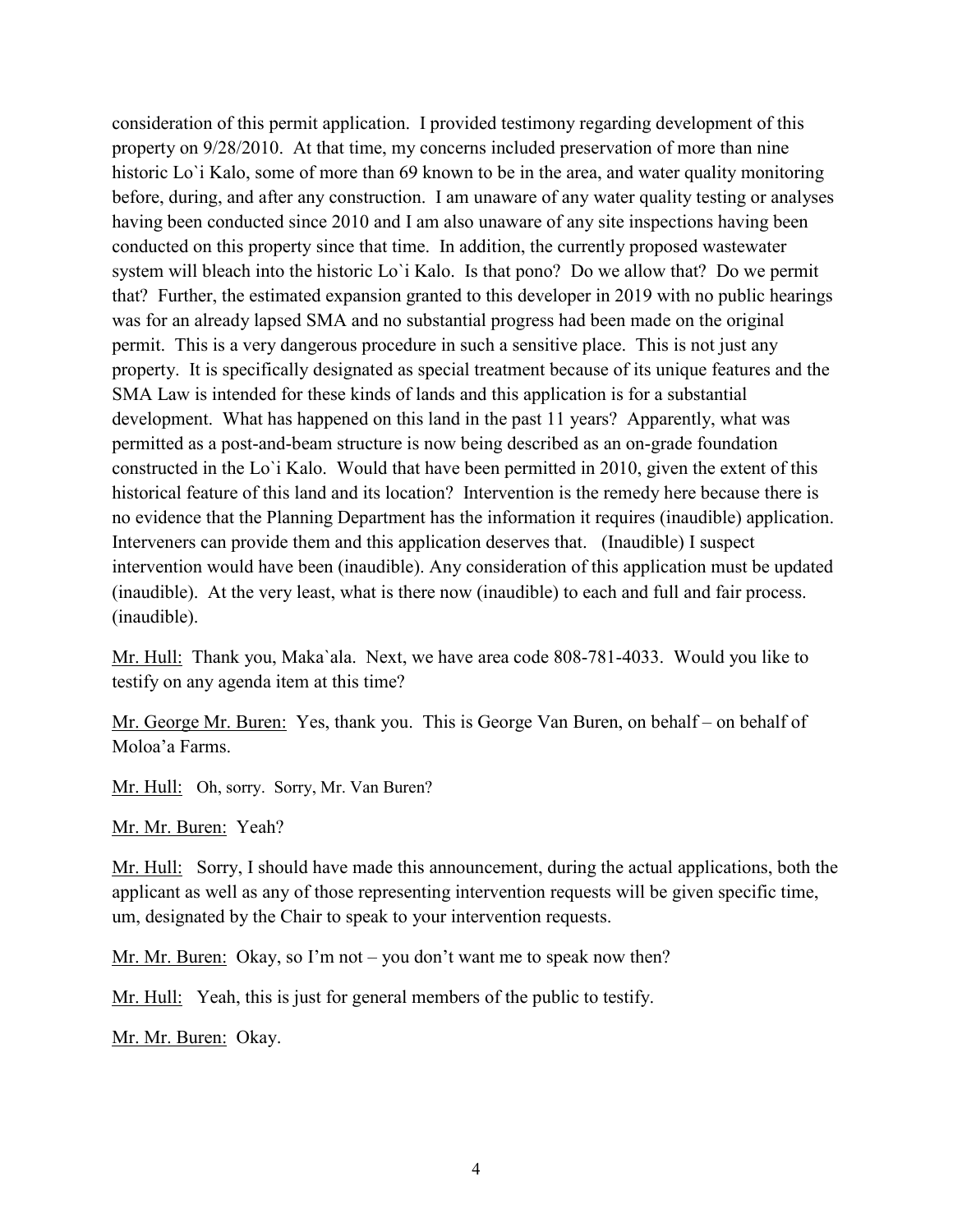consideration of this permit application. I provided testimony regarding development of this property on 9/28/2010. At that time, my concerns included preservation of more than nine historic Lo`i Kalo, some of more than 69 known to be in the area, and water quality monitoring before, during, and after any construction. I am unaware of any water quality testing or analyses having been conducted since 2010 and I am also unaware of any site inspections having been conducted on this property since that time. In addition, the currently proposed wastewater system will bleach into the historic Lo`i Kalo. Is that pono? Do we allow that? Do we permit that? Further, the estimated expansion granted to this developer in 2019 with no public hearings was for an already lapsed SMA and no substantial progress had been made on the original permit. This is a very dangerous procedure in such a sensitive place. This is not just any property. It is specifically designated as special treatment because of its unique features and the SMA Law is intended for these kinds of lands and this application is for a substantial development. What has happened on this land in the past 11 years? Apparently, what was permitted as a post-and-beam structure is now being described as an on-grade foundation constructed in the Lo`i Kalo. Would that have been permitted in 2010, given the extent of this historical feature of this land and its location? Intervention is the remedy here because there is no evidence that the Planning Department has the information it requires (inaudible) application. Interveners can provide them and this application deserves that. (Inaudible) I suspect intervention would have been (inaudible). Any consideration of this application must be updated (inaudible). At the very least, what is there now (inaudible) to each and full and fair process. (inaudible).

<u>Mr. Hull:</u> Thank you, Maka`ala. Next, we have area code 808-781-4033. Would you like to testify on any agenda item at this time?

<u>Mr. George Mr. Buren:</u> Yes, thank you. This is George Van Buren, on behalf – on behalf of Moloa'a Farms.

<u>Mr. Hull:</u> Oh, sorry. Sorry, Mr. Van Buren?

<u>Mr. Mr. Buren:</u> Yeah?

<u>Mr. Hull:</u> Sorry, I should have made this announcement, during the actual applications, both the applicant as well as any of those representing intervention requests will be given specific time, um, designated by the Chair to speak to your intervention requests.

<u>Mr. Mr. Buren:</u> Okay, so I'm not – you don't want me to speak now then?

<u>Mr. Hull:</u> Yeah, this is just for general members of the public to testify.

<u>Mr. Mr. Buren:</u> Okay.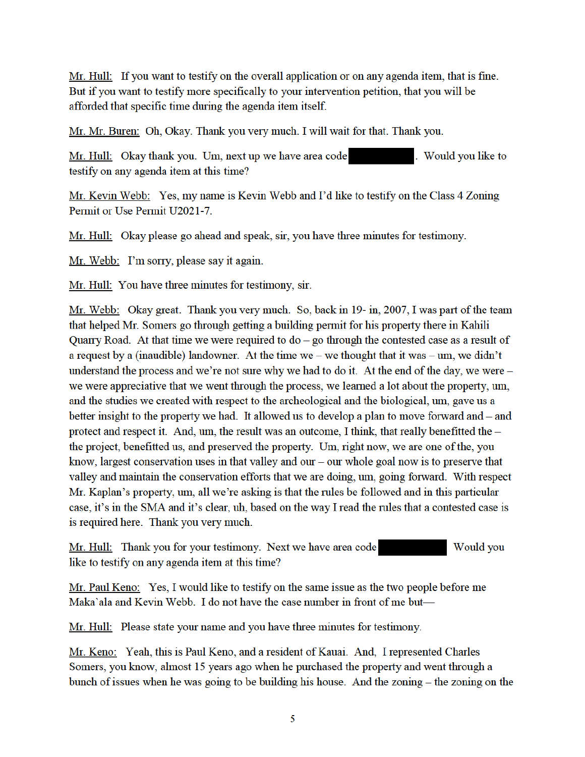Mr. Hull: If you want to testify on the overall application or on any agenda item, that is fine. But if you want to testify more specifically to your intervention petition, that you will be afforded that specific time during the agenda item itself.

Mr. Mr. Buren: Oh, Okay. Thank you very much. I will wait for that. Thank you.

Mr. Hull: Okay thank you. Um, next up we have area code ██████. Would you like to testify on any agenda item at this time?

Mr. Kevin Webb: Yes, my name is Kevin Webb and I'd like to testify on the Class 4 Zoning Permit or Use Permit U2021-7.

Mr. Hull: Okay please go ahead and speak, sir, you have three minutes for testimony.

Mr. Webb: I'm sorry, please say it again.

Mr. Hull: You have three minutes for testimony, sir.

Mr. Webb: Okay great. Thank you very much. So, back in 19- in, 2007, I was part of the team that helped Mr. Somers go through getting a building permit for his property there in Kahili Quarry Road. At that time we were required to do – go through the contested case as a result of a request by a (inaudible) landowner. At the time we – we thought that it was – um, we didn't understand the process and we're not sure why we had to do it. At the end of the day, we were – we were appreciative that we went through the process, we learned a lot about the property, um, and the studies we created with respect to the archeological and the biological, um, gave us a better insight to the property we had. It allowed us to develop a plan to move forward and – and protect and respect it. And, um, the result was an outcome, I think, that really benefitted the – the project, benefitted us, and preserved the property. Um, right now, we are one of the, you know, largest conservation uses in that valley and our – our whole goal now is to preserve that valley and maintain the conservation efforts that we are doing, um, going forward. With respect Mr. Kaplan's property, um, all we're asking is that the rules be followed and in this particular case, it's in the SMA and it's clear, uh, based on the way I read the rules that a contested case is is required here. Thank you very much.

Mr. Hull: Thank you for your testimony. Next we have area code ██████ Would you like to testify on any agenda item at this time?

Mr. Paul Keno: Yes, I would like to testify on the same issue as the two people before me Maka`ala and Kevin Webb. I do not have the case number in front of me but—

Mr. Hull: Please state your name and you have three minutes for testimony.

Mr. Keno: Yeah, this is Paul Keno, and a resident of Kauai. And, I represented Charles Somers, you know, almost 15 years ago when he purchased the property and went through a bunch of issues when he was going to be building his house. And the zoning – the zoning on the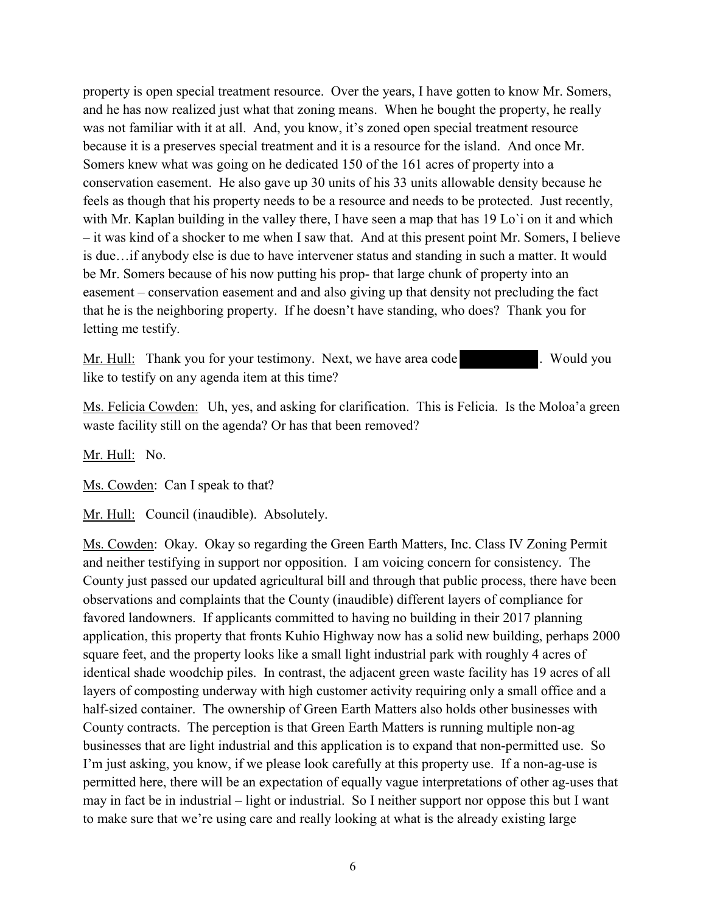property is open special treatment resource. Over the years, I have gotten to know Mr. Somers, and he has now realized just what that zoning means. When he bought the property, he really was not familiar with it at all. And, you know, it's zoned open special treatment resource because it is a preserves special treatment and it is a resource for the island. And once Mr. Somers knew what was going on he dedicated 150 of the 161 acres of property into a conservation easement. He also gave up 30 units of his 33 units allowable density because he feels as though that his property needs to be a resource and needs to be protected. Just recently, with Mr. Kaplan building in the valley there, I have seen a map that has 19 Lo`i on it and which – it was kind of a shocker to me when I saw that. And at this present point Mr. Somers, I believe is due…if anybody else is due to have intervener status and standing in such a matter. It would be Mr. Somers because of his now putting his prop- that large chunk of property into an easement – conservation easement and and also giving up that density not precluding the fact that he is the neighboring property. If he doesn't have standing, who does? Thank you for letting me testify.

Mr. Hull: Thank you for your testimony. Next, we have area code [REDACTED]. Would you like to testify on any agenda item at this time?

Ms. Felicia Cowden: Uh, yes, and asking for clarification. This is Felicia. Is the Moloa'a green waste facility still on the agenda? Or has that been removed?

Mr. Hull: No.

Ms. Cowden: Can I speak to that?

Mr. Hull: Council (inaudible). Absolutely.

Ms. Cowden: Okay. Okay so regarding the Green Earth Matters, Inc. Class IV Zoning Permit and neither testifying in support nor opposition. I am voicing concern for consistency. The County just passed our updated agricultural bill and through that public process, there have been observations and complaints that the County (inaudible) different layers of compliance for favored landowners. If applicants committed to having no building in their 2017 planning application, this property that fronts Kuhio Highway now has a solid new building, perhaps 2000 square feet, and the property looks like a small light industrial park with roughly 4 acres of identical shade woodchip piles. In contrast, the adjacent green waste facility has 19 acres of all layers of composting underway with high customer activity requiring only a small office and a half-sized container. The ownership of Green Earth Matters also holds other businesses with County contracts. The perception is that Green Earth Matters is running multiple non-ag businesses that are light industrial and this application is to expand that non-permitted use. So I'm just asking, you know, if we please look carefully at this property use. If a non-ag-use is permitted here, there will be an expectation of equally vague interpretations of other ag-uses that may in fact be in industrial – light or industrial. So I neither support nor oppose this but I want to make sure that we're using care and really looking at what is the already existing large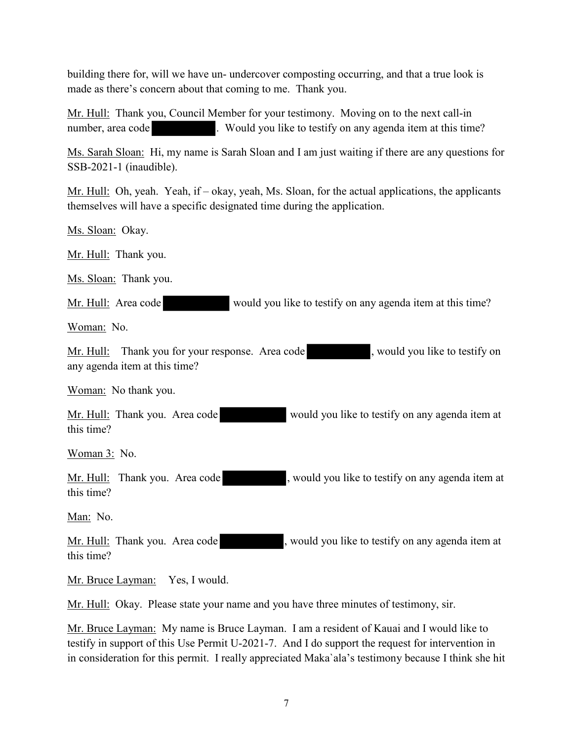building there for, will we have un- undercover composting occurring, and that a true look is made as there's concern about that coming to me. Thank you.

Mr. Hull: Thank you, Council Member for your testimony. Moving on to the next call-in number, area code ██████. Would you like to testify on any agenda item at this time?

Ms. Sarah Sloan: Hi, my name is Sarah Sloan and I am just waiting if there are any questions for SSB-2021-1 (inaudible).

Mr. Hull: Oh, yeah. Yeah, if – okay, yeah, Ms. Sloan, for the actual applications, the applicants themselves will have a specific designated time during the application.

Ms. Sloan: Okay.

Mr. Hull: Thank you.

Ms. Sloan: Thank you.

Mr. Hull: Area code ██████ would you like to testify on any agenda item at this time?

Woman: No.

Mr. Hull: Thank you for your response. Area code ██████, would you like to testify on any agenda item at this time?

Woman: No thank you.

Mr. Hull: Thank you. Area code ██████ would you like to testify on any agenda item at this time?

Woman 3: No.

Mr. Hull: Thank you. Area code ██████, would you like to testify on any agenda item at this time?

Man: No.

Mr. Hull: Thank you. Area code ██████, would you like to testify on any agenda item at this time?

Mr. Bruce Layman: Yes, I would.

Mr. Hull: Okay. Please state your name and you have three minutes of testimony, sir.

Mr. Bruce Layman: My name is Bruce Layman. I am a resident of Kauai and I would like to testify in support of this Use Permit U-2021-7. And I do support the request for intervention in in consideration for this permit. I really appreciated Maka`ala's testimony because I think she hit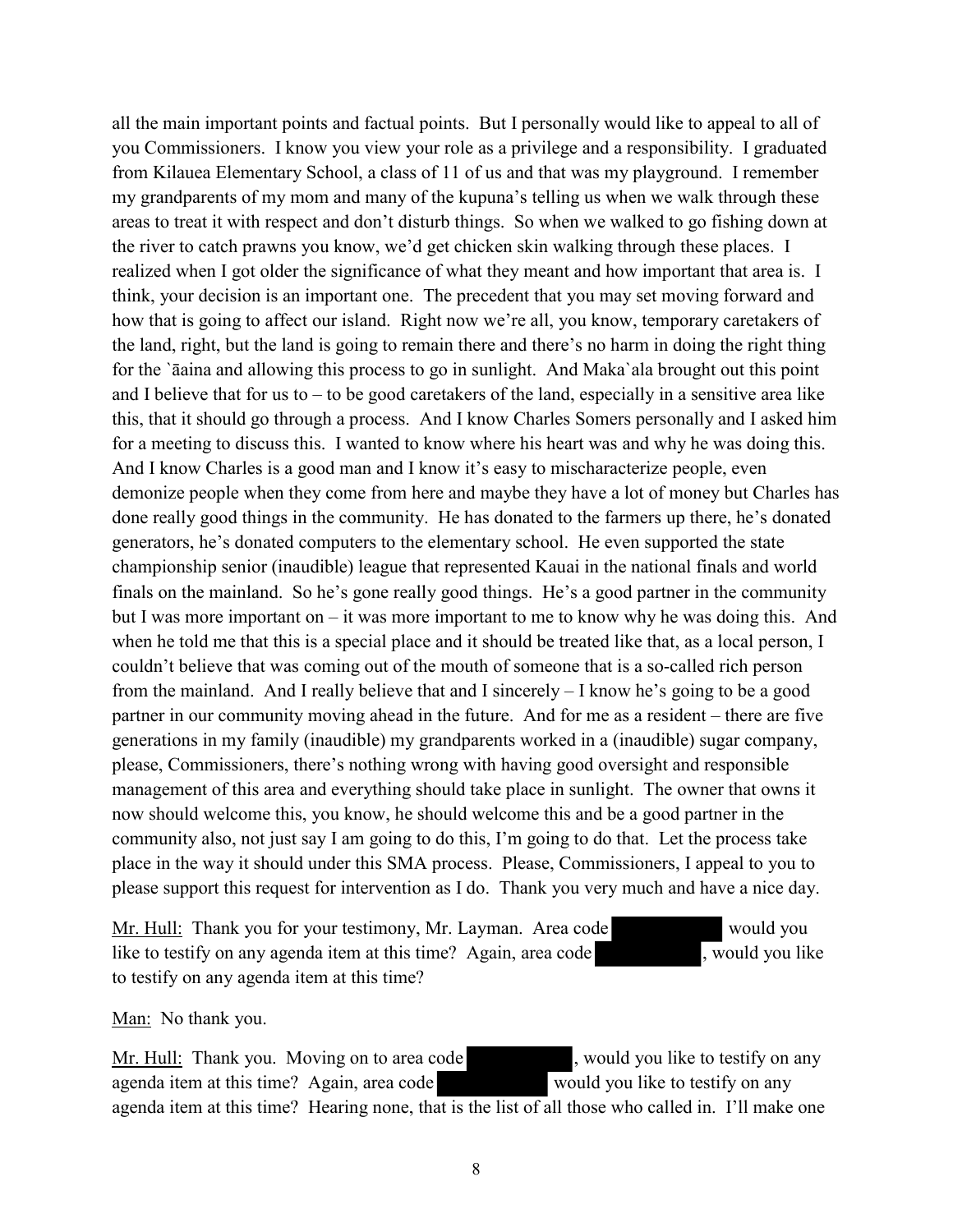all the main important points and factual points. But I personally would like to appeal to all of you Commissioners. I know you view your role as a privilege and a responsibility. I graduated from Kilauea Elementary School, a class of 11 of us and that was my playground. I remember my grandparents of my mom and many of the kupuna's telling us when we walk through these areas to treat it with respect and don't disturb things. So when we walked to go fishing down at the river to catch prawns you know, we'd get chicken skin walking through these places. I realized when I got older the significance of what they meant and how important that area is. I think, your decision is an important one. The precedent that you may set moving forward and how that is going to affect our island. Right now we're all, you know, temporary caretakers of the land, right, but the land is going to remain there and there's no harm in doing the right thing for the `āaina and allowing this process to go in sunlight. And Maka`ala brought out this point and I believe that for us to – to be good caretakers of the land, especially in a sensitive area like this, that it should go through a process. And I know Charles Somers personally and I asked him for a meeting to discuss this. I wanted to know where his heart was and why he was doing this. And I know Charles is a good man and I know it's easy to mischaracterize people, even demonize people when they come from here and maybe they have a lot of money but Charles has done really good things in the community. He has donated to the farmers up there, he's donated generators, he's donated computers to the elementary school. He even supported the state championship senior (inaudible) league that represented Kauai in the national finals and world finals on the mainland. So he's gone really good things. He's a good partner in the community but I was more important on – it was more important to me to know why he was doing this. And when he told me that this is a special place and it should be treated like that, as a local person, I couldn't believe that was coming out of the mouth of someone that is a so-called rich person from the mainland. And I really believe that and I sincerely – I know he's going to be a good partner in our community moving ahead in the future. And for me as a resident – there are five generations in my family (inaudible) my grandparents worked in a (inaudible) sugar company, please, Commissioners, there's nothing wrong with having good oversight and responsible management of this area and everything should take place in sunlight. The owner that owns it now should welcome this, you know, he should welcome this and be a good partner in the community also, not just say I am going to do this, I'm going to do that. Let the process take place in the way it should under this SMA process. Please, Commissioners, I appeal to you to please support this request for intervention as I do. Thank you very much and have a nice day.

Mr. Hull: Thank you for your testimony, Mr. Layman. Area code [REDACTED] would you like to testify on any agenda item at this time? Again, area code [REDACTED], would you like to testify on any agenda item at this time?

Man: No thank you.

Mr. Hull: Thank you. Moving on to area code [REDACTED], would you like to testify on any agenda item at this time? Again, area code [REDACTED] would you like to testify on any agenda item at this time? Hearing none, that is the list of all those who called in. I'll make one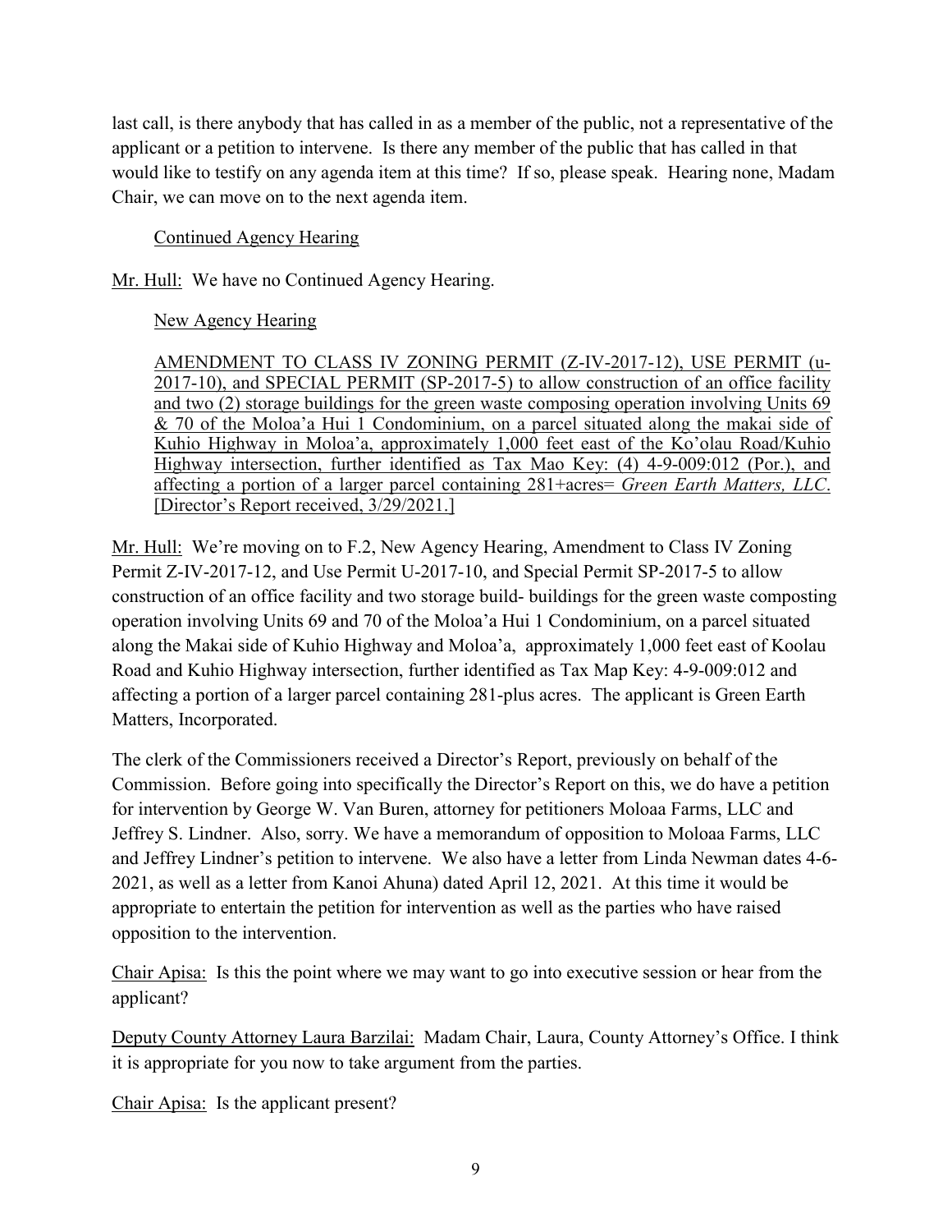last call, is there anybody that has called in as a member of the public, not a representative of the applicant or a petition to intervene. Is there any member of the public that has called in that would like to testify on any agenda item at this time? If so, please speak. Hearing none, Madam Chair, we can move on to the next agenda item.

<u>Continued Agency Hearing</u>

<u>Mr. Hull:</u> We have no Continued Agency Hearing.

<u>New Agency Hearing</u>

<u>AMENDMENT TO CLASS IV ZONING PERMIT (Z-IV-2017-12), USE PERMIT (u-2017-10), and SPECIAL PERMIT (SP-2017-5) to allow construction of an office facility and two (2) storage buildings for the green waste composing operation involving Units 69 & 70 of the Moloa'a Hui 1 Condominium, on a parcel situated along the makai side of Kuhio Highway in Moloa'a, approximately 1,000 feet east of the Ko'olau Road/Kuhio Highway intersection, further identified as Tax Mao Key: (4) 4-9-009:012 (Por.), and affecting a portion of a larger parcel containing 281+acres= *Green Earth Matters, LLC*. [Director's Report received, 3/29/2021.]</u>

<u>Mr. Hull:</u> We're moving on to F.2, New Agency Hearing, Amendment to Class IV Zoning Permit Z-IV-2017-12, and Use Permit U-2017-10, and Special Permit SP-2017-5 to allow construction of an office facility and two storage build- buildings for the green waste composting operation involving Units 69 and 70 of the Moloa'a Hui 1 Condominium, on a parcel situated along the Makai side of Kuhio Highway and Moloa'a, approximately 1,000 feet east of Koolau Road and Kuhio Highway intersection, further identified as Tax Map Key: 4-9-009:012 and affecting a portion of a larger parcel containing 281-plus acres. The applicant is Green Earth Matters, Incorporated.

The clerk of the Commissioners received a Director's Report, previously on behalf of the Commission. Before going into specifically the Director's Report on this, we do have a petition for intervention by George W. Van Buren, attorney for petitioners Moloaa Farms, LLC and Jeffrey S. Lindner. Also, sorry. We have a memorandum of opposition to Moloaa Farms, LLC and Jeffrey Lindner's petition to intervene. We also have a letter from Linda Newman dates 4-6-2021, as well as a letter from Kanoi Ahuna) dated April 12, 2021. At this time it would be appropriate to entertain the petition for intervention as well as the parties who have raised opposition to the intervention.

<u>Chair Apisa:</u> Is this the point where we may want to go into executive session or hear from the applicant?

<u>Deputy County Attorney Laura Barzilai:</u> Madam Chair, Laura, County Attorney's Office. I think it is appropriate for you now to take argument from the parties.

<u>Chair Apisa:</u> Is the applicant present?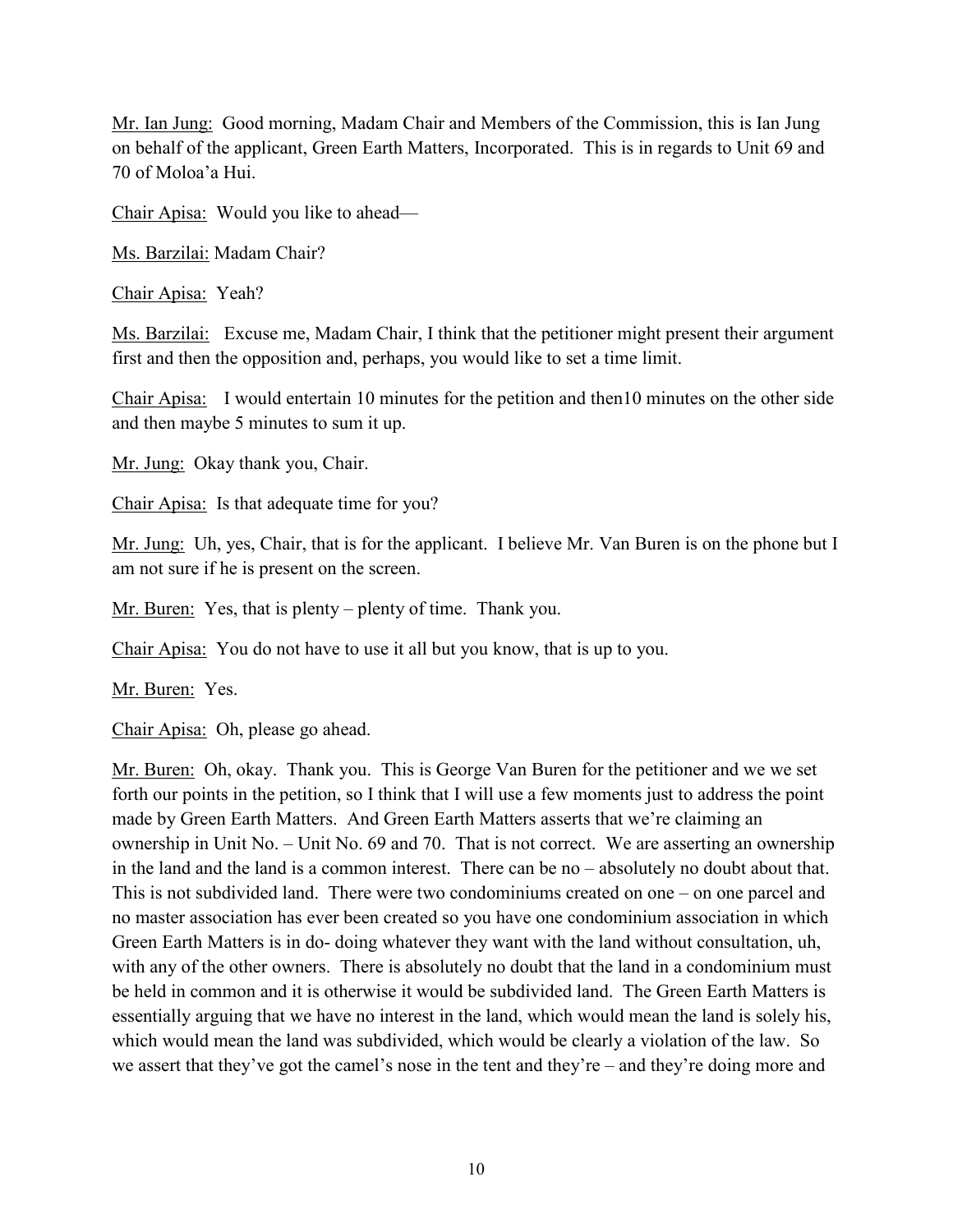Mr. Ian Jung: Good morning, Madam Chair and Members of the Commission, this is Ian Jung on behalf of the applicant, Green Earth Matters, Incorporated. This is in regards to Unit 69 and 70 of Moloa'a Hui.

Chair Apisa: Would you like to ahead—

Ms. Barzilai: Madam Chair?

Chair Apisa: Yeah?

Ms. Barzilai: Excuse me, Madam Chair, I think that the petitioner might present their argument first and then the opposition and, perhaps, you would like to set a time limit.

Chair Apisa: I would entertain 10 minutes for the petition and then10 minutes on the other side and then maybe 5 minutes to sum it up.

Mr. Jung: Okay thank you, Chair.

Chair Apisa: Is that adequate time for you?

Mr. Jung: Uh, yes, Chair, that is for the applicant. I believe Mr. Van Buren is on the phone but I am not sure if he is present on the screen.

Mr. Buren: Yes, that is plenty – plenty of time. Thank you.

Chair Apisa: You do not have to use it all but you know, that is up to you.

Mr. Buren: Yes.

Chair Apisa: Oh, please go ahead.

Mr. Buren: Oh, okay. Thank you. This is George Van Buren for the petitioner and we we set forth our points in the petition, so I think that I will use a few moments just to address the point made by Green Earth Matters. And Green Earth Matters asserts that we're claiming an ownership in Unit No. – Unit No. 69 and 70. That is not correct. We are asserting an ownership in the land and the land is a common interest. There can be no – absolutely no doubt about that. This is not subdivided land. There were two condominiums created on one – on one parcel and no master association has ever been created so you have one condominium association in which Green Earth Matters is in do- doing whatever they want with the land without consultation, uh, with any of the other owners. There is absolutely no doubt that the land in a condominium must be held in common and it is otherwise it would be subdivided land. The Green Earth Matters is essentially arguing that we have no interest in the land, which would mean the land is solely his, which would mean the land was subdivided, which would be clearly a violation of the law. So we assert that they've got the camel's nose in the tent and they're – and they're doing more and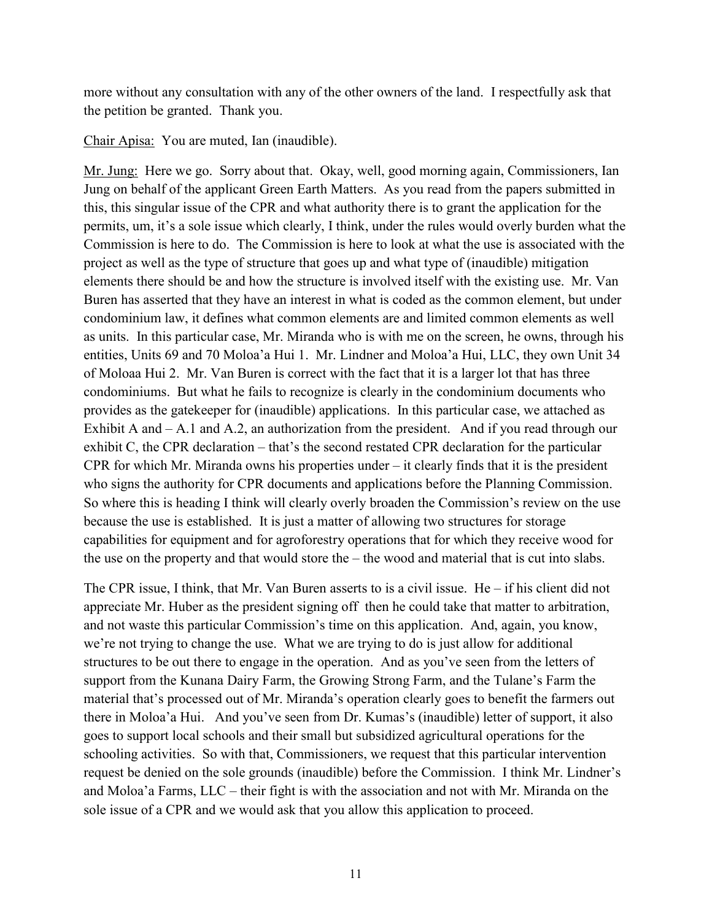more without any consultation with any of the other owners of the land. I respectfully ask that the petition be granted. Thank you.

Chair Apisa: You are muted, Ian (inaudible).

Mr. Jung: Here we go. Sorry about that. Okay, well, good morning again, Commissioners, Ian Jung on behalf of the applicant Green Earth Matters. As you read from the papers submitted in this, this singular issue of the CPR and what authority there is to grant the application for the permits, um, it's a sole issue which clearly, I think, under the rules would overly burden what the Commission is here to do. The Commission is here to look at what the use is associated with the project as well as the type of structure that goes up and what type of (inaudible) mitigation elements there should be and how the structure is involved itself with the existing use. Mr. Van Buren has asserted that they have an interest in what is coded as the common element, but under condominium law, it defines what common elements are and limited common elements as well as units. In this particular case, Mr. Miranda who is with me on the screen, he owns, through his entities, Units 69 and 70 Moloa'a Hui 1. Mr. Lindner and Moloa'a Hui, LLC, they own Unit 34 of Moloaa Hui 2. Mr. Van Buren is correct with the fact that it is a larger lot that has three condominiums. But what he fails to recognize is clearly in the condominium documents who provides as the gatekeeper for (inaudible) applications. In this particular case, we attached as Exhibit A and – A.1 and A.2, an authorization from the president. And if you read through our exhibit C, the CPR declaration – that's the second restated CPR declaration for the particular CPR for which Mr. Miranda owns his properties under – it clearly finds that it is the president who signs the authority for CPR documents and applications before the Planning Commission. So where this is heading I think will clearly overly broaden the Commission's review on the use because the use is established. It is just a matter of allowing two structures for storage capabilities for equipment and for agroforestry operations that for which they receive wood for the use on the property and that would store the – the wood and material that is cut into slabs.

The CPR issue, I think, that Mr. Van Buren asserts to is a civil issue. He – if his client did not appreciate Mr. Huber as the president signing off then he could take that matter to arbitration, and not waste this particular Commission's time on this application. And, again, you know, we're not trying to change the use. What we are trying to do is just allow for additional structures to be out there to engage in the operation. And as you've seen from the letters of support from the Kunana Dairy Farm, the Growing Strong Farm, and the Tulane's Farm the material that's processed out of Mr. Miranda's operation clearly goes to benefit the farmers out there in Moloa'a Hui. And you've seen from Dr. Kumas's (inaudible) letter of support, it also goes to support local schools and their small but subsidized agricultural operations for the schooling activities. So with that, Commissioners, we request that this particular intervention request be denied on the sole grounds (inaudible) before the Commission. I think Mr. Lindner's and Moloa'a Farms, LLC – their fight is with the association and not with Mr. Miranda on the sole issue of a CPR and we would ask that you allow this application to proceed.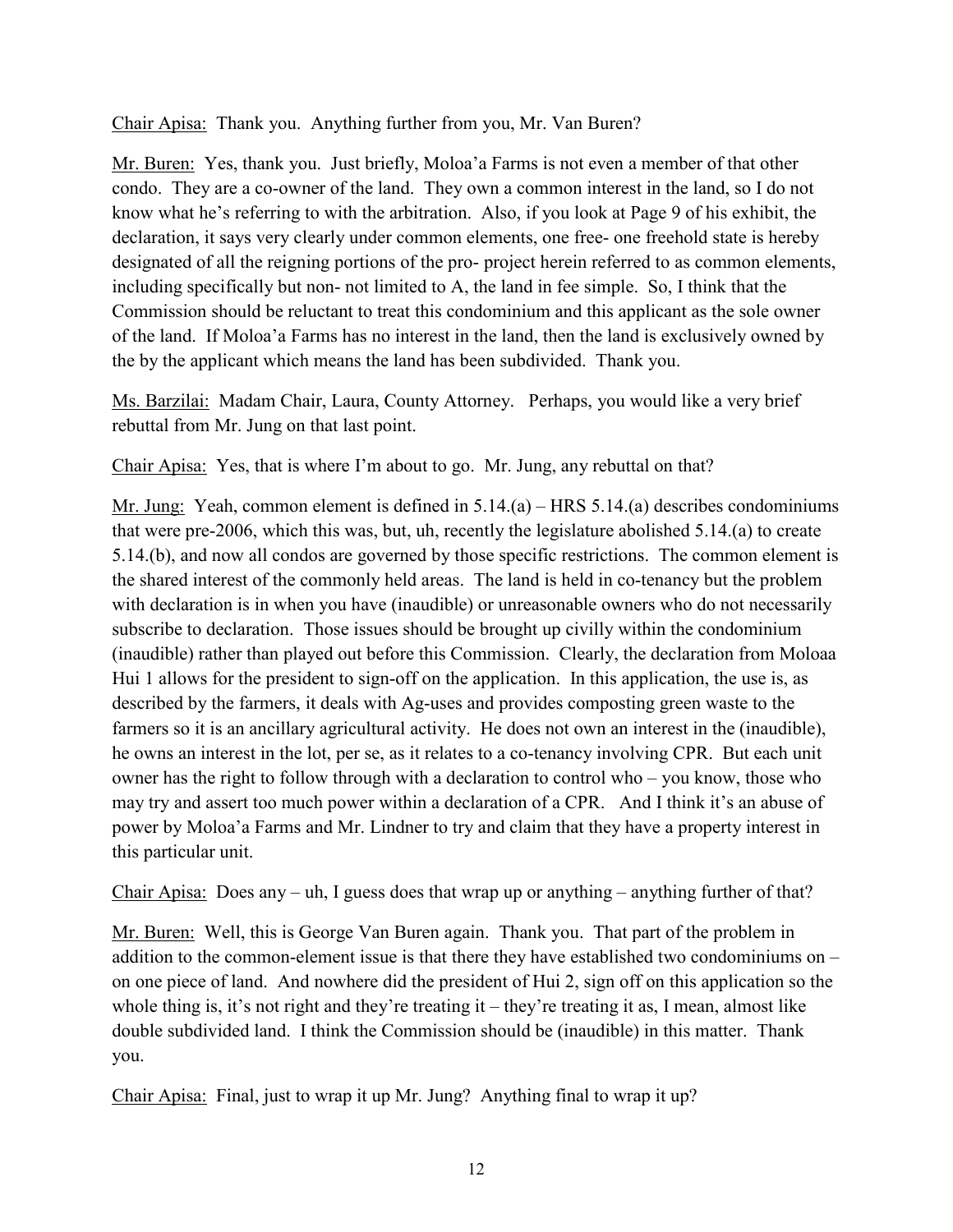Chair Apisa: Thank you. Anything further from you, Mr. Van Buren?

Mr. Buren: Yes, thank you. Just briefly, Moloa'a Farms is not even a member of that other condo. They are a co-owner of the land. They own a common interest in the land, so I do not know what he's referring to with the arbitration. Also, if you look at Page 9 of his exhibit, the declaration, it says very clearly under common elements, one free- one freehold state is hereby designated of all the reigning portions of the pro- project herein referred to as common elements, including specifically but non- not limited to A, the land in fee simple. So, I think that the Commission should be reluctant to treat this condominium and this applicant as the sole owner of the land. If Moloa'a Farms has no interest in the land, then the land is exclusively owned by the by the applicant which means the land has been subdivided. Thank you.

Ms. Barzilai: Madam Chair, Laura, County Attorney. Perhaps, you would like a very brief rebuttal from Mr. Jung on that last point.

Chair Apisa: Yes, that is where I'm about to go. Mr. Jung, any rebuttal on that?

Mr. Jung: Yeah, common element is defined in 5.14.(a) – HRS 5.14.(a) describes condominiums that were pre-2006, which this was, but, uh, recently the legislature abolished 5.14.(a) to create 5.14.(b), and now all condos are governed by those specific restrictions. The common element is the shared interest of the commonly held areas. The land is held in co-tenancy but the problem with declaration is in when you have (inaudible) or unreasonable owners who do not necessarily subscribe to declaration. Those issues should be brought up civilly within the condominium (inaudible) rather than played out before this Commission. Clearly, the declaration from Moloaa Hui 1 allows for the president to sign-off on the application. In this application, the use is, as described by the farmers, it deals with Ag-uses and provides composting green waste to the farmers so it is an ancillary agricultural activity. He does not own an interest in the (inaudible), he owns an interest in the lot, per se, as it relates to a co-tenancy involving CPR. But each unit owner has the right to follow through with a declaration to control who – you know, those who may try and assert too much power within a declaration of a CPR. And I think it's an abuse of power by Moloa'a Farms and Mr. Lindner to try and claim that they have a property interest in this particular unit.

Chair Apisa: Does any – uh, I guess does that wrap up or anything – anything further of that?

Mr. Buren: Well, this is George Van Buren again. Thank you. That part of the problem in addition to the common-element issue is that there they have established two condominiums on – on one piece of land. And nowhere did the president of Hui 2, sign off on this application so the whole thing is, it's not right and they're treating it – they're treating it as, I mean, almost like double subdivided land. I think the Commission should be (inaudible) in this matter. Thank you.

Chair Apisa: Final, just to wrap it up Mr. Jung? Anything final to wrap it up?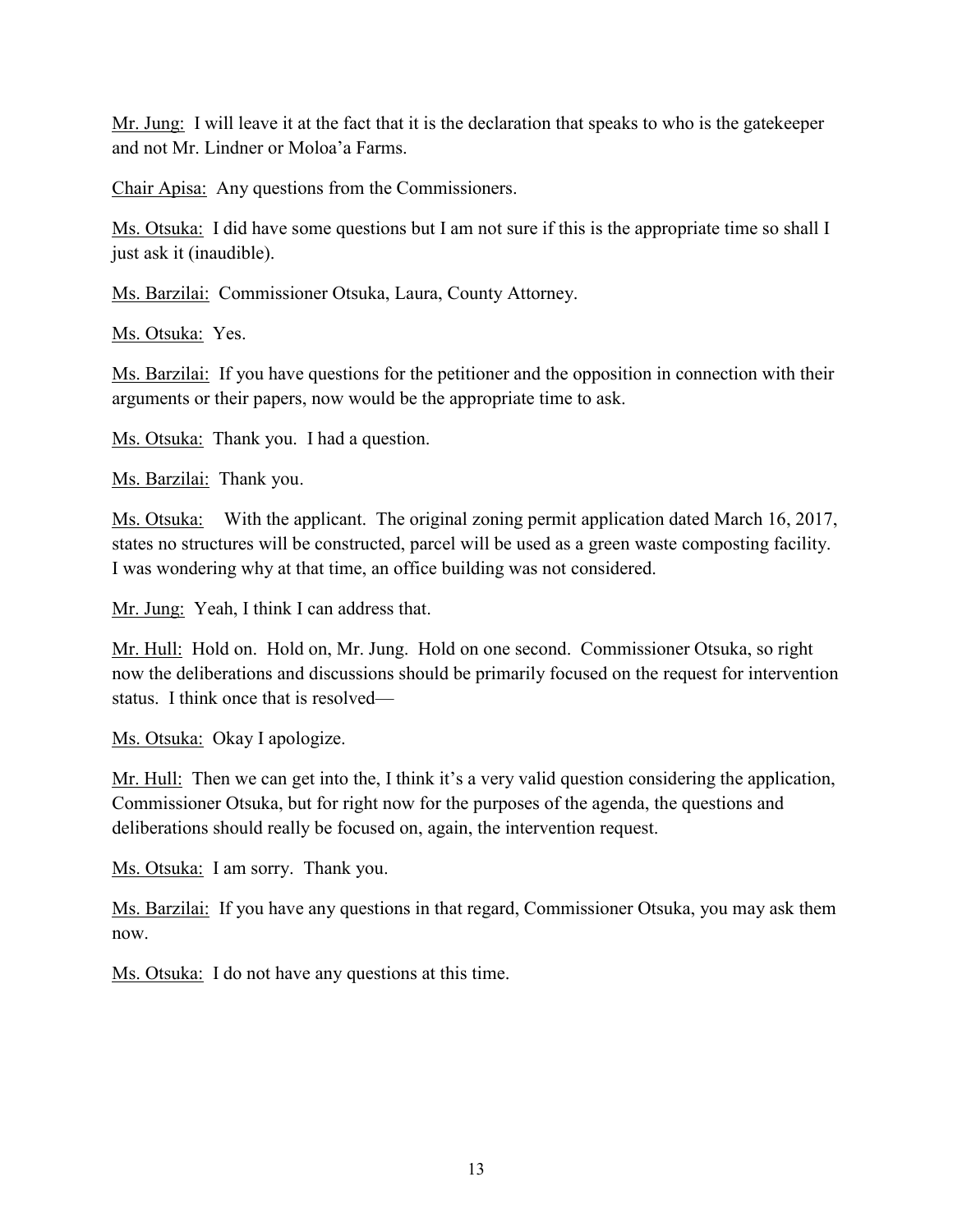Mr. Jung: I will leave it at the fact that it is the declaration that speaks to who is the gatekeeper and not Mr. Lindner or Moloa'a Farms.

Chair Apisa: Any questions from the Commissioners.

Ms. Otsuka: I did have some questions but I am not sure if this is the appropriate time so shall I just ask it (inaudible).

Ms. Barzilai: Commissioner Otsuka, Laura, County Attorney.

Ms. Otsuka: Yes.

Ms. Barzilai: If you have questions for the petitioner and the opposition in connection with their arguments or their papers, now would be the appropriate time to ask.

Ms. Otsuka: Thank you. I had a question.

Ms. Barzilai: Thank you.

Ms. Otsuka: With the applicant. The original zoning permit application dated March 16, 2017, states no structures will be constructed, parcel will be used as a green waste composting facility. I was wondering why at that time, an office building was not considered.

Mr. Jung: Yeah, I think I can address that.

Mr. Hull: Hold on. Hold on, Mr. Jung. Hold on one second. Commissioner Otsuka, so right now the deliberations and discussions should be primarily focused on the request for intervention status. I think once that is resolved—

Ms. Otsuka: Okay I apologize.

Mr. Hull: Then we can get into the, I think it's a very valid question considering the application, Commissioner Otsuka, but for right now for the purposes of the agenda, the questions and deliberations should really be focused on, again, the intervention request.

Ms. Otsuka: I am sorry. Thank you.

Ms. Barzilai: If you have any questions in that regard, Commissioner Otsuka, you may ask them now.

Ms. Otsuka: I do not have any questions at this time.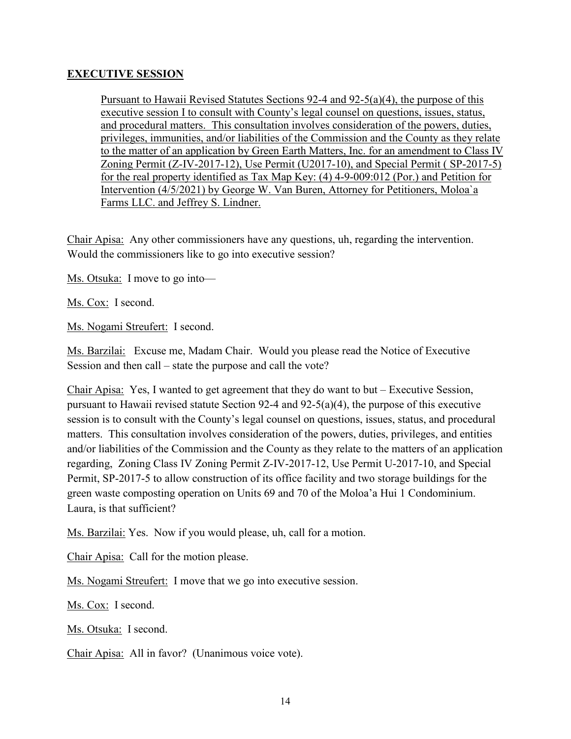## **EXECUTIVE SESSION**

> Pursuant to Hawaii Revised Statutes Sections 92-4 and 92-5(a)(4), the purpose of this executive session I to consult with County's legal counsel on questions, issues, status, and procedural matters. This consultation involves consideration of the powers, duties, privileges, immunities, and/or liabilities of the Commission and the County as they relate to the matter of an application by Green Earth Matters, Inc. for an amendment to Class IV Zoning Permit (Z-IV-2017-12), Use Permit (U2017-10), and Special Permit ( SP-2017-5) for the real property identified as Tax Map Key: (4) 4-9-009:012 (Por.) and Petition for Intervention (4/5/2021) by George W. Van Buren, Attorney for Petitioners, Moloa`a Farms LLC. and Jeffrey S. Lindner.

Chair Apisa: Any other commissioners have any questions, uh, regarding the intervention. Would the commissioners like to go into executive session?

Ms. Otsuka: I move to go into—

Ms. Cox: I second.

Ms. Nogami Streufert: I second.

Ms. Barzilai: Excuse me, Madam Chair. Would you please read the Notice of Executive Session and then call – state the purpose and call the vote?

Chair Apisa: Yes, I wanted to get agreement that they do want to but – Executive Session, pursuant to Hawaii revised statute Section 92-4 and 92-5(a)(4), the purpose of this executive session is to consult with the County's legal counsel on questions, issues, status, and procedural matters. This consultation involves consideration of the powers, duties, privileges, and entities and/or liabilities of the Commission and the County as they relate to the matters of an application regarding, Zoning Class IV Zoning Permit Z-IV-2017-12, Use Permit U-2017-10, and Special Permit, SP-2017-5 to allow construction of its office facility and two storage buildings for the green waste composting operation on Units 69 and 70 of the Moloa'a Hui 1 Condominium. Laura, is that sufficient?

Ms. Barzilai: Yes. Now if you would please, uh, call for a motion.

Chair Apisa: Call for the motion please.

Ms. Nogami Streufert: I move that we go into executive session.

Ms. Cox: I second.

Ms. Otsuka: I second.

Chair Apisa: All in favor? (Unanimous voice vote).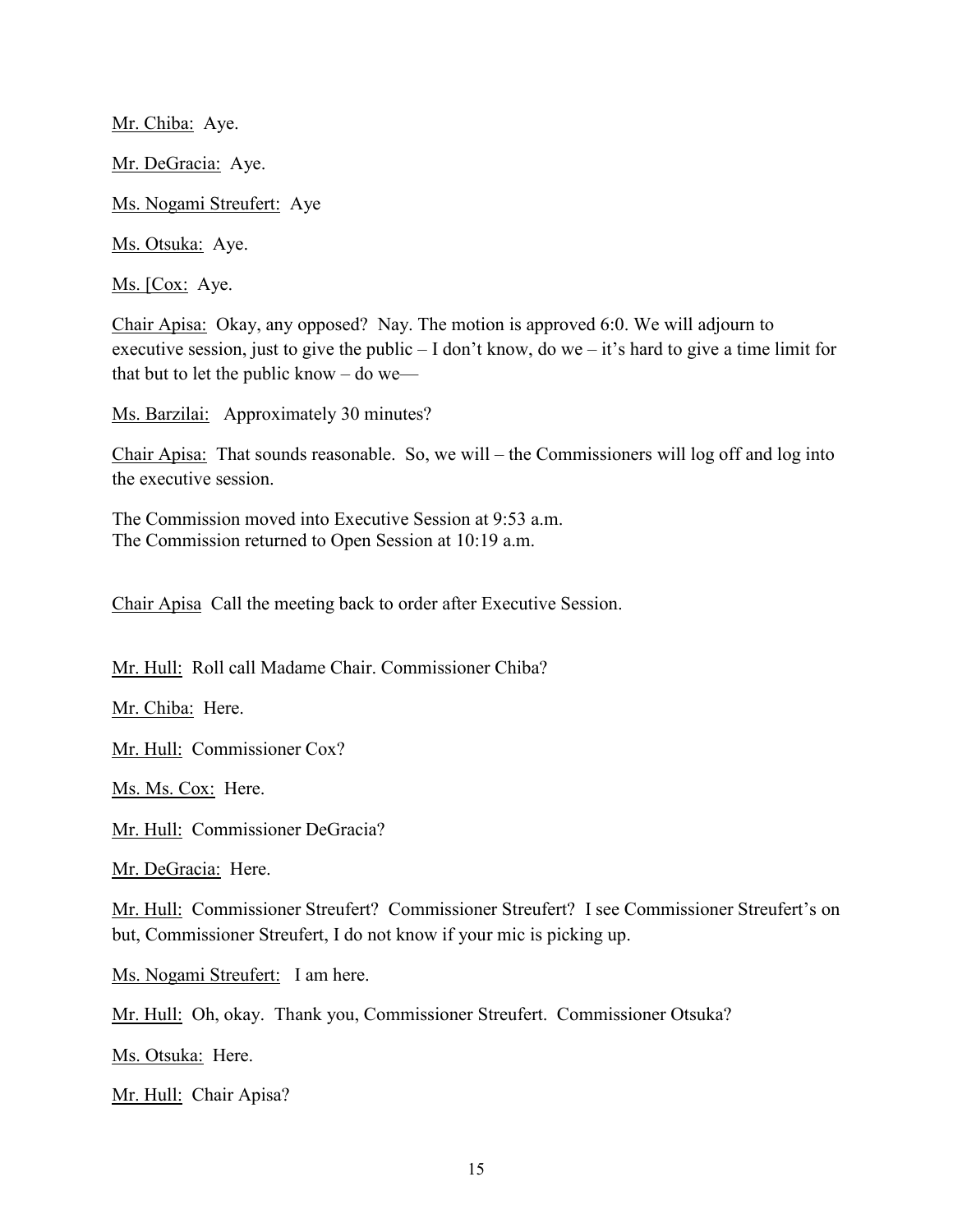Mr. Chiba: Aye.

Mr. DeGracia: Aye.

Ms. Nogami Streufert: Aye

Ms. Otsuka: Aye.

Ms. [Cox: Aye.

Chair Apisa: Okay, any opposed? Nay. The motion is approved 6:0. We will adjourn to executive session, just to give the public – I don't know, do we – it's hard to give a time limit for that but to let the public know – do we—

Ms. Barzilai: Approximately 30 minutes?

Chair Apisa: That sounds reasonable. So, we will – the Commissioners will log off and log into the executive session.

The Commission moved into Executive Session at 9:53 a.m.
The Commission returned to Open Session at 10:19 a.m.

Chair Apisa Call the meeting back to order after Executive Session.

Mr. Hull: Roll call Madame Chair. Commissioner Chiba?

Mr. Chiba: Here.

Mr. Hull: Commissioner Cox?

Ms. Ms. Cox: Here.

Mr. Hull: Commissioner DeGracia?

Mr. DeGracia: Here.

Mr. Hull: Commissioner Streufert? Commissioner Streufert? I see Commissioner Streufert's on but, Commissioner Streufert, I do not know if your mic is picking up.

Ms. Nogami Streufert: I am here.

Mr. Hull: Oh, okay. Thank you, Commissioner Streufert. Commissioner Otsuka?

Ms. Otsuka: Here.

Mr. Hull: Chair Apisa?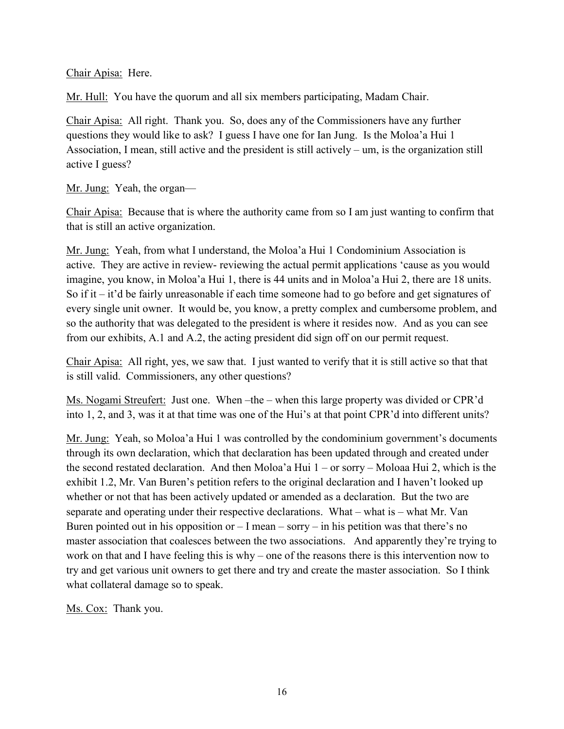Chair Apisa: Here.

Mr. Hull: You have the quorum and all six members participating, Madam Chair.

Chair Apisa: All right. Thank you. So, does any of the Commissioners have any further questions they would like to ask? I guess I have one for Ian Jung. Is the Moloa'a Hui 1 Association, I mean, still active and the president is still actively – um, is the organization still active I guess?

Mr. Jung: Yeah, the organ—

Chair Apisa: Because that is where the authority came from so I am just wanting to confirm that that is still an active organization.

Mr. Jung: Yeah, from what I understand, the Moloa'a Hui 1 Condominium Association is active. They are active in review- reviewing the actual permit applications 'cause as you would imagine, you know, in Moloa'a Hui 1, there is 44 units and in Moloa'a Hui 2, there are 18 units. So if it – it'd be fairly unreasonable if each time someone had to go before and get signatures of every single unit owner. It would be, you know, a pretty complex and cumbersome problem, and so the authority that was delegated to the president is where it resides now. And as you can see from our exhibits, A.1 and A.2, the acting president did sign off on our permit request.

Chair Apisa: All right, yes, we saw that. I just wanted to verify that it is still active so that that is still valid. Commissioners, any other questions?

Ms. Nogami Streufert: Just one. When –the – when this large property was divided or CPR'd into 1, 2, and 3, was it at that time was one of the Hui's at that point CPR'd into different units?

Mr. Jung: Yeah, so Moloa'a Hui 1 was controlled by the condominium government's documents through its own declaration, which that declaration has been updated through and created under the second restated declaration. And then Moloa'a Hui 1 – or sorry – Moloaa Hui 2, which is the exhibit 1.2, Mr. Van Buren's petition refers to the original declaration and I haven't looked up whether or not that has been actively updated or amended as a declaration. But the two are separate and operating under their respective declarations. What – what is – what Mr. Van Buren pointed out in his opposition or – I mean – sorry – in his petition was that there's no master association that coalesces between the two associations. And apparently they're trying to work on that and I have feeling this is why – one of the reasons there is this intervention now to try and get various unit owners to get there and try and create the master association. So I think what collateral damage so to speak.

Ms. Cox: Thank you.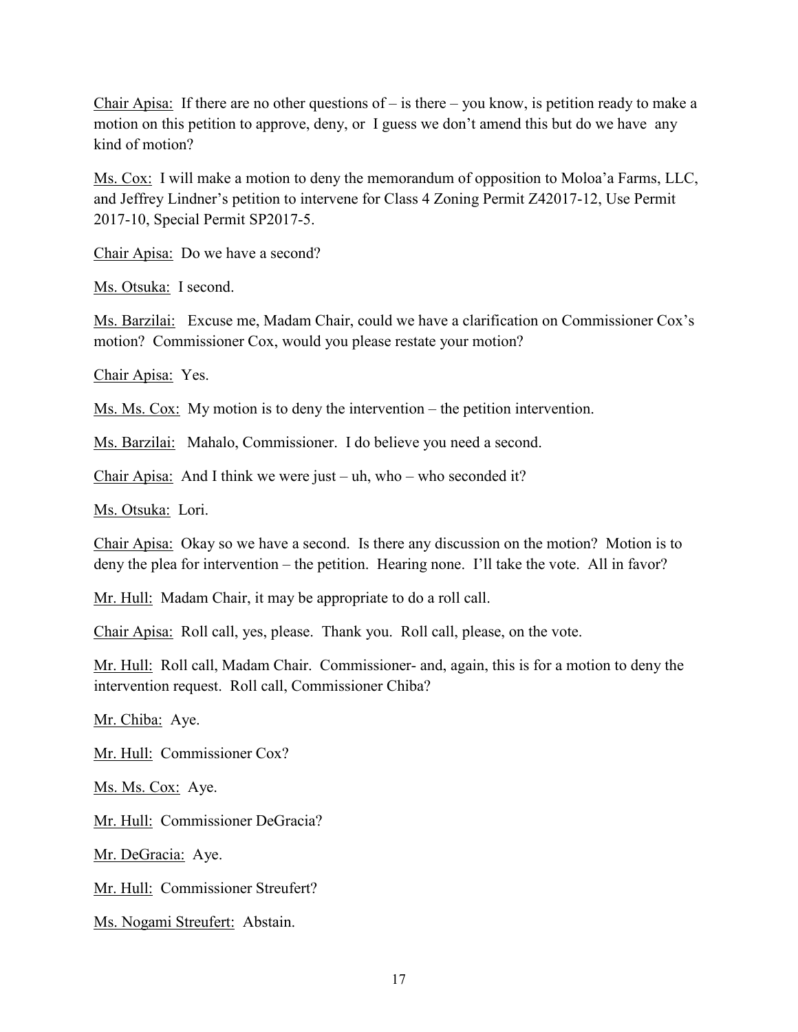Chair Apisa: If there are no other questions of – is there – you know, is petition ready to make a motion on this petition to approve, deny, or I guess we don't amend this but do we have any kind of motion?

Ms. Cox: I will make a motion to deny the memorandum of opposition to Moloa'a Farms, LLC, and Jeffrey Lindner's petition to intervene for Class 4 Zoning Permit Z42017-12, Use Permit 2017-10, Special Permit SP2017-5.

Chair Apisa: Do we have a second?

Ms. Otsuka: I second.

Ms. Barzilai: Excuse me, Madam Chair, could we have a clarification on Commissioner Cox's motion? Commissioner Cox, would you please restate your motion?

Chair Apisa: Yes.

Ms. Ms. Cox: My motion is to deny the intervention – the petition intervention.

Ms. Barzilai: Mahalo, Commissioner. I do believe you need a second.

Chair Apisa: And I think we were just – uh, who – who seconded it?

Ms. Otsuka: Lori.

Chair Apisa: Okay so we have a second. Is there any discussion on the motion? Motion is to deny the plea for intervention – the petition. Hearing none. I'll take the vote. All in favor?

Mr. Hull: Madam Chair, it may be appropriate to do a roll call.

Chair Apisa: Roll call, yes, please. Thank you. Roll call, please, on the vote.

Mr. Hull: Roll call, Madam Chair. Commissioner- and, again, this is for a motion to deny the intervention request. Roll call, Commissioner Chiba?

Mr. Chiba: Aye.

Mr. Hull: Commissioner Cox?

Ms. Ms. Cox: Aye.

Mr. Hull: Commissioner DeGracia?

Mr. DeGracia: Aye.

Mr. Hull: Commissioner Streufert?

Ms. Nogami Streufert: Abstain.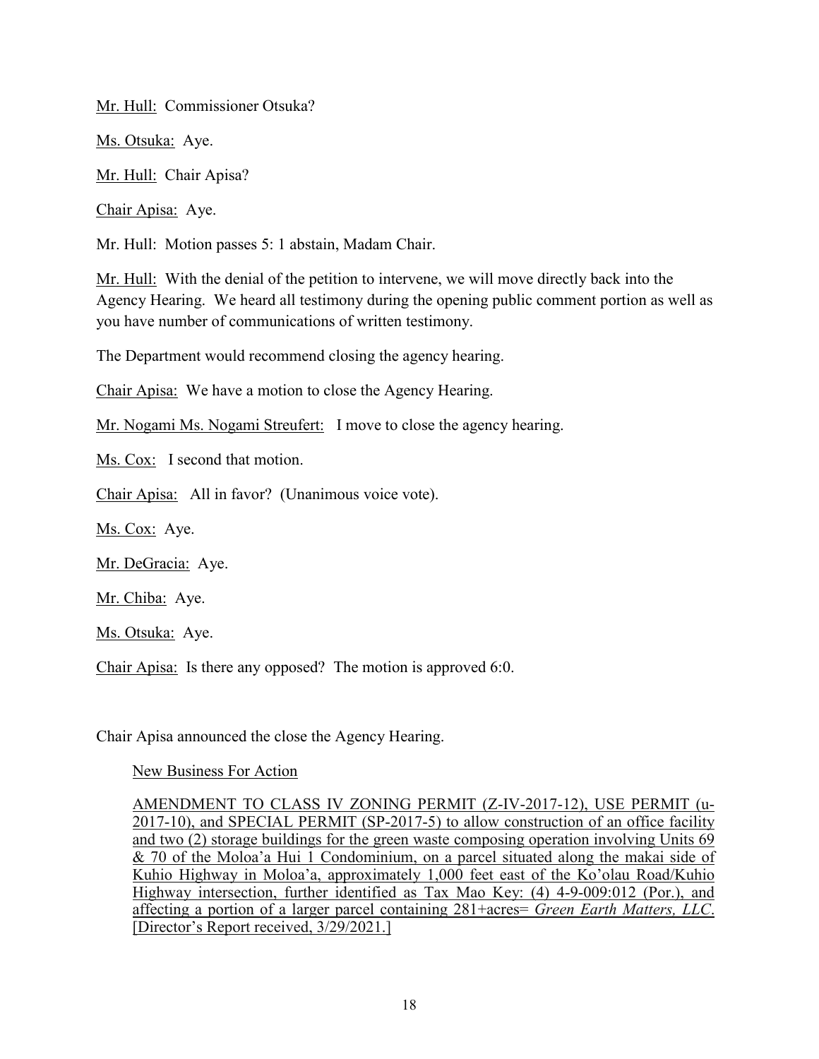Mr. Hull: Commissioner Otsuka?

Ms. Otsuka: Aye.

Mr. Hull: Chair Apisa?

Chair Apisa: Aye.

Mr. Hull: Motion passes 5: 1 abstain, Madam Chair.

Mr. Hull: With the denial of the petition to intervene, we will move directly back into the Agency Hearing. We heard all testimony during the opening public comment portion as well as you have number of communications of written testimony.

The Department would recommend closing the agency hearing.

Chair Apisa: We have a motion to close the Agency Hearing.

Mr. Nogami Ms. Nogami Streufert: I move to close the agency hearing.

Ms. Cox: I second that motion.

Chair Apisa: All in favor? (Unanimous voice vote).

Ms. Cox: Aye.

Mr. DeGracia: Aye.

Mr. Chiba: Aye.

Ms. Otsuka: Aye.

Chair Apisa: Is there any opposed? The motion is approved 6:0.

Chair Apisa announced the close the Agency Hearing.

New Business For Action

AMENDMENT TO CLASS IV ZONING PERMIT (Z-IV-2017-12), USE PERMIT (u-2017-10), and SPECIAL PERMIT (SP-2017-5) to allow construction of an office facility and two (2) storage buildings for the green waste composing operation involving Units 69 & 70 of the Moloa'a Hui 1 Condominium, on a parcel situated along the makai side of Kuhio Highway in Moloa'a, approximately 1,000 feet east of the Ko'olau Road/Kuhio Highway intersection, further identified as Tax Mao Key: (4) 4-9-009:012 (Por.), and affecting a portion of a larger parcel containing 281+acres= *Green Earth Matters, LLC*. [Director's Report received, 3/29/2021.]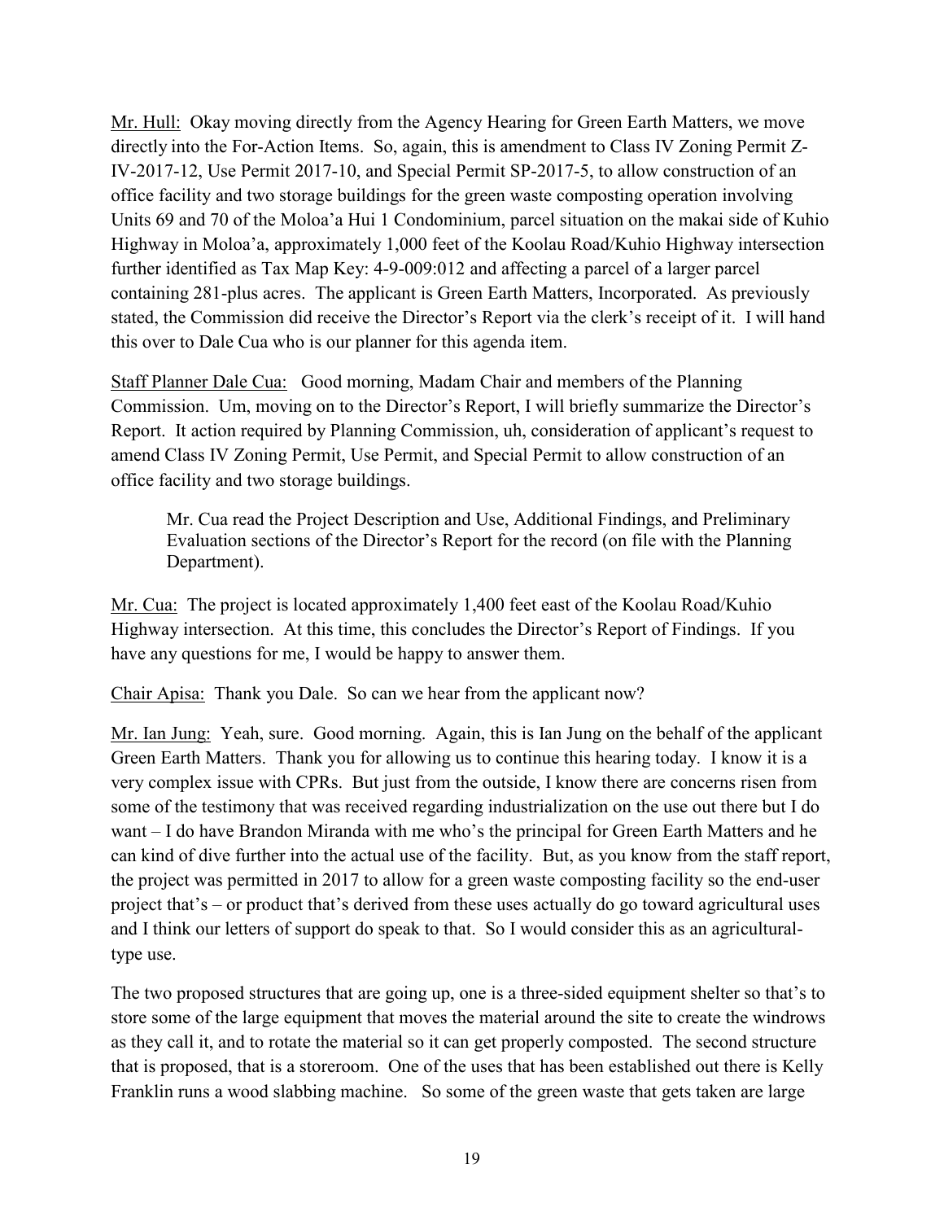Mr. Hull: Okay moving directly from the Agency Hearing for Green Earth Matters, we move directly into the For-Action Items. So, again, this is amendment to Class IV Zoning Permit Z-IV-2017-12, Use Permit 2017-10, and Special Permit SP-2017-5, to allow construction of an office facility and two storage buildings for the green waste composting operation involving Units 69 and 70 of the Moloa'a Hui 1 Condominium, parcel situation on the makai side of Kuhio Highway in Moloa'a, approximately 1,000 feet of the Koolau Road/Kuhio Highway intersection further identified as Tax Map Key: 4-9-009:012 and affecting a parcel of a larger parcel containing 281-plus acres. The applicant is Green Earth Matters, Incorporated. As previously stated, the Commission did receive the Director's Report via the clerk's receipt of it. I will hand this over to Dale Cua who is our planner for this agenda item.

Staff Planner Dale Cua: Good morning, Madam Chair and members of the Planning Commission. Um, moving on to the Director's Report, I will briefly summarize the Director's Report. It action required by Planning Commission, uh, consideration of applicant's request to amend Class IV Zoning Permit, Use Permit, and Special Permit to allow construction of an office facility and two storage buildings.

> Mr. Cua read the Project Description and Use, Additional Findings, and Preliminary Evaluation sections of the Director's Report for the record (on file with the Planning Department).

Mr. Cua: The project is located approximately 1,400 feet east of the Koolau Road/Kuhio Highway intersection. At this time, this concludes the Director's Report of Findings. If you have any questions for me, I would be happy to answer them.

Chair Apisa: Thank you Dale. So can we hear from the applicant now?

Mr. Ian Jung: Yeah, sure. Good morning. Again, this is Ian Jung on the behalf of the applicant Green Earth Matters. Thank you for allowing us to continue this hearing today. I know it is a very complex issue with CPRs. But just from the outside, I know there are concerns risen from some of the testimony that was received regarding industrialization on the use out there but I do want – I do have Brandon Miranda with me who's the principal for Green Earth Matters and he can kind of dive further into the actual use of the facility. But, as you know from the staff report, the project was permitted in 2017 to allow for a green waste composting facility so the end-user project that's – or product that's derived from these uses actually do go toward agricultural uses and I think our letters of support do speak to that. So I would consider this as an agricultural-type use.

The two proposed structures that are going up, one is a three-sided equipment shelter so that's to store some of the large equipment that moves the material around the site to create the windrows as they call it, and to rotate the material so it can get properly composted. The second structure that is proposed, that is a storeroom. One of the uses that has been established out there is Kelly Franklin runs a wood slabbing machine. So some of the green waste that gets taken are large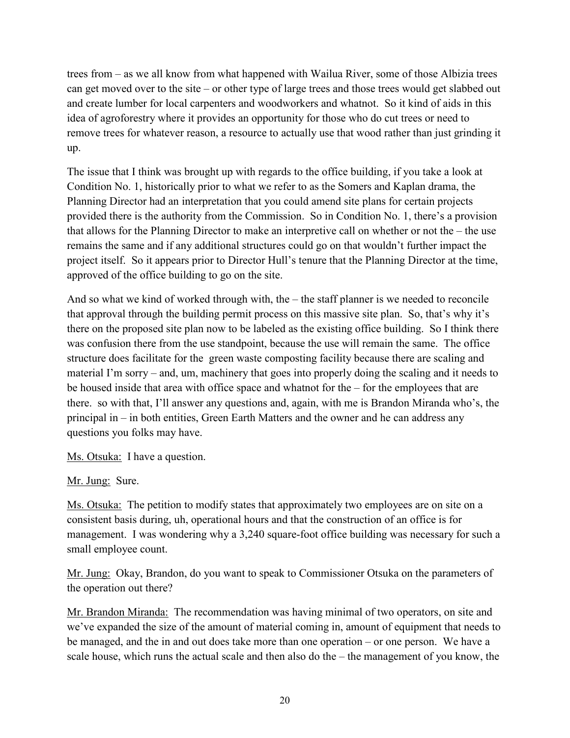trees from – as we all know from what happened with Wailua River, some of those Albizia trees can get moved over to the site – or other type of large trees and those trees would get slabbed out and create lumber for local carpenters and woodworkers and whatnot. So it kind of aids in this idea of agroforestry where it provides an opportunity for those who do cut trees or need to remove trees for whatever reason, a resource to actually use that wood rather than just grinding it up.

The issue that I think was brought up with regards to the office building, if you take a look at Condition No. 1, historically prior to what we refer to as the Somers and Kaplan drama, the Planning Director had an interpretation that you could amend site plans for certain projects provided there is the authority from the Commission. So in Condition No. 1, there's a provision that allows for the Planning Director to make an interpretive call on whether or not the – the use remains the same and if any additional structures could go on that wouldn't further impact the project itself. So it appears prior to Director Hull's tenure that the Planning Director at the time, approved of the office building to go on the site.

And so what we kind of worked through with, the – the staff planner is we needed to reconcile that approval through the building permit process on this massive site plan. So, that's why it's there on the proposed site plan now to be labeled as the existing office building. So I think there was confusion there from the use standpoint, because the use will remain the same. The office structure does facilitate for the green waste composting facility because there are scaling and material I'm sorry – and, um, machinery that goes into properly doing the scaling and it needs to be housed inside that area with office space and whatnot for the – for the employees that are there. so with that, I'll answer any questions and, again, with me is Brandon Miranda who's, the principal in – in both entities, Green Earth Matters and the owner and he can address any questions you folks may have.

Ms. Otsuka: I have a question.

Mr. Jung: Sure.

Ms. Otsuka: The petition to modify states that approximately two employees are on site on a consistent basis during, uh, operational hours and that the construction of an office is for management. I was wondering why a 3,240 square-foot office building was necessary for such a small employee count.

Mr. Jung: Okay, Brandon, do you want to speak to Commissioner Otsuka on the parameters of the operation out there?

Mr. Brandon Miranda: The recommendation was having minimal of two operators, on site and we've expanded the size of the amount of material coming in, amount of equipment that needs to be managed, and the in and out does take more than one operation – or one person. We have a scale house, which runs the actual scale and then also do the – the management of you know, the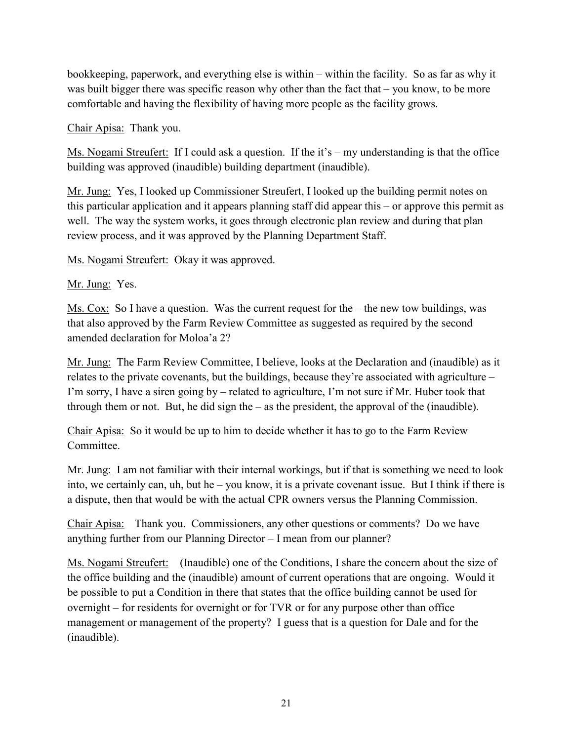bookkeeping, paperwork, and everything else is within – within the facility. So as far as why it was built bigger there was specific reason why other than the fact that – you know, to be more comfortable and having the flexibility of having more people as the facility grows.

Chair Apisa: Thank you.

Ms. Nogami Streufert: If I could ask a question. If the it's – my understanding is that the office building was approved (inaudible) building department (inaudible).

Mr. Jung: Yes, I looked up Commissioner Streufert, I looked up the building permit notes on this particular application and it appears planning staff did appear this – or approve this permit as well. The way the system works, it goes through electronic plan review and during that plan review process, and it was approved by the Planning Department Staff.

Ms. Nogami Streufert: Okay it was approved.

Mr. Jung: Yes.

Ms. Cox: So I have a question. Was the current request for the – the new tow buildings, was that also approved by the Farm Review Committee as suggested as required by the second amended declaration for Moloa'a 2?

Mr. Jung: The Farm Review Committee, I believe, looks at the Declaration and (inaudible) as it relates to the private covenants, but the buildings, because they're associated with agriculture – I'm sorry, I have a siren going by – related to agriculture, I'm not sure if Mr. Huber took that through them or not. But, he did sign the – as the president, the approval of the (inaudible).

Chair Apisa: So it would be up to him to decide whether it has to go to the Farm Review Committee.

Mr. Jung: I am not familiar with their internal workings, but if that is something we need to look into, we certainly can, uh, but he – you know, it is a private covenant issue. But I think if there is a dispute, then that would be with the actual CPR owners versus the Planning Commission.

Chair Apisa: Thank you. Commissioners, any other questions or comments? Do we have anything further from our Planning Director – I mean from our planner?

Ms. Nogami Streufert: (Inaudible) one of the Conditions, I share the concern about the size of the office building and the (inaudible) amount of current operations that are ongoing. Would it be possible to put a Condition in there that states that the office building cannot be used for overnight – for residents for overnight or for TVR or for any purpose other than office management or management of the property? I guess that is a question for Dale and for the (inaudible).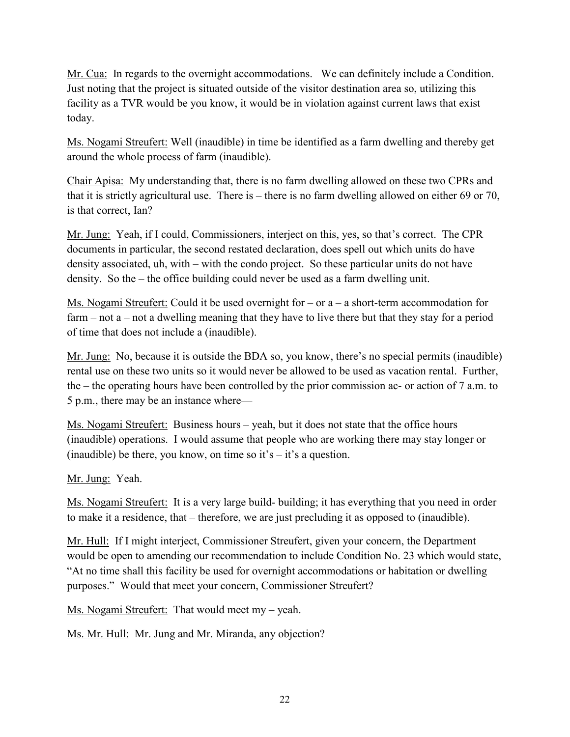Mr. Cua: In regards to the overnight accommodations. We can definitely include a Condition. Just noting that the project is situated outside of the visitor destination area so, utilizing this facility as a TVR would be you know, it would be in violation against current laws that exist today.

Ms. Nogami Streufert: Well (inaudible) in time be identified as a farm dwelling and thereby get around the whole process of farm (inaudible).

Chair Apisa: My understanding that, there is no farm dwelling allowed on these two CPRs and that it is strictly agricultural use. There is – there is no farm dwelling allowed on either 69 or 70, is that correct, Ian?

Mr. Jung: Yeah, if I could, Commissioners, interject on this, yes, so that's correct. The CPR documents in particular, the second restated declaration, does spell out which units do have density associated, uh, with – with the condo project. So these particular units do not have density. So the – the office building could never be used as a farm dwelling unit.

Ms. Nogami Streufert: Could it be used overnight for – or a – a short-term accommodation for farm – not a – not a dwelling meaning that they have to live there but that they stay for a period of time that does not include a (inaudible).

Mr. Jung: No, because it is outside the BDA so, you know, there's no special permits (inaudible) rental use on these two units so it would never be allowed to be used as vacation rental. Further, the – the operating hours have been controlled by the prior commission ac- or action of 7 a.m. to 5 p.m., there may be an instance where—

Ms. Nogami Streufert: Business hours – yeah, but it does not state that the office hours (inaudible) operations. I would assume that people who are working there may stay longer or (inaudible) be there, you know, on time so it's – it's a question.

Mr. Jung: Yeah.

Ms. Nogami Streufert: It is a very large build- building; it has everything that you need in order to make it a residence, that – therefore, we are just precluding it as opposed to (inaudible).

Mr. Hull: If I might interject, Commissioner Streufert, given your concern, the Department would be open to amending our recommendation to include Condition No. 23 which would state, "At no time shall this facility be used for overnight accommodations or habitation or dwelling purposes." Would that meet your concern, Commissioner Streufert?

Ms. Nogami Streufert: That would meet my – yeah.

Ms. Mr. Hull: Mr. Jung and Mr. Miranda, any objection?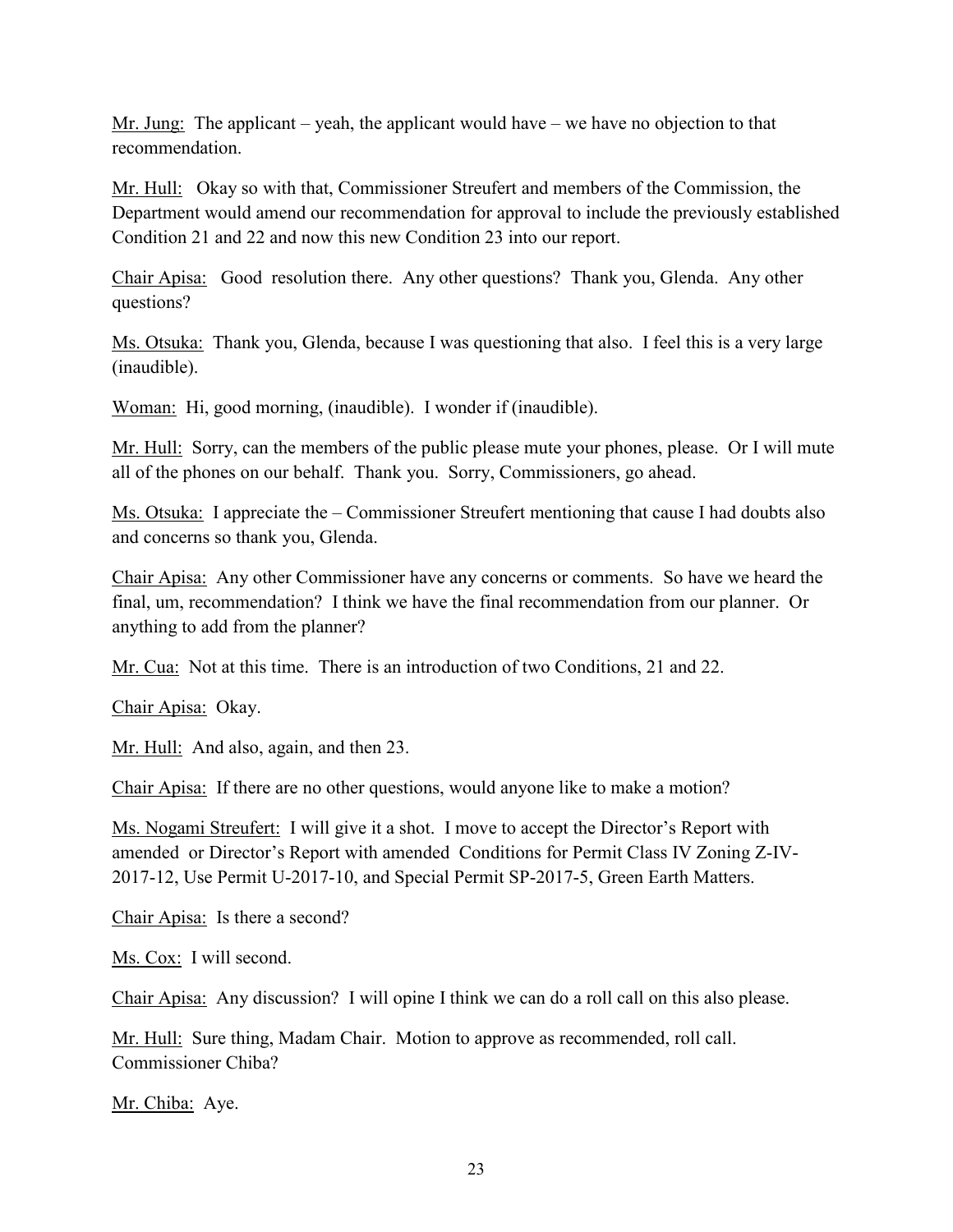Mr. Jung: The applicant – yeah, the applicant would have – we have no objection to that recommendation.

Mr. Hull: Okay so with that, Commissioner Streufert and members of the Commission, the Department would amend our recommendation for approval to include the previously established Condition 21 and 22 and now this new Condition 23 into our report.

Chair Apisa: Good resolution there. Any other questions? Thank you, Glenda. Any other questions?

Ms. Otsuka: Thank you, Glenda, because I was questioning that also. I feel this is a very large (inaudible).

Woman: Hi, good morning, (inaudible). I wonder if (inaudible).

Mr. Hull: Sorry, can the members of the public please mute your phones, please. Or I will mute all of the phones on our behalf. Thank you. Sorry, Commissioners, go ahead.

Ms. Otsuka: I appreciate the – Commissioner Streufert mentioning that cause I had doubts also and concerns so thank you, Glenda.

Chair Apisa: Any other Commissioner have any concerns or comments. So have we heard the final, um, recommendation? I think we have the final recommendation from our planner. Or anything to add from the planner?

Mr. Cua: Not at this time. There is an introduction of two Conditions, 21 and 22.

Chair Apisa: Okay.

Mr. Hull: And also, again, and then 23.

Chair Apisa: If there are no other questions, would anyone like to make a motion?

Ms. Nogami Streufert: I will give it a shot. I move to accept the Director's Report with amended or Director's Report with amended Conditions for Permit Class IV Zoning Z-IV-2017-12, Use Permit U-2017-10, and Special Permit SP-2017-5, Green Earth Matters.

Chair Apisa: Is there a second?

Ms. Cox: I will second.

Chair Apisa: Any discussion? I will opine I think we can do a roll call on this also please.

Mr. Hull: Sure thing, Madam Chair. Motion to approve as recommended, roll call. Commissioner Chiba?

Mr. Chiba: Aye.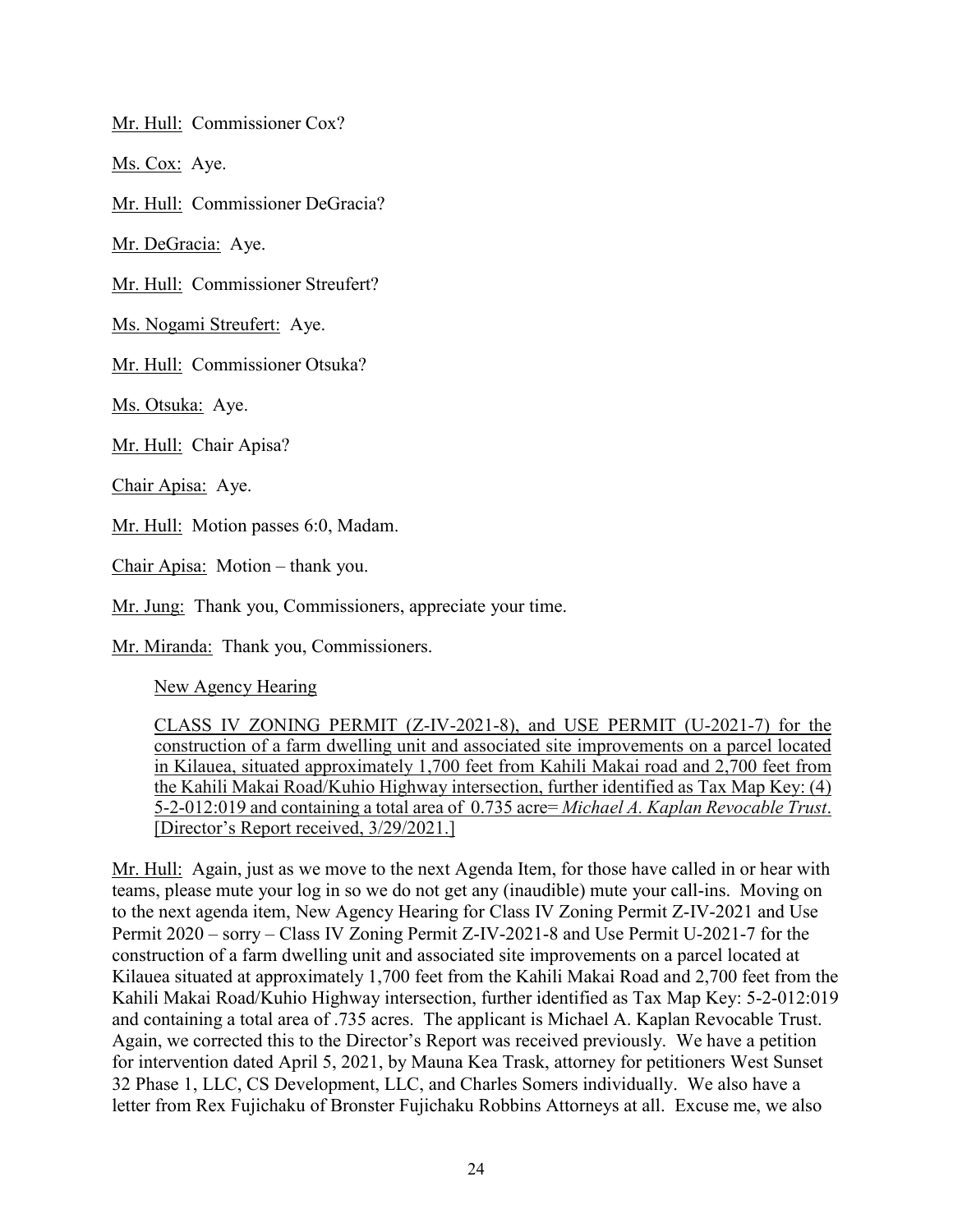Mr. Hull: Commissioner Cox?

Ms. Cox: Aye.

Mr. Hull: Commissioner DeGracia?

Mr. DeGracia: Aye.

Mr. Hull: Commissioner Streufert?

Ms. Nogami Streufert: Aye.

Mr. Hull: Commissioner Otsuka?

Ms. Otsuka: Aye.

Mr. Hull: Chair Apisa?

Chair Apisa: Aye.

Mr. Hull: Motion passes 6:0, Madam.

Chair Apisa: Motion – thank you.

Mr. Jung: Thank you, Commissioners, appreciate your time.

Mr. Miranda: Thank you, Commissioners.

New Agency Hearing

CLASS IV ZONING PERMIT (Z-IV-2021-8), and USE PERMIT (U-2021-7) for the construction of a farm dwelling unit and associated site improvements on a parcel located in Kilauea, situated approximately 1,700 feet from Kahili Makai road and 2,700 feet from the Kahili Makai Road/Kuhio Highway intersection, further identified as Tax Map Key: (4) 5-2-012:019 and containing a total area of 0.735 acre= *Michael A. Kaplan Revocable Trust*. [Director's Report received, 3/29/2021.]

Mr. Hull: Again, just as we move to the next Agenda Item, for those have called in or hear with teams, please mute your log in so we do not get any (inaudible) mute your call-ins. Moving on to the next agenda item, New Agency Hearing for Class IV Zoning Permit Z-IV-2021 and Use Permit 2020 – sorry – Class IV Zoning Permit Z-IV-2021-8 and Use Permit U-2021-7 for the construction of a farm dwelling unit and associated site improvements on a parcel located at Kilauea situated at approximately 1,700 feet from the Kahili Makai Road and 2,700 feet from the Kahili Makai Road/Kuhio Highway intersection, further identified as Tax Map Key: 5-2-012:019 and containing a total area of .735 acres. The applicant is Michael A. Kaplan Revocable Trust. Again, we corrected this to the Director's Report was received previously. We have a petition for intervention dated April 5, 2021, by Mauna Kea Trask, attorney for petitioners West Sunset 32 Phase 1, LLC, CS Development, LLC, and Charles Somers individually. We also have a letter from Rex Fujichaku of Bronster Fujichaku Robbins Attorneys at all. Excuse me, we also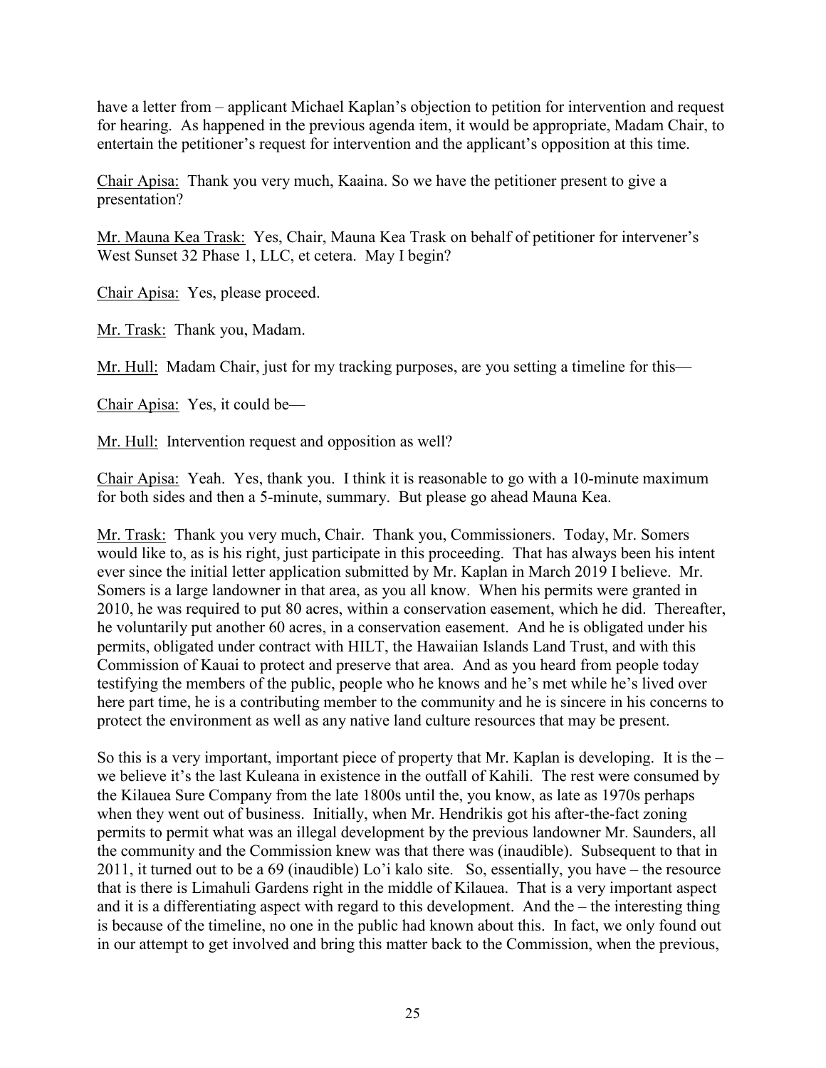have a letter from – applicant Michael Kaplan's objection to petition for intervention and request for hearing. As happened in the previous agenda item, it would be appropriate, Madam Chair, to entertain the petitioner's request for intervention and the applicant's opposition at this time.

Chair Apisa: Thank you very much, Kaaina. So we have the petitioner present to give a presentation?

Mr. Mauna Kea Trask: Yes, Chair, Mauna Kea Trask on behalf of petitioner for intervener's West Sunset 32 Phase 1, LLC, et cetera. May I begin?

Chair Apisa: Yes, please proceed.

Mr. Trask: Thank you, Madam.

Mr. Hull: Madam Chair, just for my tracking purposes, are you setting a timeline for this—

Chair Apisa: Yes, it could be—

Mr. Hull: Intervention request and opposition as well?

Chair Apisa: Yeah. Yes, thank you. I think it is reasonable to go with a 10-minute maximum for both sides and then a 5-minute, summary. But please go ahead Mauna Kea.

Mr. Trask: Thank you very much, Chair. Thank you, Commissioners. Today, Mr. Somers would like to, as is his right, just participate in this proceeding. That has always been his intent ever since the initial letter application submitted by Mr. Kaplan in March 2019 I believe. Mr. Somers is a large landowner in that area, as you all know. When his permits were granted in 2010, he was required to put 80 acres, within a conservation easement, which he did. Thereafter, he voluntarily put another 60 acres, in a conservation easement. And he is obligated under his permits, obligated under contract with HILT, the Hawaiian Islands Land Trust, and with this Commission of Kauai to protect and preserve that area. And as you heard from people today testifying the members of the public, people who he knows and he's met while he's lived over here part time, he is a contributing member to the community and he is sincere in his concerns to protect the environment as well as any native land culture resources that may be present.

So this is a very important, important piece of property that Mr. Kaplan is developing. It is the – we believe it's the last Kuleana in existence in the outfall of Kahili. The rest were consumed by the Kilauea Sure Company from the late 1800s until the, you know, as late as 1970s perhaps when they went out of business. Initially, when Mr. Hendrikis got his after-the-fact zoning permits to permit what was an illegal development by the previous landowner Mr. Saunders, all the community and the Commission knew was that there was (inaudible). Subsequent to that in 2011, it turned out to be a 69 (inaudible) Lo'i kalo site. So, essentially, you have – the resource that is there is Limahuli Gardens right in the middle of Kilauea. That is a very important aspect and it is a differentiating aspect with regard to this development. And the – the interesting thing is because of the timeline, no one in the public had known about this. In fact, we only found out in our attempt to get involved and bring this matter back to the Commission, when the previous,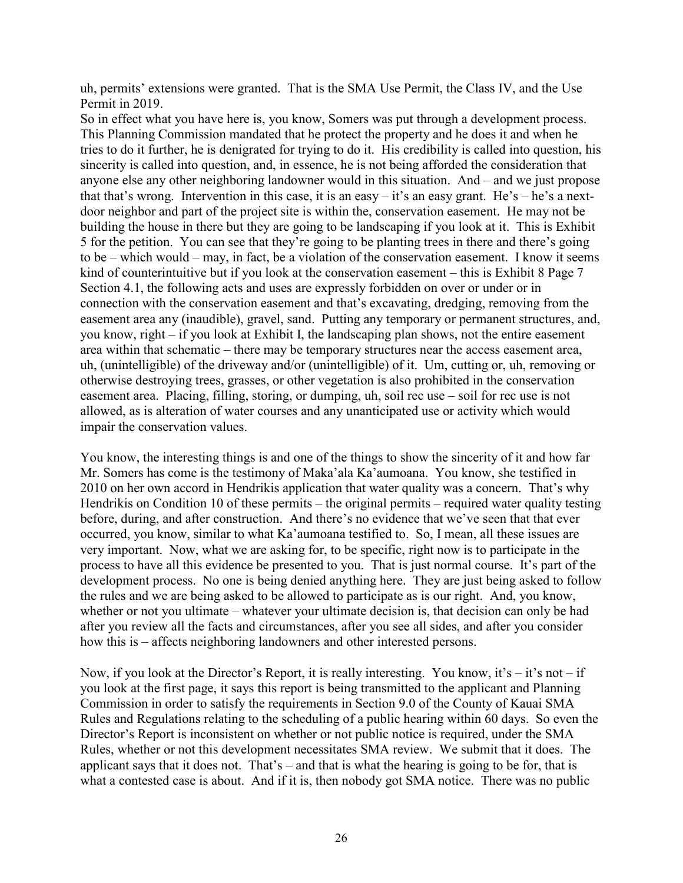uh, permits' extensions were granted. That is the SMA Use Permit, the Class IV, and the Use Permit in 2019.
So in effect what you have here is, you know, Somers was put through a development process. This Planning Commission mandated that he protect the property and he does it and when he tries to do it further, he is denigrated for trying to do it. His credibility is called into question, his sincerity is called into question, and, in essence, he is not being afforded the consideration that anyone else any other neighboring landowner would in this situation. And – and we just propose that that's wrong. Intervention in this case, it is an easy – it's an easy grant. He's – he's a next-door neighbor and part of the project site is within the, conservation easement. He may not be building the house in there but they are going to be landscaping if you look at it. This is Exhibit 5 for the petition. You can see that they're going to be planting trees in there and there's going to be – which would – may, in fact, be a violation of the conservation easement. I know it seems kind of counterintuitive but if you look at the conservation easement – this is Exhibit 8 Page 7 Section 4.1, the following acts and uses are expressly forbidden on over or under or in connection with the conservation easement and that's excavating, dredging, removing from the easement area any (inaudible), gravel, sand. Putting any temporary or permanent structures, and, you know, right – if you look at Exhibit I, the landscaping plan shows, not the entire easement area within that schematic – there may be temporary structures near the access easement area, uh, (unintelligible) of the driveway and/or (unintelligible) of it. Um, cutting or, uh, removing or otherwise destroying trees, grasses, or other vegetation is also prohibited in the conservation easement area. Placing, filling, storing, or dumping, uh, soil rec use – soil for rec use is not allowed, as is alteration of water courses and any unanticipated use or activity which would impair the conservation values.

You know, the interesting things is and one of the things to show the sincerity of it and how far Mr. Somers has come is the testimony of Maka'ala Ka'aumoana. You know, she testified in 2010 on her own accord in Hendrikis application that water quality was a concern. That's why Hendrikis on Condition 10 of these permits – the original permits – required water quality testing before, during, and after construction. And there's no evidence that we've seen that that ever occurred, you know, similar to what Ka'aumoana testified to. So, I mean, all these issues are very important. Now, what we are asking for, to be specific, right now is to participate in the process to have all this evidence be presented to you. That is just normal course. It's part of the development process. No one is being denied anything here. They are just being asked to follow the rules and we are being asked to be allowed to participate as is our right. And, you know, whether or not you ultimate – whatever your ultimate decision is, that decision can only be had after you review all the facts and circumstances, after you see all sides, and after you consider how this is – affects neighboring landowners and other interested persons.

Now, if you look at the Director's Report, it is really interesting. You know, it's – it's not – if you look at the first page, it says this report is being transmitted to the applicant and Planning Commission in order to satisfy the requirements in Section 9.0 of the County of Kauai SMA Rules and Regulations relating to the scheduling of a public hearing within 60 days. So even the Director's Report is inconsistent on whether or not public notice is required, under the SMA Rules, whether or not this development necessitates SMA review. We submit that it does. The applicant says that it does not. That's – and that is what the hearing is going to be for, that is what a contested case is about. And if it is, then nobody got SMA notice. There was no public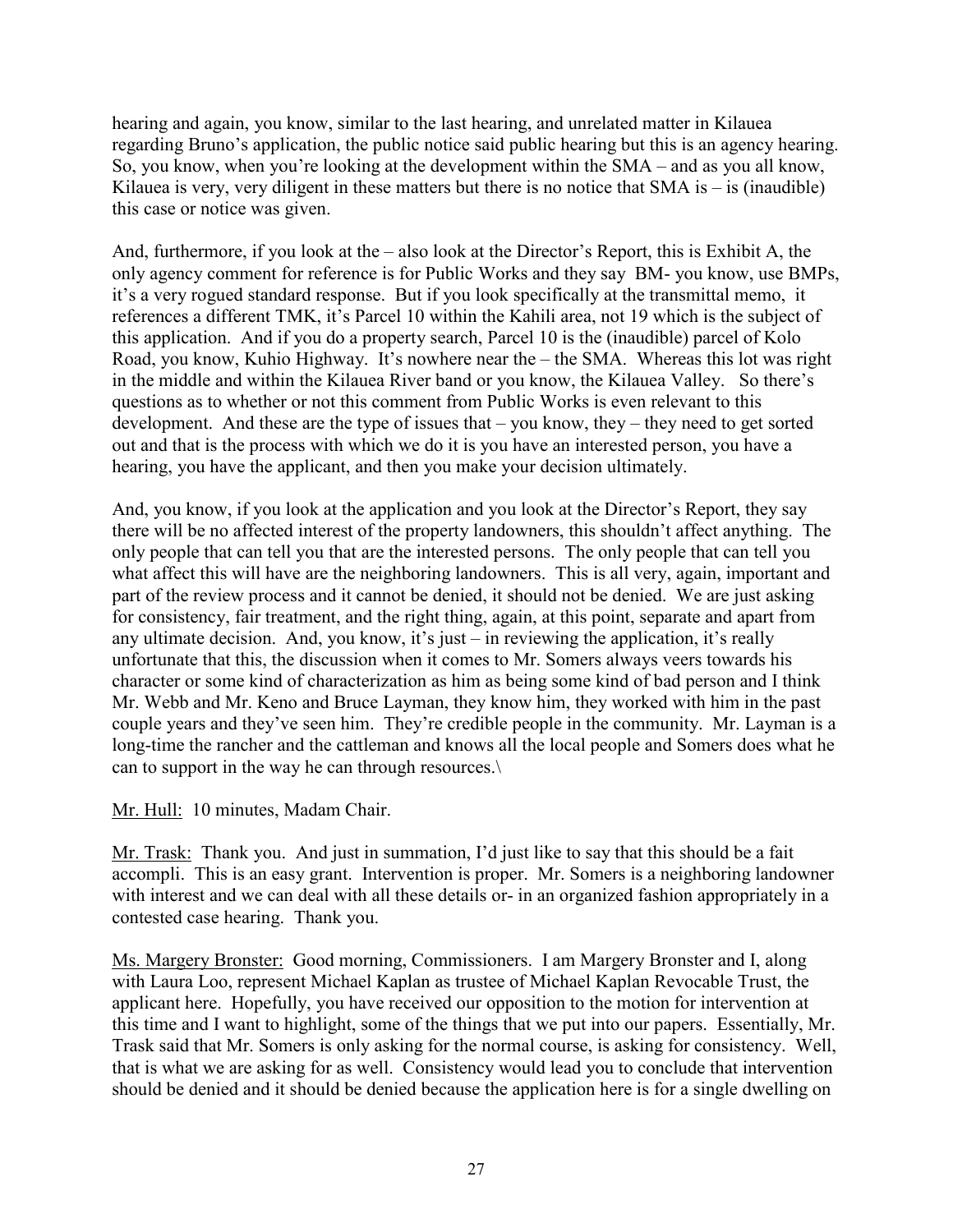hearing and again, you know, similar to the last hearing, and unrelated matter in Kilauea regarding Bruno's application, the public notice said public hearing but this is an agency hearing. So, you know, when you're looking at the development within the SMA – and as you all know, Kilauea is very, very diligent in these matters but there is no notice that SMA is – is (inaudible) this case or notice was given.

And, furthermore, if you look at the – also look at the Director's Report, this is Exhibit A, the only agency comment for reference is for Public Works and they say BM- you know, use BMPs, it's a very rogued standard response. But if you look specifically at the transmittal memo, it references a different TMK, it's Parcel 10 within the Kahili area, not 19 which is the subject of this application. And if you do a property search, Parcel 10 is the (inaudible) parcel of Kolo Road, you know, Kuhio Highway. It's nowhere near the – the SMA. Whereas this lot was right in the middle and within the Kilauea River band or you know, the Kilauea Valley. So there's questions as to whether or not this comment from Public Works is even relevant to this development. And these are the type of issues that – you know, they – they need to get sorted out and that is the process with which we do it is you have an interested person, you have a hearing, you have the applicant, and then you make your decision ultimately.

And, you know, if you look at the application and you look at the Director's Report, they say there will be no affected interest of the property landowners, this shouldn't affect anything. The only people that can tell you that are the interested persons. The only people that can tell you what affect this will have are the neighboring landowners. This is all very, again, important and part of the review process and it cannot be denied, it should not be denied. We are just asking for consistency, fair treatment, and the right thing, again, at this point, separate and apart from any ultimate decision. And, you know, it's just – in reviewing the application, it's really unfortunate that this, the discussion when it comes to Mr. Somers always veers towards his character or some kind of characterization as him as being some kind of bad person and I think Mr. Webb and Mr. Keno and Bruce Layman, they know him, they worked with him in the past couple years and they've seen him. They're credible people in the community. Mr. Layman is a long-time the rancher and the cattleman and knows all the local people and Somers does what he can to support in the way he can through resources.\

Mr. Hull: 10 minutes, Madam Chair.

Mr. Trask: Thank you. And just in summation, I'd just like to say that this should be a fait accompli. This is an easy grant. Intervention is proper. Mr. Somers is a neighboring landowner with interest and we can deal with all these details or- in an organized fashion appropriately in a contested case hearing. Thank you.

Ms. Margery Bronster: Good morning, Commissioners. I am Margery Bronster and I, along with Laura Loo, represent Michael Kaplan as trustee of Michael Kaplan Revocable Trust, the applicant here. Hopefully, you have received our opposition to the motion for intervention at this time and I want to highlight, some of the things that we put into our papers. Essentially, Mr. Trask said that Mr. Somers is only asking for the normal course, is asking for consistency. Well, that is what we are asking for as well. Consistency would lead you to conclude that intervention should be denied and it should be denied because the application here is for a single dwelling on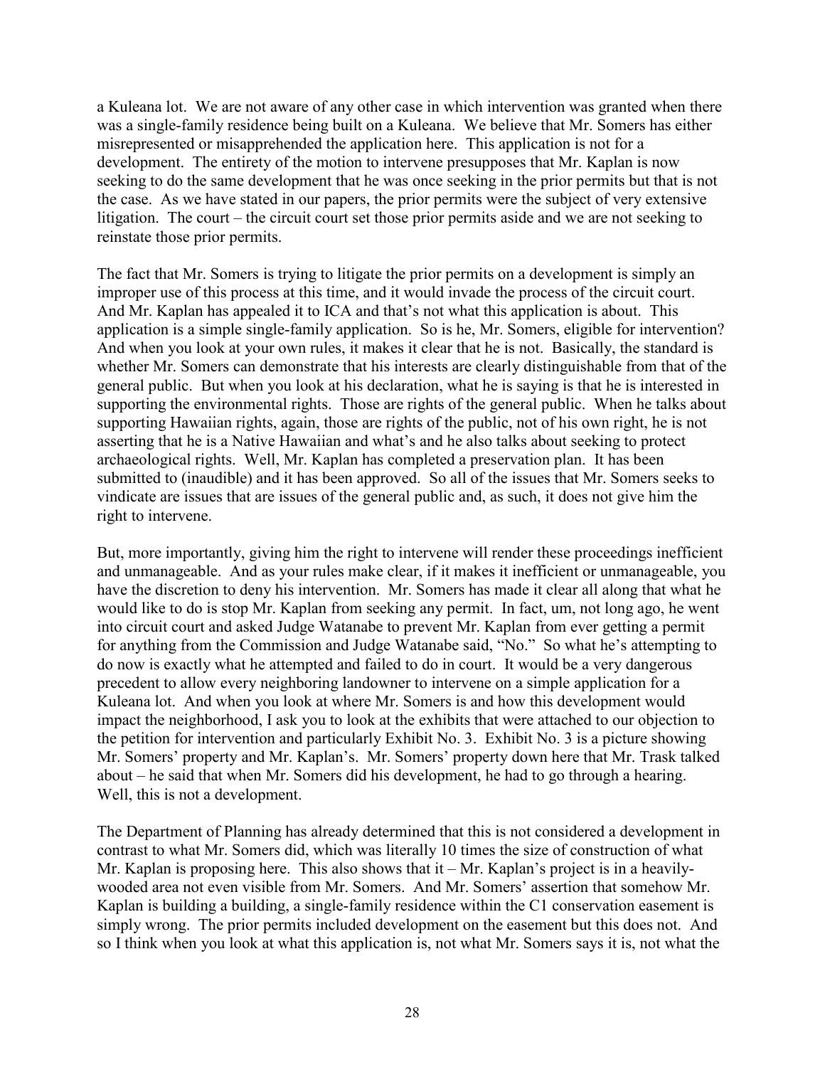a Kuleana lot. We are not aware of any other case in which intervention was granted when there was a single-family residence being built on a Kuleana. We believe that Mr. Somers has either misrepresented or misapprehended the application here. This application is not for a development. The entirety of the motion to intervene presupposes that Mr. Kaplan is now seeking to do the same development that he was once seeking in the prior permits but that is not the case. As we have stated in our papers, the prior permits were the subject of very extensive litigation. The court – the circuit court set those prior permits aside and we are not seeking to reinstate those prior permits.

The fact that Mr. Somers is trying to litigate the prior permits on a development is simply an improper use of this process at this time, and it would invade the process of the circuit court. And Mr. Kaplan has appealed it to ICA and that's not what this application is about. This application is a simple single-family application. So is he, Mr. Somers, eligible for intervention? And when you look at your own rules, it makes it clear that he is not. Basically, the standard is whether Mr. Somers can demonstrate that his interests are clearly distinguishable from that of the general public. But when you look at his declaration, what he is saying is that he is interested in supporting the environmental rights. Those are rights of the general public. When he talks about supporting Hawaiian rights, again, those are rights of the public, not of his own right, he is not asserting that he is a Native Hawaiian and what's and he also talks about seeking to protect archaeological rights. Well, Mr. Kaplan has completed a preservation plan. It has been submitted to (inaudible) and it has been approved. So all of the issues that Mr. Somers seeks to vindicate are issues that are issues of the general public and, as such, it does not give him the right to intervene.

But, more importantly, giving him the right to intervene will render these proceedings inefficient and unmanageable. And as your rules make clear, if it makes it inefficient or unmanageable, you have the discretion to deny his intervention. Mr. Somers has made it clear all along that what he would like to do is stop Mr. Kaplan from seeking any permit. In fact, um, not long ago, he went into circuit court and asked Judge Watanabe to prevent Mr. Kaplan from ever getting a permit for anything from the Commission and Judge Watanabe said, "No." So what he's attempting to do now is exactly what he attempted and failed to do in court. It would be a very dangerous precedent to allow every neighboring landowner to intervene on a simple application for a Kuleana lot. And when you look at where Mr. Somers is and how this development would impact the neighborhood, I ask you to look at the exhibits that were attached to our objection to the petition for intervention and particularly Exhibit No. 3. Exhibit No. 3 is a picture showing Mr. Somers' property and Mr. Kaplan's. Mr. Somers' property down here that Mr. Trask talked about – he said that when Mr. Somers did his development, he had to go through a hearing. Well, this is not a development.

The Department of Planning has already determined that this is not considered a development in contrast to what Mr. Somers did, which was literally 10 times the size of construction of what Mr. Kaplan is proposing here. This also shows that it – Mr. Kaplan's project is in a heavily-wooded area not even visible from Mr. Somers. And Mr. Somers' assertion that somehow Mr. Kaplan is building a building, a single-family residence within the C1 conservation easement is simply wrong. The prior permits included development on the easement but this does not. And so I think when you look at what this application is, not what Mr. Somers says it is, not what the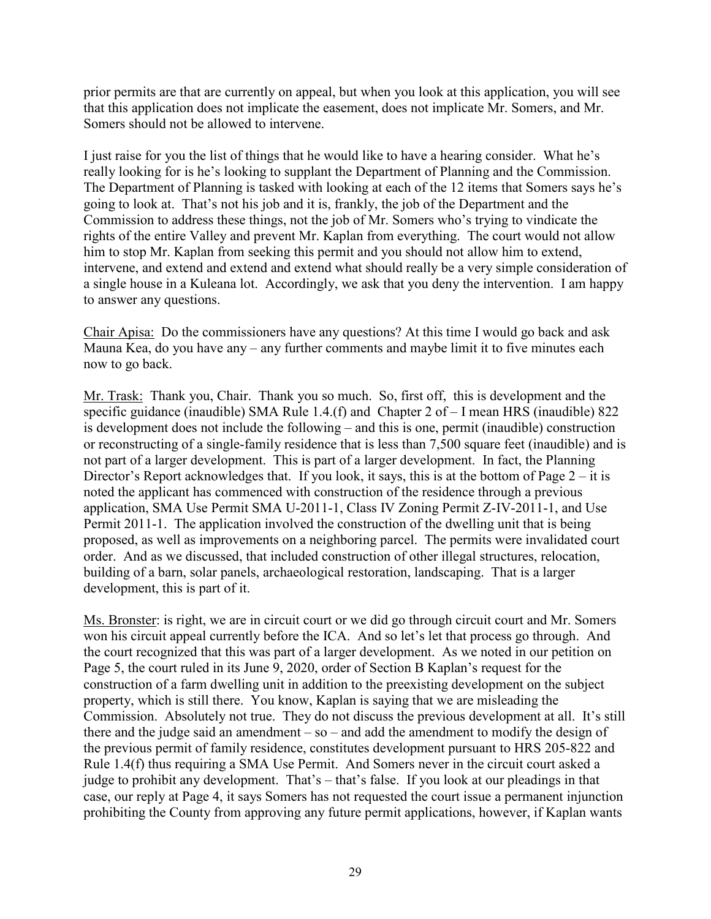prior permits are that are currently on appeal, but when you look at this application, you will see that this application does not implicate the easement, does not implicate Mr. Somers, and Mr. Somers should not be allowed to intervene.

I just raise for you the list of things that he would like to have a hearing consider. What he's really looking for is he's looking to supplant the Department of Planning and the Commission. The Department of Planning is tasked with looking at each of the 12 items that Somers says he's going to look at. That's not his job and it is, frankly, the job of the Department and the Commission to address these things, not the job of Mr. Somers who's trying to vindicate the rights of the entire Valley and prevent Mr. Kaplan from everything. The court would not allow him to stop Mr. Kaplan from seeking this permit and you should not allow him to extend, intervene, and extend and extend and extend what should really be a very simple consideration of a single house in a Kuleana lot. Accordingly, we ask that you deny the intervention. I am happy to answer any questions.

Chair Apisa: Do the commissioners have any questions? At this time I would go back and ask Mauna Kea, do you have any – any further comments and maybe limit it to five minutes each now to go back.

Mr. Trask: Thank you, Chair. Thank you so much. So, first off, this is development and the specific guidance (inaudible) SMA Rule 1.4.(f) and Chapter 2 of – I mean HRS (inaudible) 822 is development does not include the following – and this is one, permit (inaudible) construction or reconstructing of a single-family residence that is less than 7,500 square feet (inaudible) and is not part of a larger development. This is part of a larger development. In fact, the Planning Director's Report acknowledges that. If you look, it says, this is at the bottom of Page 2 – it is noted the applicant has commenced with construction of the residence through a previous application, SMA Use Permit SMA U-2011-1, Class IV Zoning Permit Z-IV-2011-1, and Use Permit 2011-1. The application involved the construction of the dwelling unit that is being proposed, as well as improvements on a neighboring parcel. The permits were invalidated court order. And as we discussed, that included construction of other illegal structures, relocation, building of a barn, solar panels, archaeological restoration, landscaping. That is a larger development, this is part of it.

Ms. Bronster: is right, we are in circuit court or we did go through circuit court and Mr. Somers won his circuit appeal currently before the ICA. And so let's let that process go through. And the court recognized that this was part of a larger development. As we noted in our petition on Page 5, the court ruled in its June 9, 2020, order of Section B Kaplan's request for the construction of a farm dwelling unit in addition to the preexisting development on the subject property, which is still there. You know, Kaplan is saying that we are misleading the Commission. Absolutely not true. They do not discuss the previous development at all. It's still there and the judge said an amendment – so – and add the amendment to modify the design of the previous permit of family residence, constitutes development pursuant to HRS 205-822 and Rule 1.4(f) thus requiring a SMA Use Permit. And Somers never in the circuit court asked a judge to prohibit any development. That's – that's false. If you look at our pleadings in that case, our reply at Page 4, it says Somers has not requested the court issue a permanent injunction prohibiting the County from approving any future permit applications, however, if Kaplan wants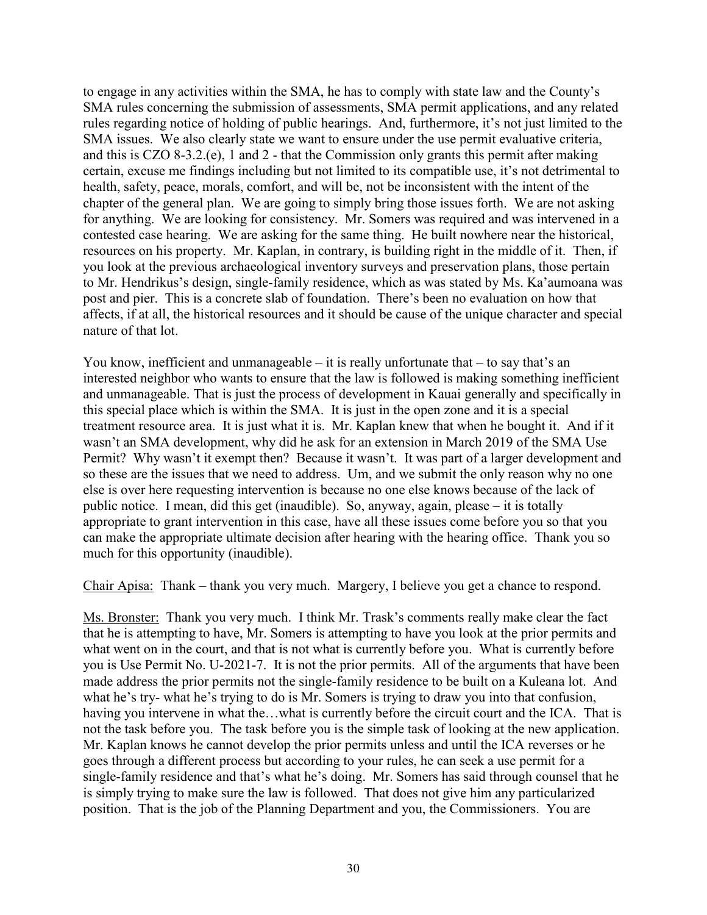to engage in any activities within the SMA, he has to comply with state law and the County's SMA rules concerning the submission of assessments, SMA permit applications, and any related rules regarding notice of holding of public hearings. And, furthermore, it's not just limited to the SMA issues. We also clearly state we want to ensure under the use permit evaluative criteria, and this is CZO 8-3.2.(e), 1 and 2 - that the Commission only grants this permit after making certain, excuse me findings including but not limited to its compatible use, it's not detrimental to health, safety, peace, morals, comfort, and will be, not be inconsistent with the intent of the chapter of the general plan. We are going to simply bring those issues forth. We are not asking for anything. We are looking for consistency. Mr. Somers was required and was intervened in a contested case hearing. We are asking for the same thing. He built nowhere near the historical, resources on his property. Mr. Kaplan, in contrary, is building right in the middle of it. Then, if you look at the previous archaeological inventory surveys and preservation plans, those pertain to Mr. Hendrikus's design, single-family residence, which as was stated by Ms. Ka'aumoana was post and pier. This is a concrete slab of foundation. There's been no evaluation on how that affects, if at all, the historical resources and it should be cause of the unique character and special nature of that lot.

You know, inefficient and unmanageable – it is really unfortunate that – to say that's an interested neighbor who wants to ensure that the law is followed is making something inefficient and unmanageable. That is just the process of development in Kauai generally and specifically in this special place which is within the SMA. It is just in the open zone and it is a special treatment resource area. It is just what it is. Mr. Kaplan knew that when he bought it. And if it wasn't an SMA development, why did he ask for an extension in March 2019 of the SMA Use Permit? Why wasn't it exempt then? Because it wasn't. It was part of a larger development and so these are the issues that we need to address. Um, and we submit the only reason why no one else is over here requesting intervention is because no one else knows because of the lack of public notice. I mean, did this get (inaudible). So, anyway, again, please – it is totally appropriate to grant intervention in this case, have all these issues come before you so that you can make the appropriate ultimate decision after hearing with the hearing office. Thank you so much for this opportunity (inaudible).

Chair Apisa: Thank – thank you very much. Margery, I believe you get a chance to respond.

Ms. Bronster: Thank you very much. I think Mr. Trask's comments really make clear the fact that he is attempting to have, Mr. Somers is attempting to have you look at the prior permits and what went on in the court, and that is not what is currently before you. What is currently before you is Use Permit No. U-2021-7. It is not the prior permits. All of the arguments that have been made address the prior permits not the single-family residence to be built on a Kuleana lot. And what he's try- what he's trying to do is Mr. Somers is trying to draw you into that confusion, having you intervene in what the…what is currently before the circuit court and the ICA. That is not the task before you. The task before you is the simple task of looking at the new application. Mr. Kaplan knows he cannot develop the prior permits unless and until the ICA reverses or he goes through a different process but according to your rules, he can seek a use permit for a single-family residence and that's what he's doing. Mr. Somers has said through counsel that he is simply trying to make sure the law is followed. That does not give him any particularized position. That is the job of the Planning Department and you, the Commissioners. You are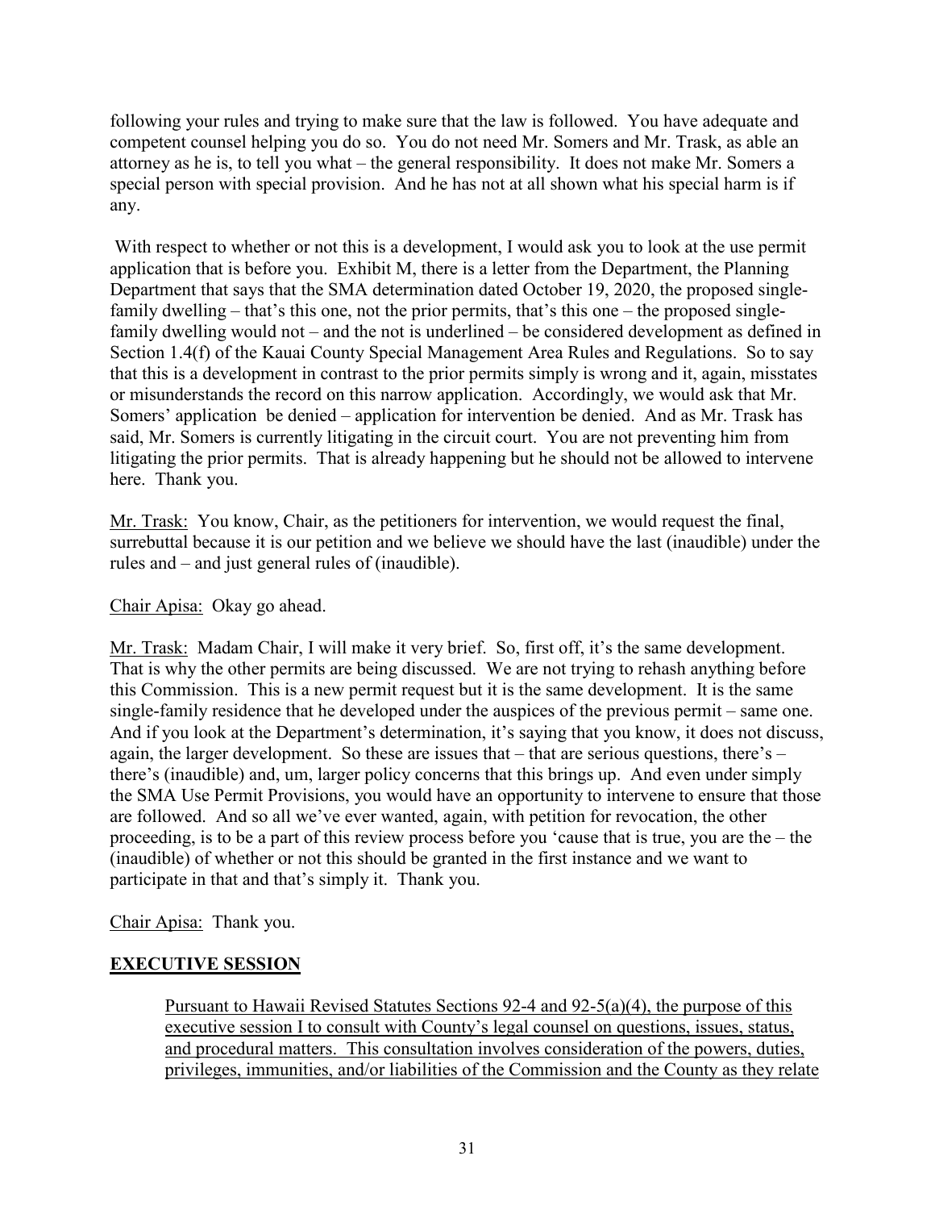following your rules and trying to make sure that the law is followed. You have adequate and competent counsel helping you do so. You do not need Mr. Somers and Mr. Trask, as able an attorney as he is, to tell you what – the general responsibility. It does not make Mr. Somers a special person with special provision. And he has not at all shown what his special harm is if any.

With respect to whether or not this is a development, I would ask you to look at the use permit application that is before you. Exhibit M, there is a letter from the Department, the Planning Department that says that the SMA determination dated October 19, 2020, the proposed single-family dwelling – that's this one, not the prior permits, that's this one – the proposed single-family dwelling would not – and the not is underlined – be considered development as defined in Section 1.4(f) of the Kauai County Special Management Area Rules and Regulations. So to say that this is a development in contrast to the prior permits simply is wrong and it, again, misstates or misunderstands the record on this narrow application. Accordingly, we would ask that Mr. Somers' application be denied – application for intervention be denied. And as Mr. Trask has said, Mr. Somers is currently litigating in the circuit court. You are not preventing him from litigating the prior permits. That is already happening but he should not be allowed to intervene here. Thank you.

<u>Mr. Trask:</u> You know, Chair, as the petitioners for intervention, we would request the final, surrebuttal because it is our petition and we believe we should have the last (inaudible) under the rules and – and just general rules of (inaudible).

<u>Chair Apisa:</u> Okay go ahead.

<u>Mr. Trask:</u> Madam Chair, I will make it very brief. So, first off, it's the same development. That is why the other permits are being discussed. We are not trying to rehash anything before this Commission. This is a new permit request but it is the same development. It is the same single-family residence that he developed under the auspices of the previous permit – same one. And if you look at the Department's determination, it's saying that you know, it does not discuss, again, the larger development. So these are issues that – that are serious questions, there's – there's (inaudible) and, um, larger policy concerns that this brings up. And even under simply the SMA Use Permit Provisions, you would have an opportunity to intervene to ensure that those are followed. And so all we've ever wanted, again, with petition for revocation, the other proceeding, is to be a part of this review process before you 'cause that is true, you are the – the (inaudible) of whether or not this should be granted in the first instance and we want to participate in that and that's simply it. Thank you.

<u>Chair Apisa:</u> Thank you.

## <u>EXECUTIVE SESSION</u>

<u>Pursuant to Hawaii Revised Statutes Sections 92-4 and 92-5(a)(4), the purpose of this executive session I to consult with County's legal counsel on questions, issues, status, and procedural matters. This consultation involves consideration of the powers, duties, privileges, immunities, and/or liabilities of the Commission and the County as they relate</u>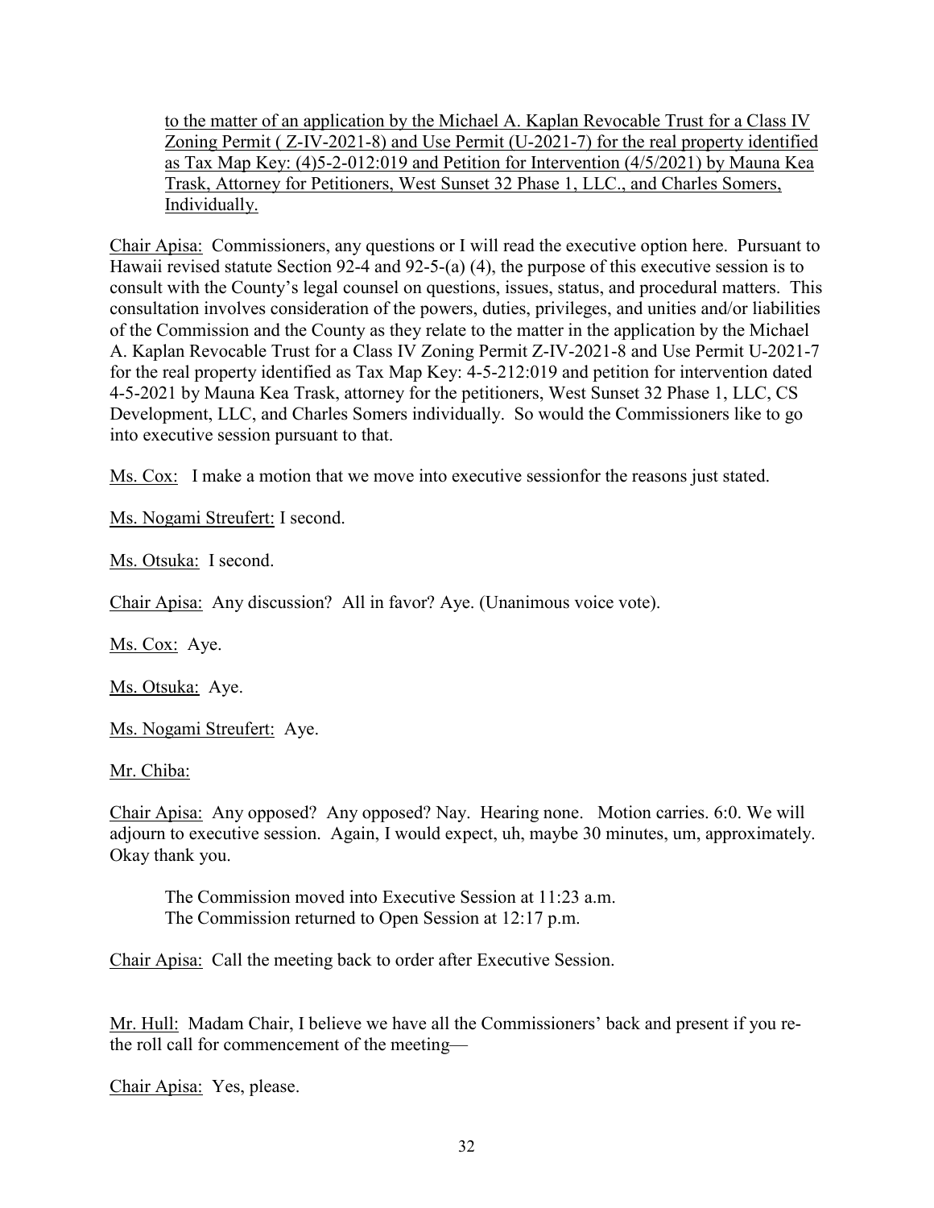<u>to the matter of an application by the Michael A. Kaplan Revocable Trust for a Class IV Zoning Permit ( Z-IV-2021-8) and Use Permit (U-2021-7) for the real property identified as Tax Map Key: (4)5-2-012:019 and Petition for Intervention (4/5/2021) by Mauna Kea Trask, Attorney for Petitioners, West Sunset 32 Phase 1, LLC., and Charles Somers, Individually.</u>

<u>Chair Apisa:</u> Commissioners, any questions or I will read the executive option here. Pursuant to Hawaii revised statute Section 92-4 and 92-5-(a) (4), the purpose of this executive session is to consult with the County's legal counsel on questions, issues, status, and procedural matters. This consultation involves consideration of the powers, duties, privileges, and unities and/or liabilities of the Commission and the County as they relate to the matter in the application by the Michael A. Kaplan Revocable Trust for a Class IV Zoning Permit Z-IV-2021-8 and Use Permit U-2021-7 for the real property identified as Tax Map Key: 4-5-212:019 and petition for intervention dated 4-5-2021 by Mauna Kea Trask, attorney for the petitioners, West Sunset 32 Phase 1, LLC, CS Development, LLC, and Charles Somers individually. So would the Commissioners like to go into executive session pursuant to that.

<u>Ms. Cox:</u> I make a motion that we move into executive sessionfor the reasons just stated.

<u>Ms. Nogami Streufert:</u> I second.

<u>Ms. Otsuka:</u> I second.

<u>Chair Apisa:</u> Any discussion? All in favor? Aye. (Unanimous voice vote).

<u>Ms. Cox:</u> Aye.

<u>Ms. Otsuka:</u> Aye.

<u>Ms. Nogami Streufert:</u> Aye.

<u>Mr. Chiba:</u>

<u>Chair Apisa:</u> Any opposed? Any opposed? Nay. Hearing none. Motion carries. 6:0. We will adjourn to executive session. Again, I would expect, uh, maybe 30 minutes, um, approximately. Okay thank you.

The Commission moved into Executive Session at 11:23 a.m.
The Commission returned to Open Session at 12:17 p.m.

<u>Chair Apisa:</u> Call the meeting back to order after Executive Session.

<u>Mr. Hull:</u> Madam Chair, I believe we have all the Commissioners' back and present if you re-the roll call for commencement of the meeting—

<u>Chair Apisa:</u> Yes, please.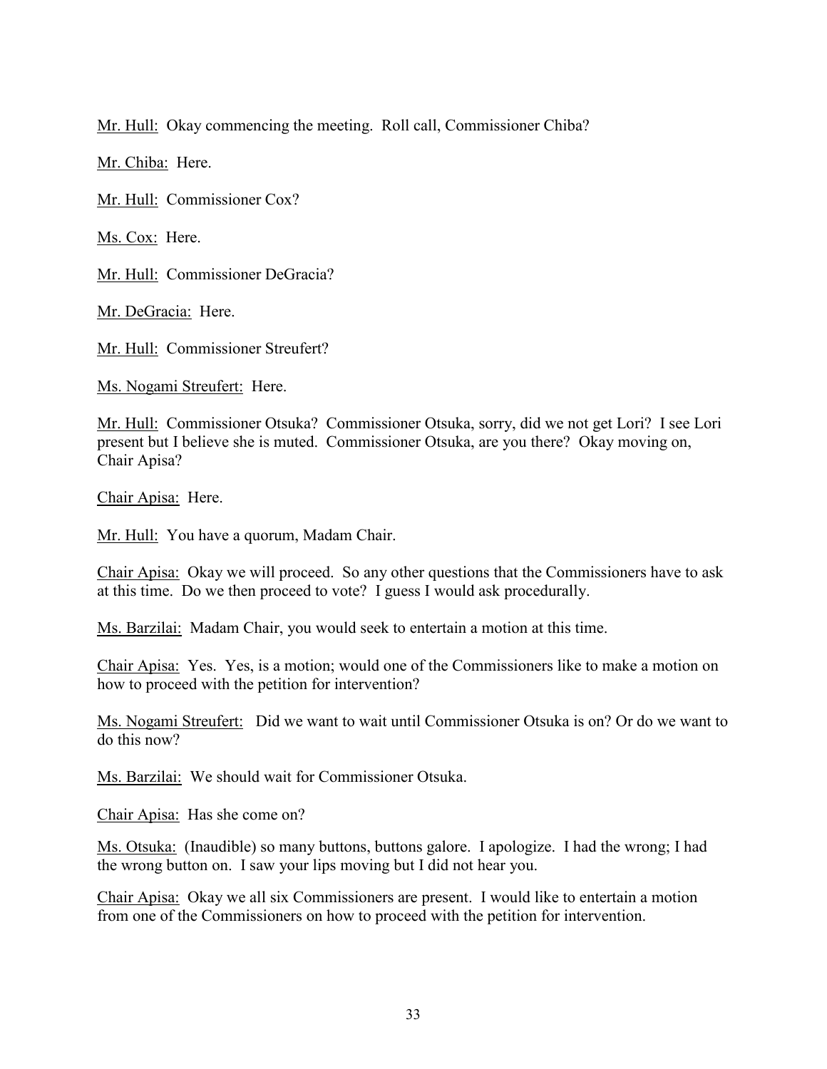Mr. Hull: Okay commencing the meeting. Roll call, Commissioner Chiba?

Mr. Chiba: Here.

Mr. Hull: Commissioner Cox?

Ms. Cox: Here.

Mr. Hull: Commissioner DeGracia?

Mr. DeGracia: Here.

Mr. Hull: Commissioner Streufert?

Ms. Nogami Streufert: Here.

Mr. Hull: Commissioner Otsuka? Commissioner Otsuka, sorry, did we not get Lori? I see Lori present but I believe she is muted. Commissioner Otsuka, are you there? Okay moving on, Chair Apisa?

Chair Apisa: Here.

Mr. Hull: You have a quorum, Madam Chair.

Chair Apisa: Okay we will proceed. So any other questions that the Commissioners have to ask at this time. Do we then proceed to vote? I guess I would ask procedurally.

Ms. Barzilai: Madam Chair, you would seek to entertain a motion at this time.

Chair Apisa: Yes. Yes, is a motion; would one of the Commissioners like to make a motion on how to proceed with the petition for intervention?

Ms. Nogami Streufert: Did we want to wait until Commissioner Otsuka is on? Or do we want to do this now?

Ms. Barzilai: We should wait for Commissioner Otsuka.

Chair Apisa: Has she come on?

Ms. Otsuka: (Inaudible) so many buttons, buttons galore. I apologize. I had the wrong; I had the wrong button on. I saw your lips moving but I did not hear you.

Chair Apisa: Okay we all six Commissioners are present. I would like to entertain a motion from one of the Commissioners on how to proceed with the petition for intervention.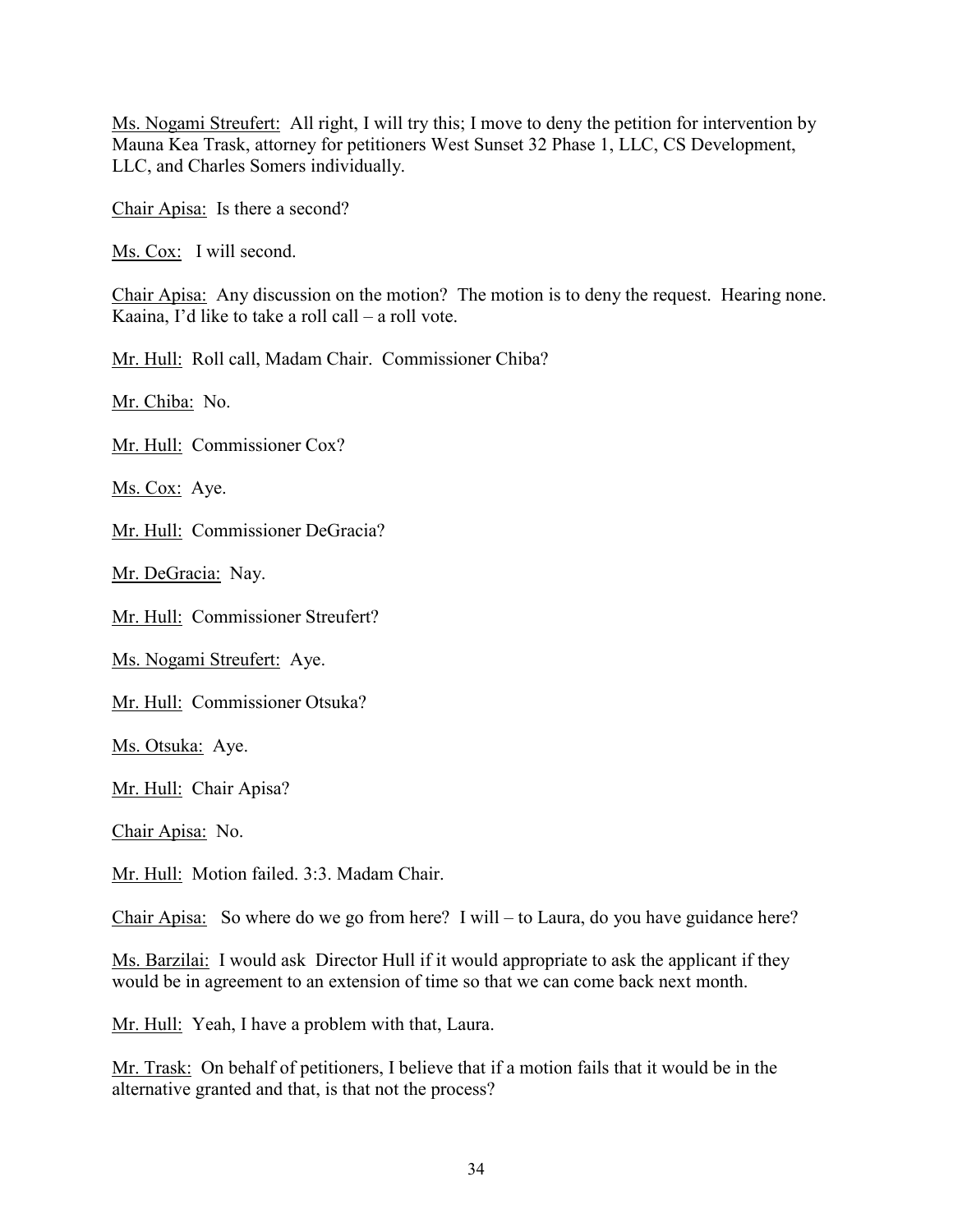Ms. Nogami Streufert: All right, I will try this; I move to deny the petition for intervention by Mauna Kea Trask, attorney for petitioners West Sunset 32 Phase 1, LLC, CS Development, LLC, and Charles Somers individually.

Chair Apisa: Is there a second?

Ms. Cox: I will second.

Chair Apisa: Any discussion on the motion? The motion is to deny the request. Hearing none. Kaaina, I'd like to take a roll call – a roll vote.

Mr. Hull: Roll call, Madam Chair. Commissioner Chiba?

Mr. Chiba: No.

Mr. Hull: Commissioner Cox?

Ms. Cox: Aye.

Mr. Hull: Commissioner DeGracia?

Mr. DeGracia: Nay.

Mr. Hull: Commissioner Streufert?

Ms. Nogami Streufert: Aye.

Mr. Hull: Commissioner Otsuka?

Ms. Otsuka: Aye.

Mr. Hull: Chair Apisa?

Chair Apisa: No.

Mr. Hull: Motion failed. 3:3. Madam Chair.

Chair Apisa: So where do we go from here? I will – to Laura, do you have guidance here?

Ms. Barzilai: I would ask Director Hull if it would appropriate to ask the applicant if they would be in agreement to an extension of time so that we can come back next month.

Mr. Hull: Yeah, I have a problem with that, Laura.

Mr. Trask: On behalf of petitioners, I believe that if a motion fails that it would be in the alternative granted and that, is that not the process?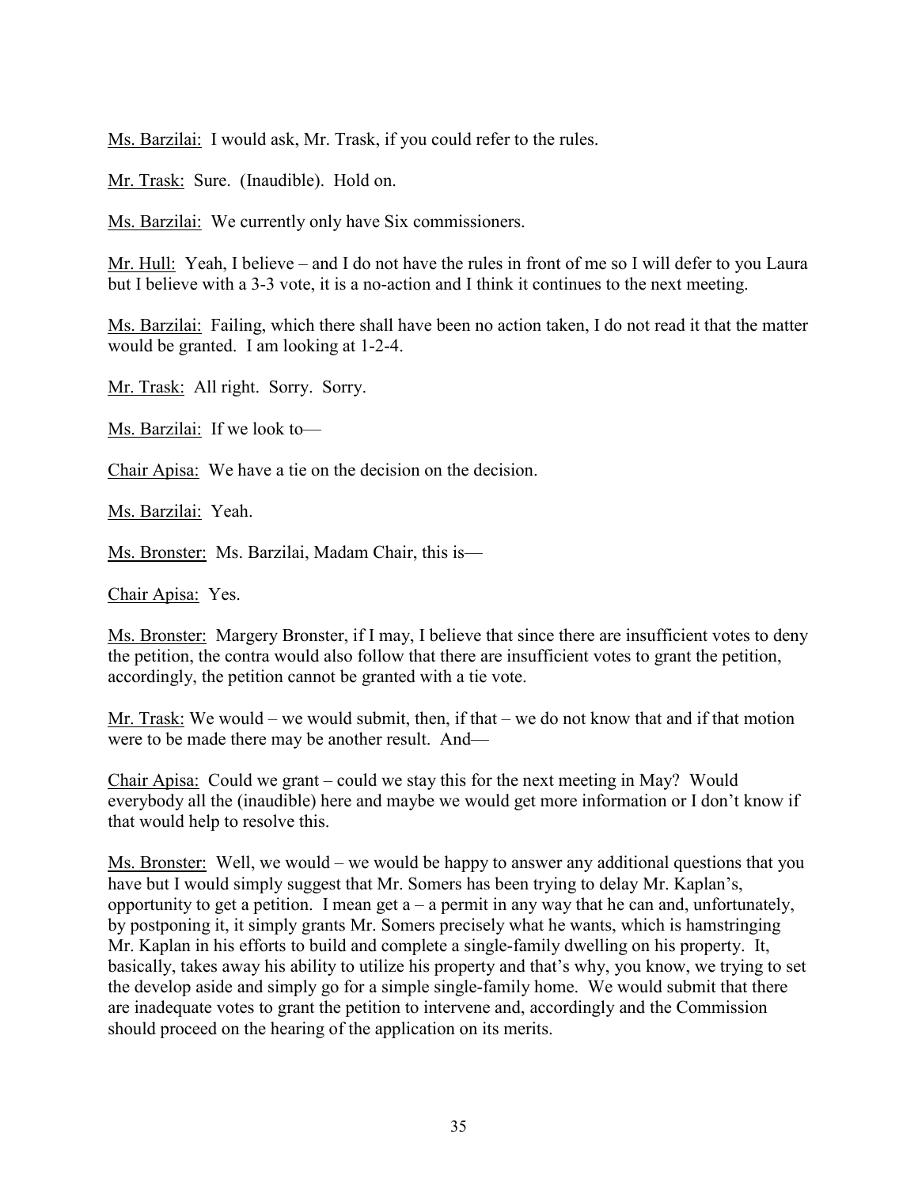Ms. Barzilai: I would ask, Mr. Trask, if you could refer to the rules.

Mr. Trask: Sure. (Inaudible). Hold on.

Ms. Barzilai: We currently only have Six commissioners.

Mr. Hull: Yeah, I believe – and I do not have the rules in front of me so I will defer to you Laura but I believe with a 3-3 vote, it is a no-action and I think it continues to the next meeting.

Ms. Barzilai: Failing, which there shall have been no action taken, I do not read it that the matter would be granted. I am looking at 1-2-4.

Mr. Trask: All right. Sorry. Sorry.

Ms. Barzilai: If we look to—

Chair Apisa: We have a tie on the decision on the decision.

Ms. Barzilai: Yeah.

Ms. Bronster: Ms. Barzilai, Madam Chair, this is—

Chair Apisa: Yes.

Ms. Bronster: Margery Bronster, if I may, I believe that since there are insufficient votes to deny the petition, the contra would also follow that there are insufficient votes to grant the petition, accordingly, the petition cannot be granted with a tie vote.

Mr. Trask: We would – we would submit, then, if that – we do not know that and if that motion were to be made there may be another result. And—

Chair Apisa: Could we grant – could we stay this for the next meeting in May? Would everybody all the (inaudible) here and maybe we would get more information or I don't know if that would help to resolve this.

Ms. Bronster: Well, we would – we would be happy to answer any additional questions that you have but I would simply suggest that Mr. Somers has been trying to delay Mr. Kaplan's, opportunity to get a petition. I mean get a – a permit in any way that he can and, unfortunately, by postponing it, it simply grants Mr. Somers precisely what he wants, which is hamstringing Mr. Kaplan in his efforts to build and complete a single-family dwelling on his property. It, basically, takes away his ability to utilize his property and that's why, you know, we trying to set the develop aside and simply go for a simple single-family home. We would submit that there are inadequate votes to grant the petition to intervene and, accordingly and the Commission should proceed on the hearing of the application on its merits.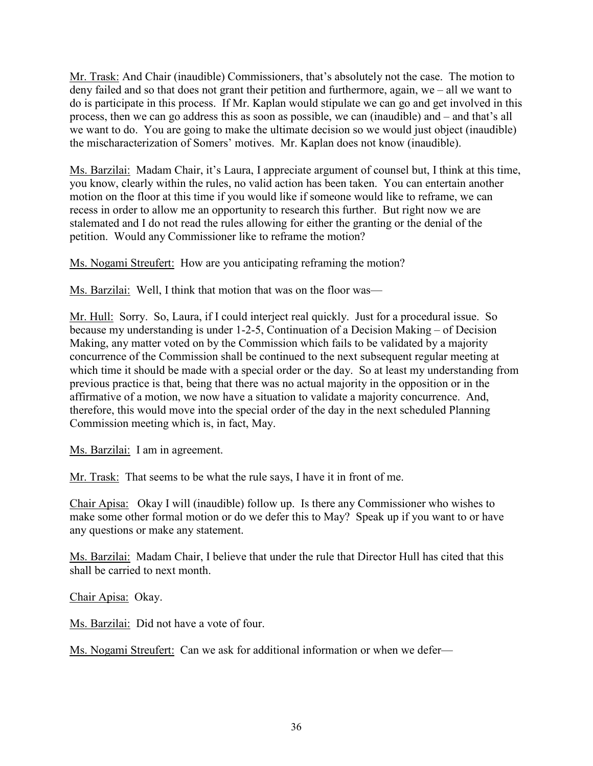Mr. Trask: And Chair (inaudible) Commissioners, that's absolutely not the case. The motion to deny failed and so that does not grant their petition and furthermore, again, we – all we want to do is participate in this process. If Mr. Kaplan would stipulate we can go and get involved in this process, then we can go address this as soon as possible, we can (inaudible) and – and that's all we want to do. You are going to make the ultimate decision so we would just object (inaudible) the mischaracterization of Somers' motives. Mr. Kaplan does not know (inaudible).

Ms. Barzilai: Madam Chair, it's Laura, I appreciate argument of counsel but, I think at this time, you know, clearly within the rules, no valid action has been taken. You can entertain another motion on the floor at this time if you would like if someone would like to reframe, we can recess in order to allow me an opportunity to research this further. But right now we are stalemated and I do not read the rules allowing for either the granting or the denial of the petition. Would any Commissioner like to reframe the motion?

Ms. Nogami Streufert: How are you anticipating reframing the motion?

Ms. Barzilai: Well, I think that motion that was on the floor was—

Mr. Hull: Sorry. So, Laura, if I could interject real quickly. Just for a procedural issue. So because my understanding is under 1-2-5, Continuation of a Decision Making – of Decision Making, any matter voted on by the Commission which fails to be validated by a majority concurrence of the Commission shall be continued to the next subsequent regular meeting at which time it should be made with a special order or the day. So at least my understanding from previous practice is that, being that there was no actual majority in the opposition or in the affirmative of a motion, we now have a situation to validate a majority concurrence. And, therefore, this would move into the special order of the day in the next scheduled Planning Commission meeting which is, in fact, May.

Ms. Barzilai: I am in agreement.

Mr. Trask: That seems to be what the rule says, I have it in front of me.

Chair Apisa: Okay I will (inaudible) follow up. Is there any Commissioner who wishes to make some other formal motion or do we defer this to May? Speak up if you want to or have any questions or make any statement.

Ms. Barzilai: Madam Chair, I believe that under the rule that Director Hull has cited that this shall be carried to next month.

Chair Apisa: Okay.

Ms. Barzilai: Did not have a vote of four.

Ms. Nogami Streufert: Can we ask for additional information or when we defer—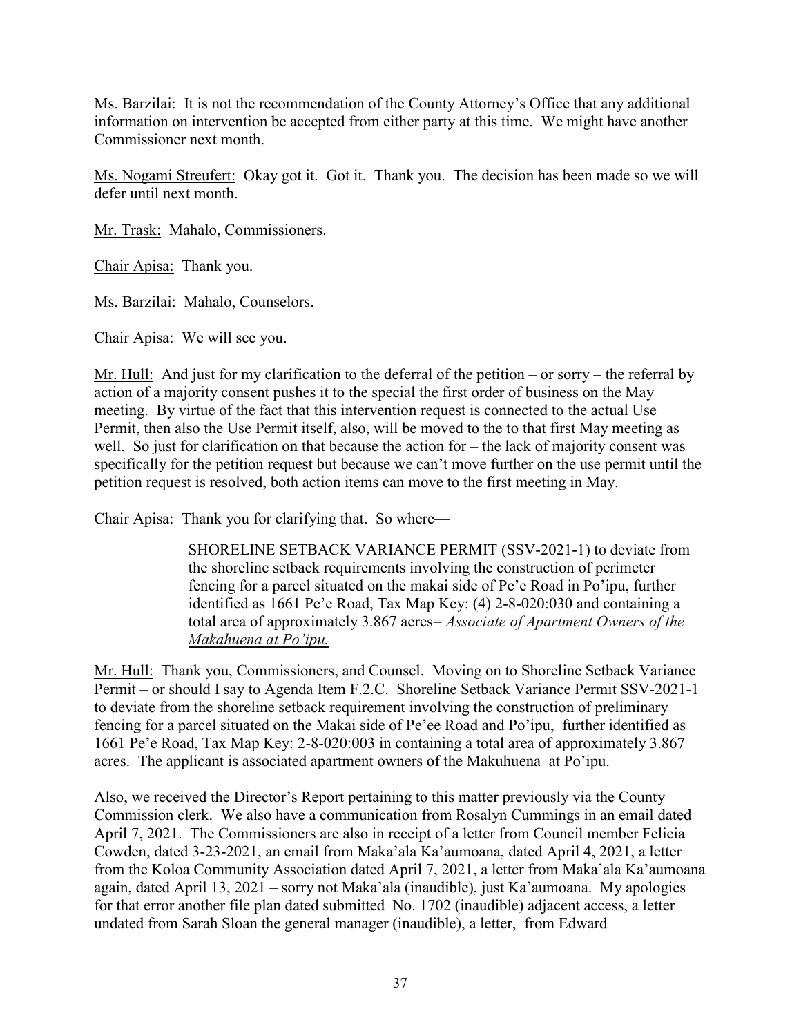Ms. Barzilai: It is not the recommendation of the County Attorney's Office that any additional information on intervention be accepted from either party at this time. We might have another Commissioner next month.

Ms. Nogami Streufert: Okay got it. Got it. Thank you. The decision has been made so we will defer until next month.

Mr. Trask: Mahalo, Commissioners.

Chair Apisa: Thank you.

Ms. Barzilai: Mahalo, Counselors.

Chair Apisa: We will see you.

Mr. Hull: And just for my clarification to the deferral of the petition – or sorry – the referral by action of a majority consent pushes it to the special the first order of business on the May meeting. By virtue of the fact that this intervention request is connected to the actual Use Permit, then also the Use Permit itself, also, will be moved to the to that first May meeting as well. So just for clarification on that because the action for – the lack of majority consent was specifically for the petition request but because we can't move further on the use permit until the petition request is resolved, both action items can move to the first meeting in May.

Chair Apisa: Thank you for clarifying that. So where—

> SHORELINE SETBACK VARIANCE PERMIT (SSV-2021-1) to deviate from the shoreline setback requirements involving the construction of perimeter fencing for a parcel situated on the makai side of Pe'e Road in Po'ipu, further identified as 1661 Pe'e Road, Tax Map Key: (4) 2-8-020:030 and containing a total area of approximately 3.867 acres= *Associate of Apartment Owners of the Makahuena at Po'ipu.*

Mr. Hull: Thank you, Commissioners, and Counsel. Moving on to Shoreline Setback Variance Permit – or should I say to Agenda Item F.2.C. Shoreline Setback Variance Permit SSV-2021-1 to deviate from the shoreline setback requirement involving the construction of preliminary fencing for a parcel situated on the Makai side of Pe'ee Road and Po'ipu, further identified as 1661 Pe'e Road, Tax Map Key: 2-8-020:003 in containing a total area of approximately 3.867 acres. The applicant is associated apartment owners of the Makuhuena at Po'ipu.

Also, we received the Director's Report pertaining to this matter previously via the County Commission clerk. We also have a communication from Rosalyn Cummings in an email dated April 7, 2021. The Commissioners are also in receipt of a letter from Council member Felicia Cowden, dated 3-23-2021, an email from Maka'ala Ka'aumoana, dated April 4, 2021, a letter from the Koloa Community Association dated April 7, 2021, a letter from Maka'ala Ka'aumoana again, dated April 13, 2021 – sorry not Maka'ala (inaudible), just Ka'aumoana. My apologies for that error another file plan dated submitted No. 1702 (inaudible) adjacent access, a letter undated from Sarah Sloan the general manager (inaudible), a letter, from Edward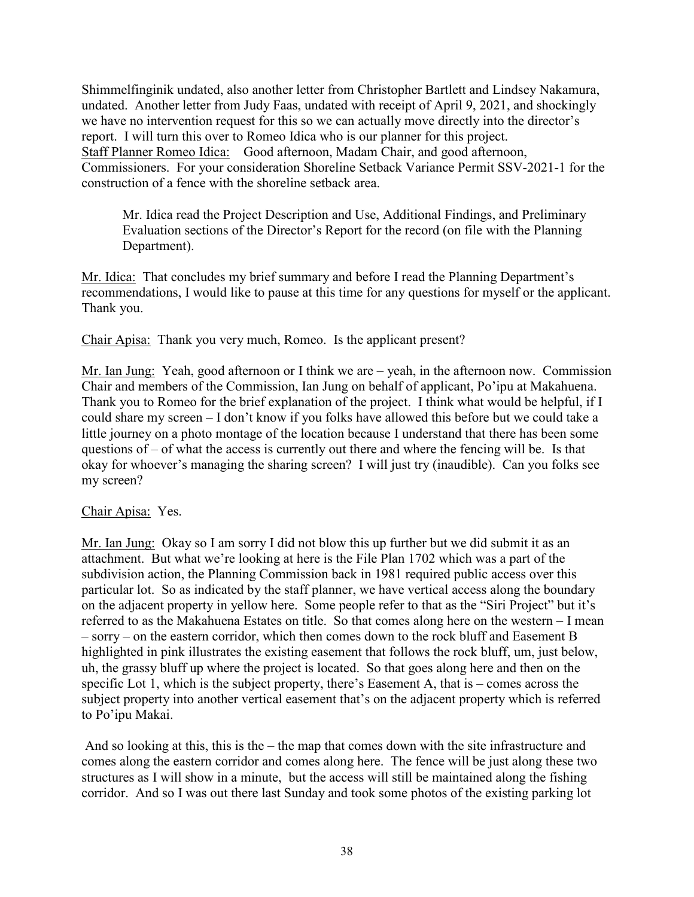Shimmelfinginik undated, also another letter from Christopher Bartlett and Lindsey Nakamura, undated. Another letter from Judy Faas, undated with receipt of April 9, 2021, and shockingly we have no intervention request for this so we can actually move directly into the director's report. I will turn this over to Romeo Idica who is our planner for this project.

Staff Planner Romeo Idica: Good afternoon, Madam Chair, and good afternoon, Commissioners. For your consideration Shoreline Setback Variance Permit SSV-2021-1 for the construction of a fence with the shoreline setback area.

> Mr. Idica read the Project Description and Use, Additional Findings, and Preliminary Evaluation sections of the Director's Report for the record (on file with the Planning Department).

Mr. Idica: That concludes my brief summary and before I read the Planning Department's recommendations, I would like to pause at this time for any questions for myself or the applicant. Thank you.

Chair Apisa: Thank you very much, Romeo. Is the applicant present?

Mr. Ian Jung: Yeah, good afternoon or I think we are – yeah, in the afternoon now. Commission Chair and members of the Commission, Ian Jung on behalf of applicant, Po'ipu at Makahuena. Thank you to Romeo for the brief explanation of the project. I think what would be helpful, if I could share my screen – I don't know if you folks have allowed this before but we could take a little journey on a photo montage of the location because I understand that there has been some questions of – of what the access is currently out there and where the fencing will be. Is that okay for whoever's managing the sharing screen? I will just try (inaudible). Can you folks see my screen?

Chair Apisa: Yes.

Mr. Ian Jung: Okay so I am sorry I did not blow this up further but we did submit it as an attachment. But what we're looking at here is the File Plan 1702 which was a part of the subdivision action, the Planning Commission back in 1981 required public access over this particular lot. So as indicated by the staff planner, we have vertical access along the boundary on the adjacent property in yellow here. Some people refer to that as the "Siri Project" but it's referred to as the Makahuena Estates on title. So that comes along here on the western – I mean – sorry – on the eastern corridor, which then comes down to the rock bluff and Easement B highlighted in pink illustrates the existing easement that follows the rock bluff, um, just below, uh, the grassy bluff up where the project is located. So that goes along here and then on the specific Lot 1, which is the subject property, there's Easement A, that is – comes across the subject property into another vertical easement that's on the adjacent property which is referred to Po'ipu Makai.

And so looking at this, this is the – the map that comes down with the site infrastructure and comes along the eastern corridor and comes along here. The fence will be just along these two structures as I will show in a minute, but the access will still be maintained along the fishing corridor. And so I was out there last Sunday and took some photos of the existing parking lot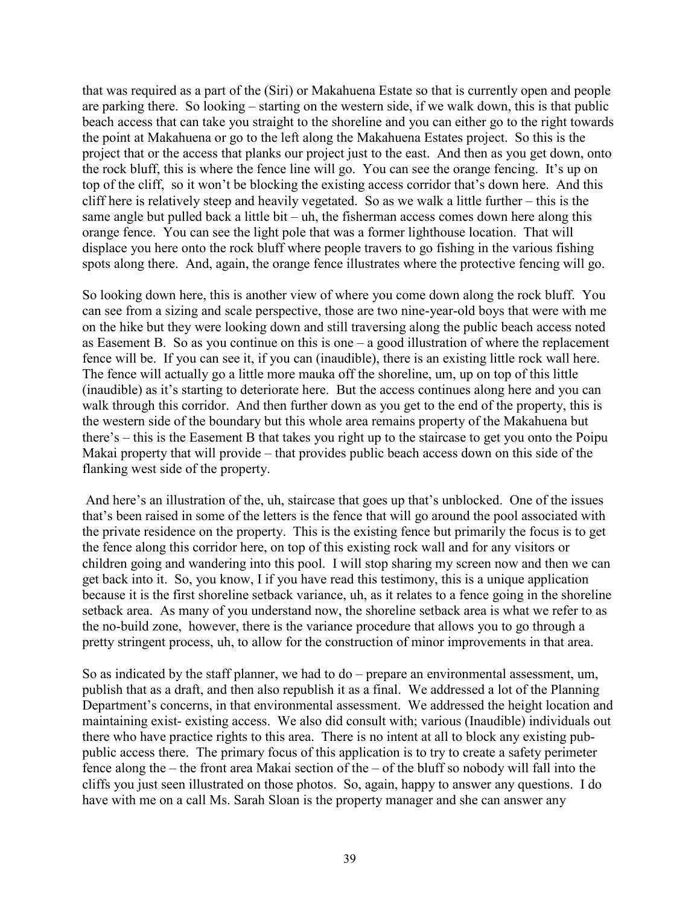that was required as a part of the (Siri) or Makahuena Estate so that is currently open and people are parking there. So looking – starting on the western side, if we walk down, this is that public beach access that can take you straight to the shoreline and you can either go to the right towards the point at Makahuena or go to the left along the Makahuena Estates project. So this is the project that or the access that planks our project just to the east. And then as you get down, onto the rock bluff, this is where the fence line will go. You can see the orange fencing. It's up on top of the cliff, so it won't be blocking the existing access corridor that's down here. And this cliff here is relatively steep and heavily vegetated. So as we walk a little further – this is the same angle but pulled back a little bit – uh, the fisherman access comes down here along this orange fence. You can see the light pole that was a former lighthouse location. That will displace you here onto the rock bluff where people travers to go fishing in the various fishing spots along there. And, again, the orange fence illustrates where the protective fencing will go.

So looking down here, this is another view of where you come down along the rock bluff. You can see from a sizing and scale perspective, those are two nine-year-old boys that were with me on the hike but they were looking down and still traversing along the public beach access noted as Easement B. So as you continue on this is one – a good illustration of where the replacement fence will be. If you can see it, if you can (inaudible), there is an existing little rock wall here. The fence will actually go a little more mauka off the shoreline, um, up on top of this little (inaudible) as it's starting to deteriorate here. But the access continues along here and you can walk through this corridor. And then further down as you get to the end of the property, this is the western side of the boundary but this whole area remains property of the Makahuena but there's – this is the Easement B that takes you right up to the staircase to get you onto the Poipu Makai property that will provide – that provides public beach access down on this side of the flanking west side of the property.

And here's an illustration of the, uh, staircase that goes up that's unblocked. One of the issues that's been raised in some of the letters is the fence that will go around the pool associated with the private residence on the property. This is the existing fence but primarily the focus is to get the fence along this corridor here, on top of this existing rock wall and for any visitors or children going and wandering into this pool. I will stop sharing my screen now and then we can get back into it. So, you know, I if you have read this testimony, this is a unique application because it is the first shoreline setback variance, uh, as it relates to a fence going in the shoreline setback area. As many of you understand now, the shoreline setback area is what we refer to as the no-build zone, however, there is the variance procedure that allows you to go through a pretty stringent process, uh, to allow for the construction of minor improvements in that area.

So as indicated by the staff planner, we had to do – prepare an environmental assessment, um, publish that as a draft, and then also republish it as a final. We addressed a lot of the Planning Department's concerns, in that environmental assessment. We addressed the height location and maintaining exist- existing access. We also did consult with; various (Inaudible) individuals out there who have practice rights to this area. There is no intent at all to block any existing pub- public access there. The primary focus of this application is to try to create a safety perimeter fence along the – the front area Makai section of the – of the bluff so nobody will fall into the cliffs you just seen illustrated on those photos. So, again, happy to answer any questions. I do have with me on a call Ms. Sarah Sloan is the property manager and she can answer any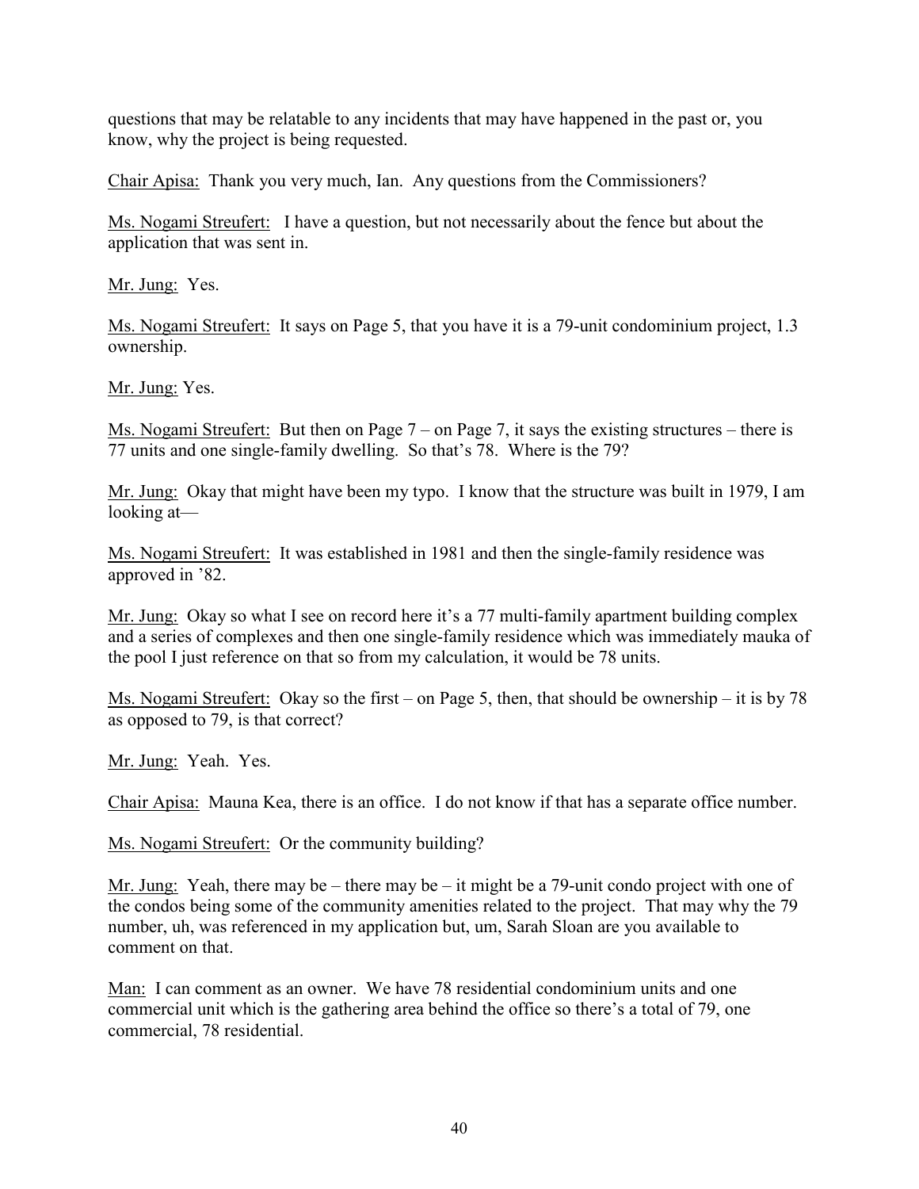questions that may be relatable to any incidents that may have happened in the past or, you know, why the project is being requested.

Chair Apisa: Thank you very much, Ian. Any questions from the Commissioners?

Ms. Nogami Streufert: I have a question, but not necessarily about the fence but about the application that was sent in.

Mr. Jung: Yes.

Ms. Nogami Streufert: It says on Page 5, that you have it is a 79-unit condominium project, 1.3 ownership.

Mr. Jung: Yes.

Ms. Nogami Streufert: But then on Page 7 – on Page 7, it says the existing structures – there is 77 units and one single-family dwelling. So that's 78. Where is the 79?

Mr. Jung: Okay that might have been my typo. I know that the structure was built in 1979, I am looking at—

Ms. Nogami Streufert: It was established in 1981 and then the single-family residence was approved in '82.

Mr. Jung: Okay so what I see on record here it's a 77 multi-family apartment building complex and a series of complexes and then one single-family residence which was immediately mauka of the pool I just reference on that so from my calculation, it would be 78 units.

Ms. Nogami Streufert: Okay so the first – on Page 5, then, that should be ownership – it is by 78 as opposed to 79, is that correct?

Mr. Jung: Yeah. Yes.

Chair Apisa: Mauna Kea, there is an office. I do not know if that has a separate office number.

Ms. Nogami Streufert: Or the community building?

Mr. Jung: Yeah, there may be – there may be – it might be a 79-unit condo project with one of the condos being some of the community amenities related to the project. That may why the 79 number, uh, was referenced in my application but, um, Sarah Sloan are you available to comment on that.

Man: I can comment as an owner. We have 78 residential condominium units and one commercial unit which is the gathering area behind the office so there's a total of 79, one commercial, 78 residential.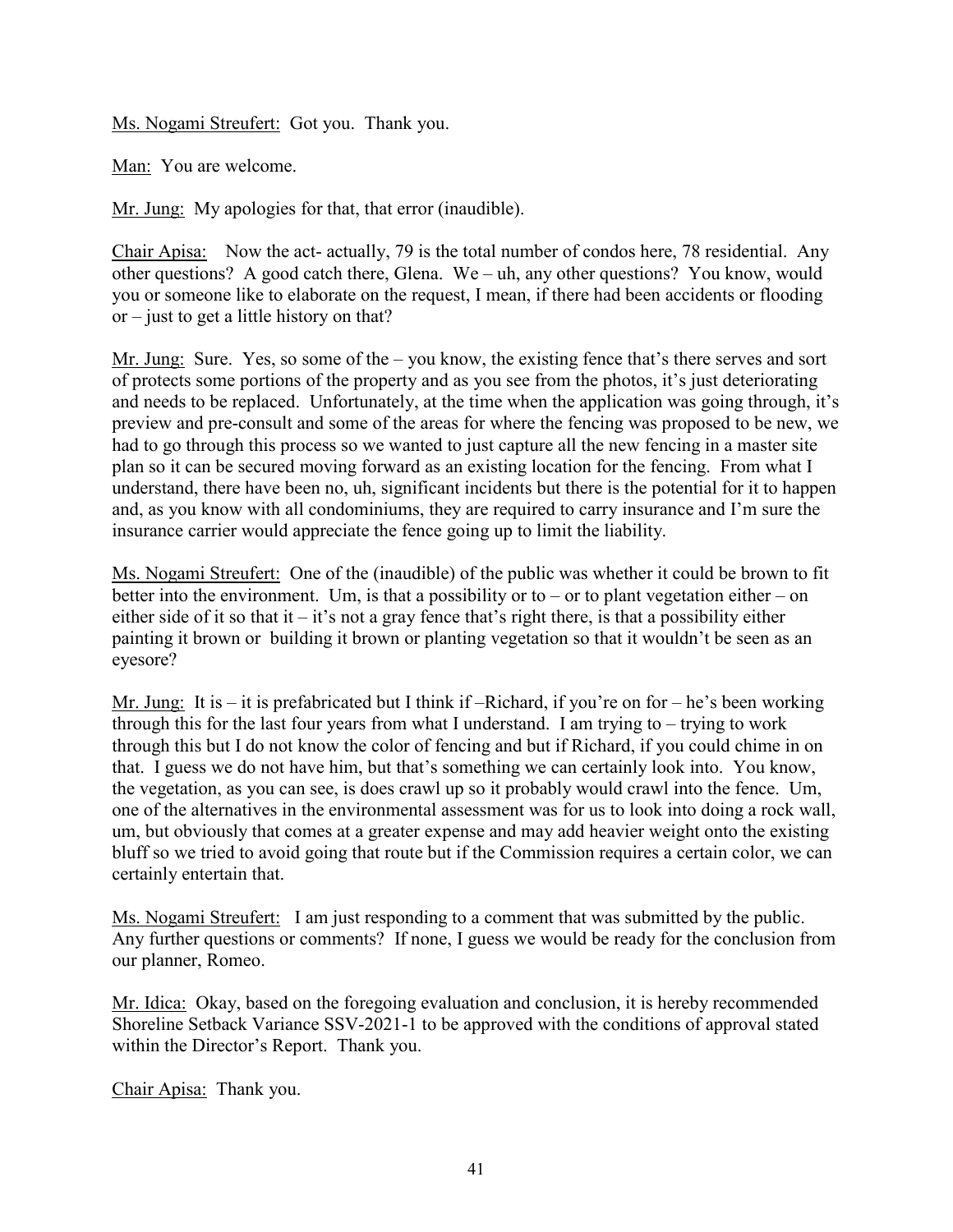Ms. Nogami Streufert: Got you. Thank you.

Man: You are welcome.

Mr. Jung: My apologies for that, that error (inaudible).

Chair Apisa: Now the act- actually, 79 is the total number of condos here, 78 residential. Any other questions? A good catch there, Glena. We – uh, any other questions? You know, would you or someone like to elaborate on the request, I mean, if there had been accidents or flooding or – just to get a little history on that?

Mr. Jung: Sure. Yes, so some of the – you know, the existing fence that's there serves and sort of protects some portions of the property and as you see from the photos, it's just deteriorating and needs to be replaced. Unfortunately, at the time when the application was going through, it's preview and pre-consult and some of the areas for where the fencing was proposed to be new, we had to go through this process so we wanted to just capture all the new fencing in a master site plan so it can be secured moving forward as an existing location for the fencing. From what I understand, there have been no, uh, significant incidents but there is the potential for it to happen and, as you know with all condominiums, they are required to carry insurance and I'm sure the insurance carrier would appreciate the fence going up to limit the liability.

Ms. Nogami Streufert: One of the (inaudible) of the public was whether it could be brown to fit better into the environment. Um, is that a possibility or to – or to plant vegetation either – on either side of it so that it – it's not a gray fence that's right there, is that a possibility either painting it brown or building it brown or planting vegetation so that it wouldn't be seen as an eyesore?

Mr. Jung: It is – it is prefabricated but I think if –Richard, if you're on for – he's been working through this for the last four years from what I understand. I am trying to – trying to work through this but I do not know the color of fencing and but if Richard, if you could chime in on that. I guess we do not have him, but that's something we can certainly look into. You know, the vegetation, as you can see, is does crawl up so it probably would crawl into the fence. Um, one of the alternatives in the environmental assessment was for us to look into doing a rock wall, um, but obviously that comes at a greater expense and may add heavier weight onto the existing bluff so we tried to avoid going that route but if the Commission requires a certain color, we can certainly entertain that.

Ms. Nogami Streufert: I am just responding to a comment that was submitted by the public. Any further questions or comments? If none, I guess we would be ready for the conclusion from our planner, Romeo.

Mr. Idica: Okay, based on the foregoing evaluation and conclusion, it is hereby recommended Shoreline Setback Variance SSV-2021-1 to be approved with the conditions of approval stated within the Director's Report. Thank you.

Chair Apisa: Thank you.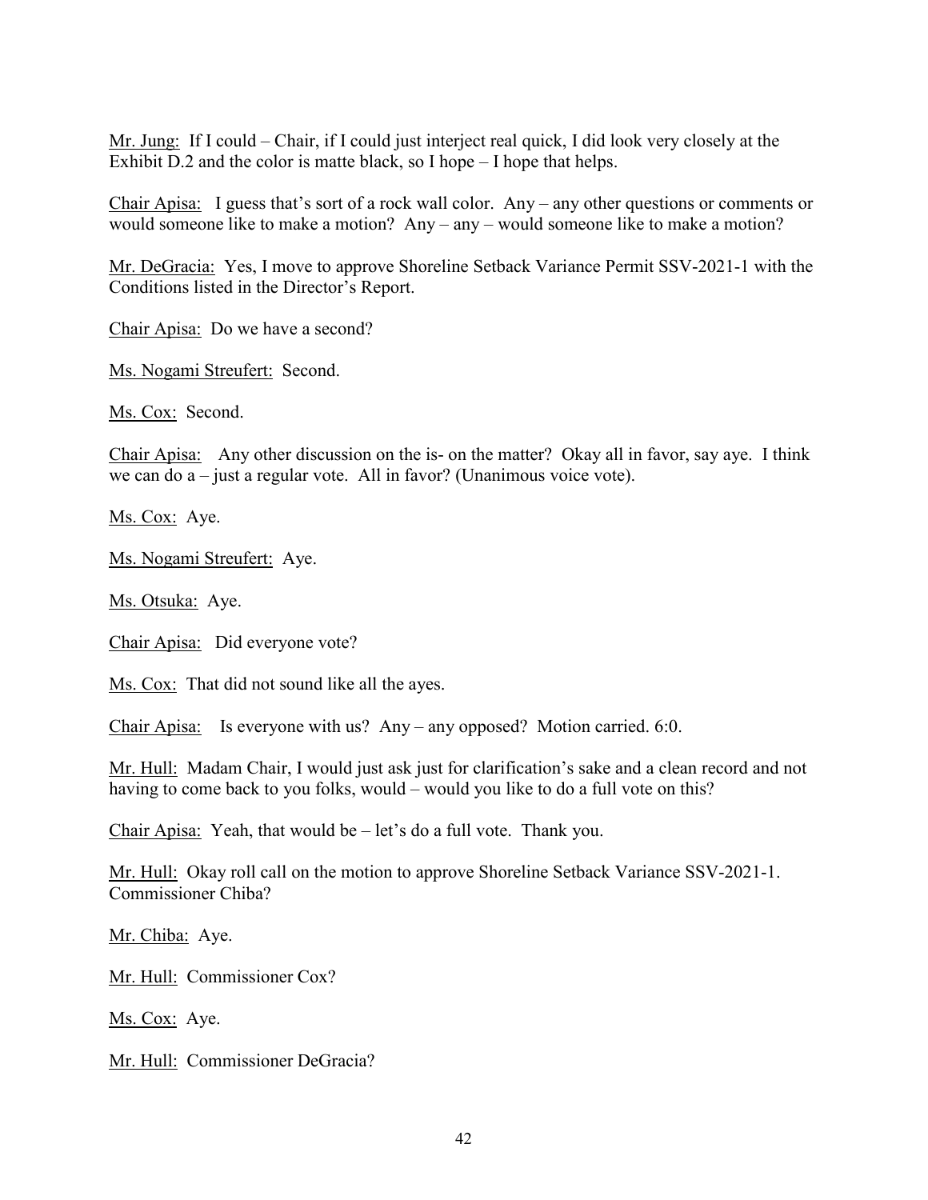Mr. Jung: If I could – Chair, if I could just interject real quick, I did look very closely at the Exhibit D.2 and the color is matte black, so I hope – I hope that helps.

Chair Apisa: I guess that's sort of a rock wall color. Any – any other questions or comments or would someone like to make a motion? Any – any – would someone like to make a motion?

Mr. DeGracia: Yes, I move to approve Shoreline Setback Variance Permit SSV-2021-1 with the Conditions listed in the Director's Report.

Chair Apisa: Do we have a second?

Ms. Nogami Streufert: Second.

Ms. Cox: Second.

Chair Apisa: Any other discussion on the is- on the matter? Okay all in favor, say aye. I think we can do a – just a regular vote. All in favor? (Unanimous voice vote).

Ms. Cox: Aye.

Ms. Nogami Streufert: Aye.

Ms. Otsuka: Aye.

Chair Apisa: Did everyone vote?

Ms. Cox: That did not sound like all the ayes.

Chair Apisa: Is everyone with us? Any – any opposed? Motion carried. 6:0.

Mr. Hull: Madam Chair, I would just ask just for clarification's sake and a clean record and not having to come back to you folks, would – would you like to do a full vote on this?

Chair Apisa: Yeah, that would be – let's do a full vote. Thank you.

Mr. Hull: Okay roll call on the motion to approve Shoreline Setback Variance SSV-2021-1. Commissioner Chiba?

Mr. Chiba: Aye.

Mr. Hull: Commissioner Cox?

Ms. Cox: Aye.

Mr. Hull: Commissioner DeGracia?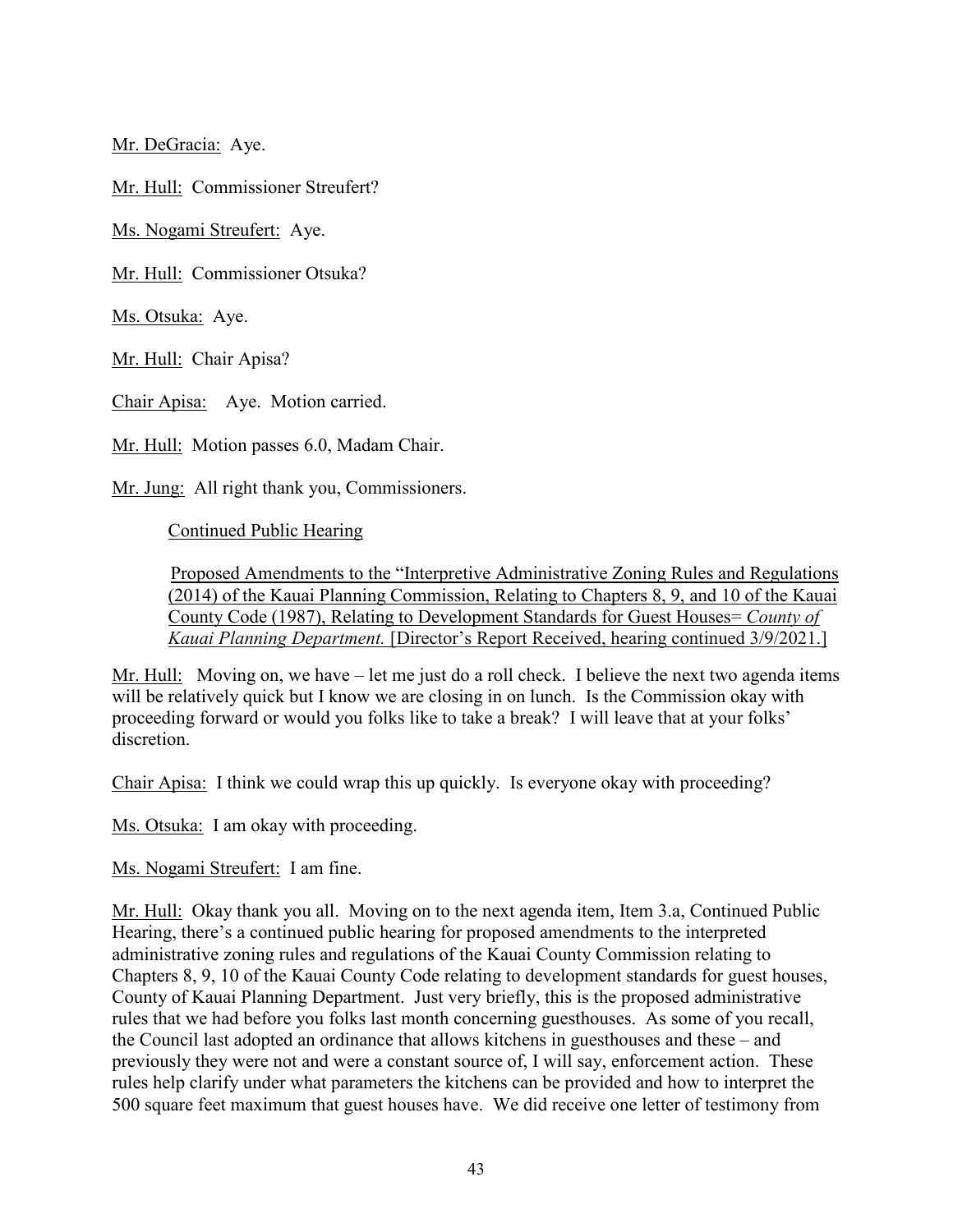Mr. DeGracia: Aye.

Mr. Hull: Commissioner Streufert?

Ms. Nogami Streufert: Aye.

Mr. Hull: Commissioner Otsuka?

Ms. Otsuka: Aye.

Mr. Hull: Chair Apisa?

Chair Apisa: Aye. Motion carried.

Mr. Hull: Motion passes 6.0, Madam Chair.

Mr. Jung: All right thank you, Commissioners.

Continued Public Hearing

Proposed Amendments to the "Interpretive Administrative Zoning Rules and Regulations (2014) of the Kauai Planning Commission, Relating to Chapters 8, 9, and 10 of the Kauai County Code (1987), Relating to Development Standards for Guest Houses= *County of Kauai Planning Department.* [Director's Report Received, hearing continued 3/9/2021.]

Mr. Hull: Moving on, we have – let me just do a roll check. I believe the next two agenda items will be relatively quick but I know we are closing in on lunch. Is the Commission okay with proceeding forward or would you folks like to take a break? I will leave that at your folks' discretion.

Chair Apisa: I think we could wrap this up quickly. Is everyone okay with proceeding?

Ms. Otsuka: I am okay with proceeding.

Ms. Nogami Streufert: I am fine.

Mr. Hull: Okay thank you all. Moving on to the next agenda item, Item 3.a, Continued Public Hearing, there's a continued public hearing for proposed amendments to the interpreted administrative zoning rules and regulations of the Kauai County Commission relating to Chapters 8, 9, 10 of the Kauai County Code relating to development standards for guest houses, County of Kauai Planning Department. Just very briefly, this is the proposed administrative rules that we had before you folks last month concerning guesthouses. As some of you recall, the Council last adopted an ordinance that allows kitchens in guesthouses and these – and previously they were not and were a constant source of, I will say, enforcement action. These rules help clarify under what parameters the kitchens can be provided and how to interpret the 500 square feet maximum that guest houses have. We did receive one letter of testimony from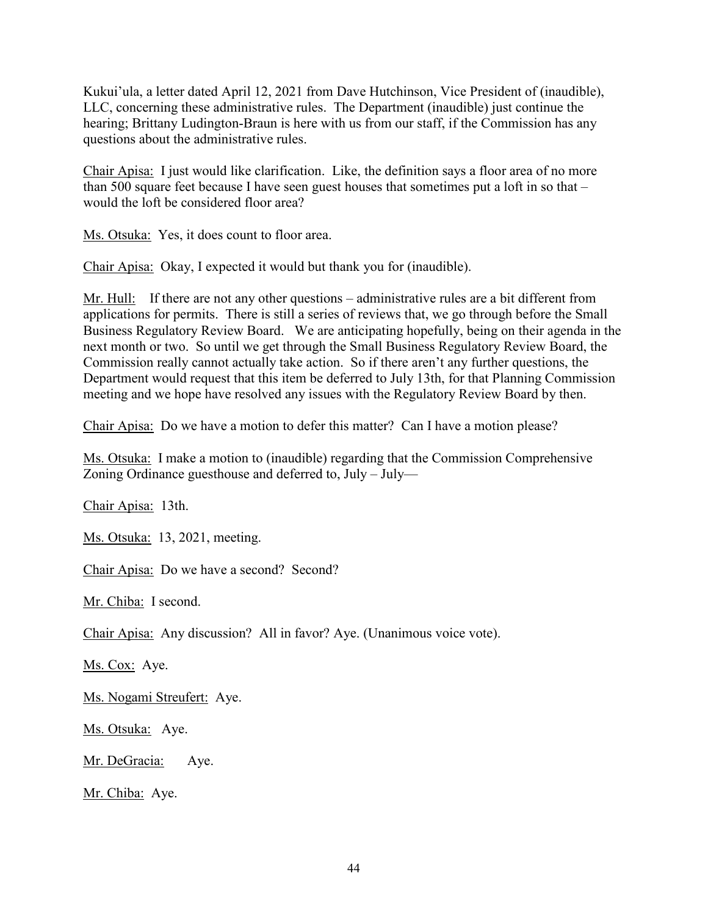Kukui'ula, a letter dated April 12, 2021 from Dave Hutchinson, Vice President of (inaudible), LLC, concerning these administrative rules. The Department (inaudible) just continue the hearing; Brittany Ludington-Braun is here with us from our staff, if the Commission has any questions about the administrative rules.

Chair Apisa: I just would like clarification. Like, the definition says a floor area of no more than 500 square feet because I have seen guest houses that sometimes put a loft in so that – would the loft be considered floor area?

Ms. Otsuka: Yes, it does count to floor area.

Chair Apisa: Okay, I expected it would but thank you for (inaudible).

Mr. Hull: If there are not any other questions – administrative rules are a bit different from applications for permits. There is still a series of reviews that, we go through before the Small Business Regulatory Review Board. We are anticipating hopefully, being on their agenda in the next month or two. So until we get through the Small Business Regulatory Review Board, the Commission really cannot actually take action. So if there aren't any further questions, the Department would request that this item be deferred to July 13th, for that Planning Commission meeting and we hope have resolved any issues with the Regulatory Review Board by then.

Chair Apisa: Do we have a motion to defer this matter? Can I have a motion please?

Ms. Otsuka: I make a motion to (inaudible) regarding that the Commission Comprehensive Zoning Ordinance guesthouse and deferred to, July – July—

Chair Apisa: 13th.

Ms. Otsuka: 13, 2021, meeting.

Chair Apisa: Do we have a second? Second?

Mr. Chiba: I second.

Chair Apisa: Any discussion? All in favor? Aye. (Unanimous voice vote).

Ms. Cox: Aye.

Ms. Nogami Streufert: Aye.

Ms. Otsuka: Aye.

Mr. DeGracia: Aye.

Mr. Chiba: Aye.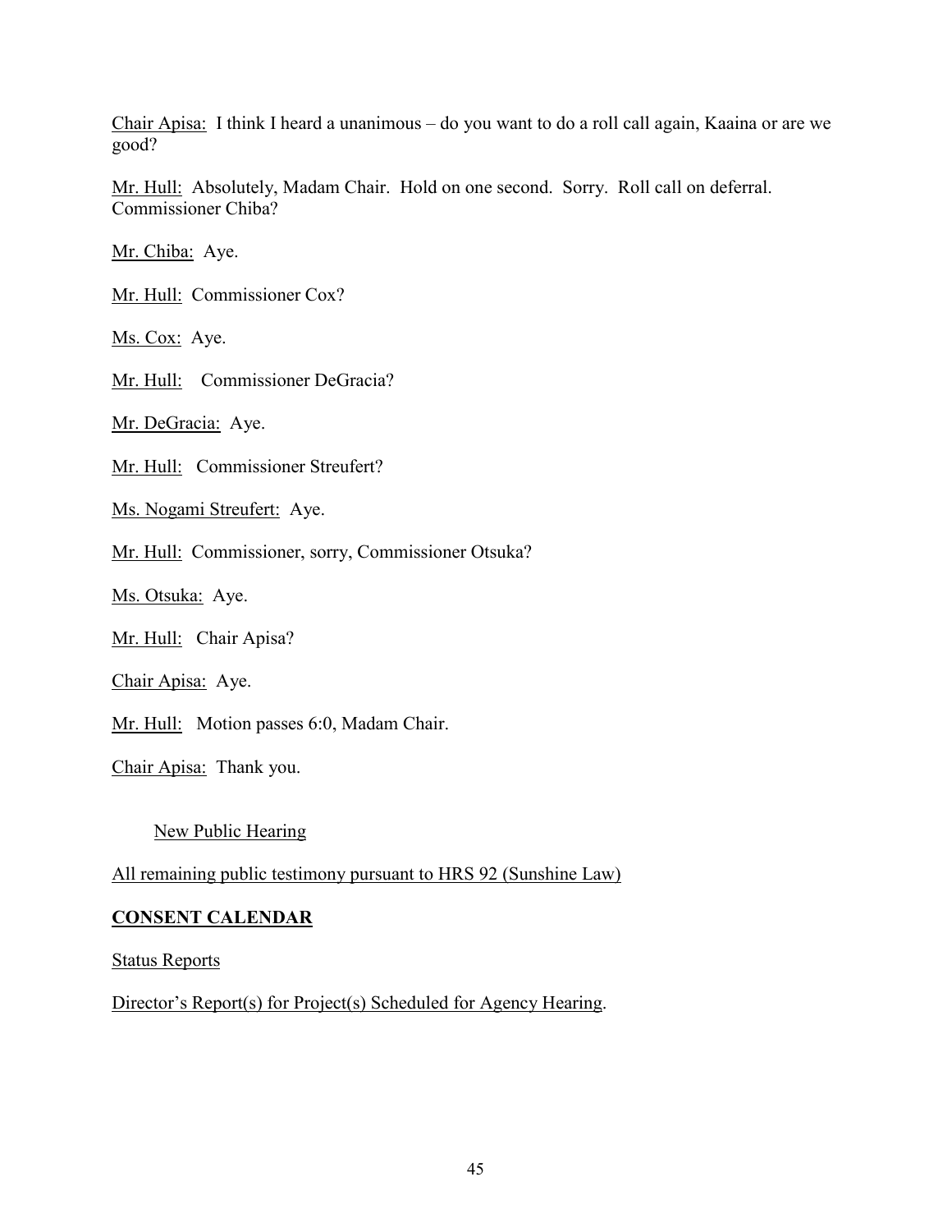Chair Apisa: I think I heard a unanimous – do you want to do a roll call again, Kaaina or are we good?

Mr. Hull: Absolutely, Madam Chair. Hold on one second. Sorry. Roll call on deferral. Commissioner Chiba?

Mr. Chiba: Aye.

Mr. Hull: Commissioner Cox?

Ms. Cox: Aye.

Mr. Hull: Commissioner DeGracia?

Mr. DeGracia: Aye.

Mr. Hull: Commissioner Streufert?

Ms. Nogami Streufert: Aye.

Mr. Hull: Commissioner, sorry, Commissioner Otsuka?

Ms. Otsuka: Aye.

Mr. Hull: Chair Apisa?

Chair Apisa: Aye.

Mr. Hull: Motion passes 6:0, Madam Chair.

Chair Apisa: Thank you.

New Public Hearing

All remaining public testimony pursuant to HRS 92 (Sunshine Law)

## CONSENT CALENDAR

Status Reports

Director's Report(s) for Project(s) Scheduled for Agency Hearing.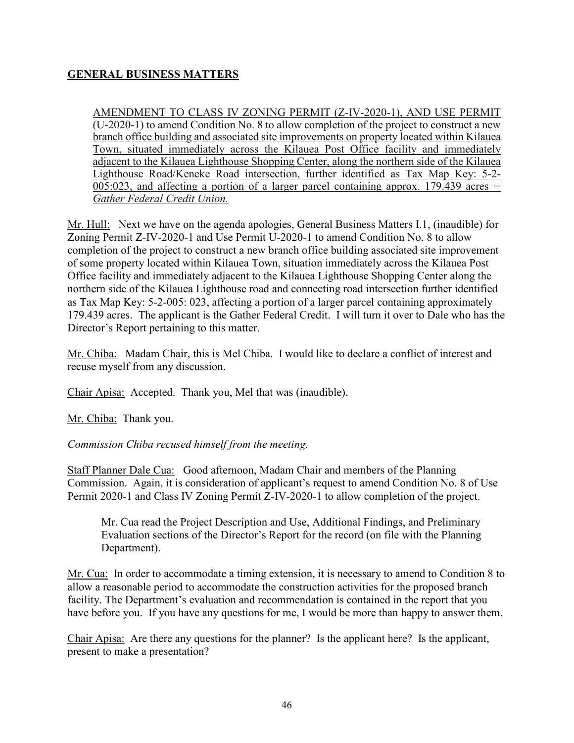## GENERAL BUSINESS MATTERS

AMENDMENT TO CLASS IV ZONING PERMIT (Z-IV-2020-1), AND USE PERMIT (U-2020-1) to amend Condition No. 8 to allow completion of the project to construct a new branch office building and associated site improvements on property located within Kilauea Town, situated immediately across the Kilauea Post Office facility and immediately adjacent to the Kilauea Lighthouse Shopping Center, along the northern side of the Kilauea Lighthouse Road/Keneke Road intersection, further identified as Tax Map Key: 5-2-005:023, and affecting a portion of a larger parcel containing approx. 179.439 acres = *Gather Federal Credit Union.*

Mr. Hull: Next we have on the agenda apologies, General Business Matters I.1, (inaudible) for Zoning Permit Z-IV-2020-1 and Use Permit U-2020-1 to amend Condition No. 8 to allow completion of the project to construct a new branch office building associated site improvement of some property located within Kilauea Town, situation immediately across the Kilauea Post Office facility and immediately adjacent to the Kilauea Lighthouse Shopping Center along the northern side of the Kilauea Lighthouse road and connecting road intersection further identified as Tax Map Key: 5-2-005: 023, affecting a portion of a larger parcel containing approximately 179.439 acres. The applicant is the Gather Federal Credit. I will turn it over to Dale who has the Director's Report pertaining to this matter.

Mr. Chiba: Madam Chair, this is Mel Chiba. I would like to declare a conflict of interest and recuse myself from any discussion.

Chair Apisa: Accepted. Thank you, Mel that was (inaudible).

Mr. Chiba: Thank you.

*Commission Chiba recused himself from the meeting.*

Staff Planner Dale Cua: Good afternoon, Madam Chair and members of the Planning Commission. Again, it is consideration of applicant's request to amend Condition No. 8 of Use Permit 2020-1 and Class IV Zoning Permit Z-IV-2020-1 to allow completion of the project.

> Mr. Cua read the Project Description and Use, Additional Findings, and Preliminary Evaluation sections of the Director's Report for the record (on file with the Planning Department).

Mr. Cua: In order to accommodate a timing extension, it is necessary to amend to Condition 8 to allow a reasonable period to accommodate the construction activities for the proposed branch facility. The Department's evaluation and recommendation is contained in the report that you have before you. If you have any questions for me, I would be more than happy to answer them.

Chair Apisa: Are there any questions for the planner? Is the applicant here? Is the applicant, present to make a presentation?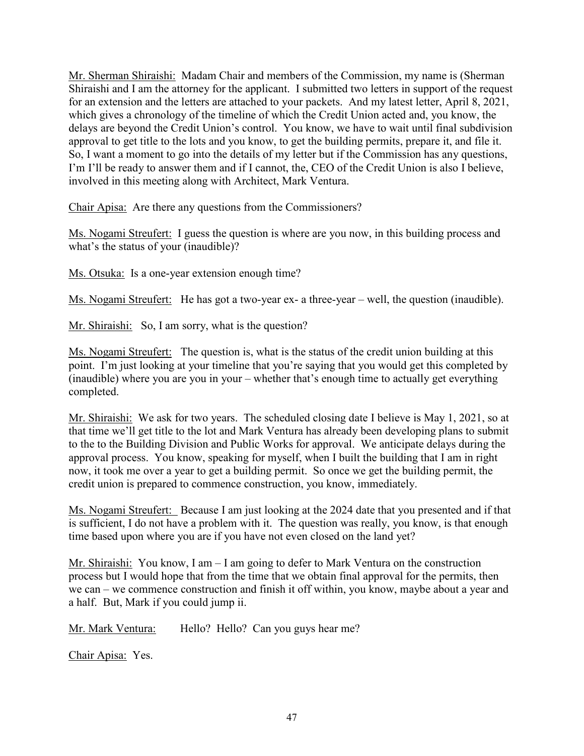Mr. Sherman Shiraishi: Madam Chair and members of the Commission, my name is (Sherman Shiraishi and I am the attorney for the applicant. I submitted two letters in support of the request for an extension and the letters are attached to your packets. And my latest letter, April 8, 2021, which gives a chronology of the timeline of which the Credit Union acted and, you know, the delays are beyond the Credit Union's control. You know, we have to wait until final subdivision approval to get title to the lots and you know, to get the building permits, prepare it, and file it. So, I want a moment to go into the details of my letter but if the Commission has any questions, I'm I'll be ready to answer them and if I cannot, the, CEO of the Credit Union is also I believe, involved in this meeting along with Architect, Mark Ventura.

Chair Apisa: Are there any questions from the Commissioners?

Ms. Nogami Streufert: I guess the question is where are you now, in this building process and what's the status of your (inaudible)?

Ms. Otsuka: Is a one-year extension enough time?

Ms. Nogami Streufert: He has got a two-year ex- a three-year – well, the question (inaudible).

Mr. Shiraishi: So, I am sorry, what is the question?

Ms. Nogami Streufert: The question is, what is the status of the credit union building at this point. I'm just looking at your timeline that you're saying that you would get this completed by (inaudible) where you are you in your – whether that's enough time to actually get everything completed.

Mr. Shiraishi: We ask for two years. The scheduled closing date I believe is May 1, 2021, so at that time we'll get title to the lot and Mark Ventura has already been developing plans to submit to the to the Building Division and Public Works for approval. We anticipate delays during the approval process. You know, speaking for myself, when I built the building that I am in right now, it took me over a year to get a building permit. So once we get the building permit, the credit union is prepared to commence construction, you know, immediately.

Ms. Nogami Streufert: Because I am just looking at the 2024 date that you presented and if that is sufficient, I do not have a problem with it. The question was really, you know, is that enough time based upon where you are if you have not even closed on the land yet?

Mr. Shiraishi: You know, I am – I am going to defer to Mark Ventura on the construction process but I would hope that from the time that we obtain final approval for the permits, then we can – we commence construction and finish it off within, you know, maybe about a year and a half. But, Mark if you could jump ii.

Mr. Mark Ventura: Hello? Hello? Can you guys hear me?

Chair Apisa: Yes.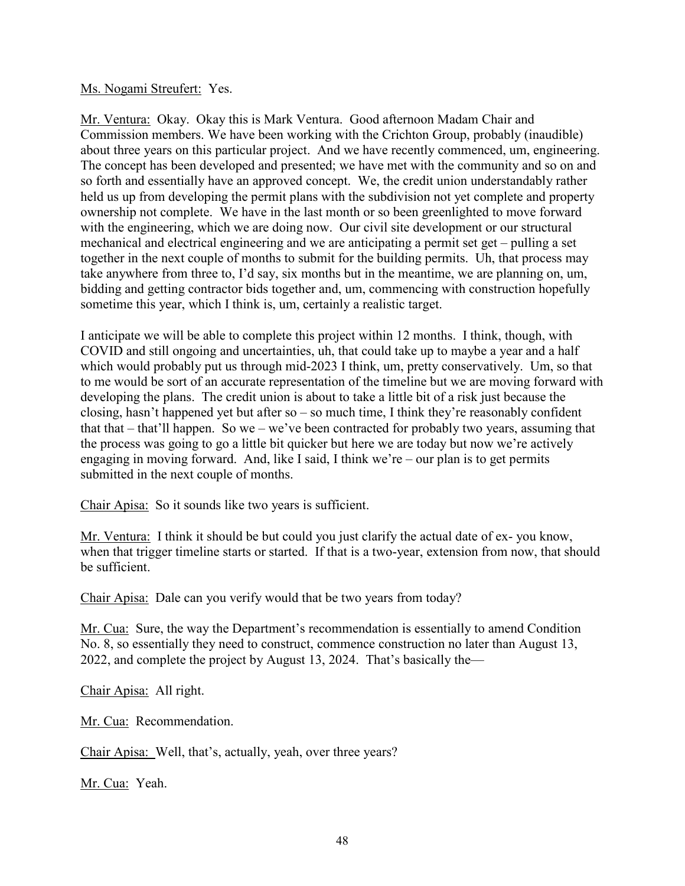Ms. Nogami Streufert: Yes.

Mr. Ventura: Okay. Okay this is Mark Ventura. Good afternoon Madam Chair and Commission members. We have been working with the Crichton Group, probably (inaudible) about three years on this particular project. And we have recently commenced, um, engineering. The concept has been developed and presented; we have met with the community and so on and so forth and essentially have an approved concept. We, the credit union understandably rather held us up from developing the permit plans with the subdivision not yet complete and property ownership not complete. We have in the last month or so been greenlighted to move forward with the engineering, which we are doing now. Our civil site development or our structural mechanical and electrical engineering and we are anticipating a permit set get – pulling a set together in the next couple of months to submit for the building permits. Uh, that process may take anywhere from three to, I'd say, six months but in the meantime, we are planning on, um, bidding and getting contractor bids together and, um, commencing with construction hopefully sometime this year, which I think is, um, certainly a realistic target.

I anticipate we will be able to complete this project within 12 months. I think, though, with COVID and still ongoing and uncertainties, uh, that could take up to maybe a year and a half which would probably put us through mid-2023 I think, um, pretty conservatively. Um, so that to me would be sort of an accurate representation of the timeline but we are moving forward with developing the plans. The credit union is about to take a little bit of a risk just because the closing, hasn't happened yet but after so – so much time, I think they're reasonably confident that that – that'll happen. So we – we've been contracted for probably two years, assuming that the process was going to go a little bit quicker but here we are today but now we're actively engaging in moving forward. And, like I said, I think we're – our plan is to get permits submitted in the next couple of months.

Chair Apisa: So it sounds like two years is sufficient.

Mr. Ventura: I think it should be but could you just clarify the actual date of ex- you know, when that trigger timeline starts or started. If that is a two-year, extension from now, that should be sufficient.

Chair Apisa: Dale can you verify would that be two years from today?

Mr. Cua: Sure, the way the Department's recommendation is essentially to amend Condition No. 8, so essentially they need to construct, commence construction no later than August 13, 2022, and complete the project by August 13, 2024. That's basically the—

Chair Apisa: All right.

Mr. Cua: Recommendation.

Chair Apisa: Well, that's, actually, yeah, over three years?

Mr. Cua: Yeah.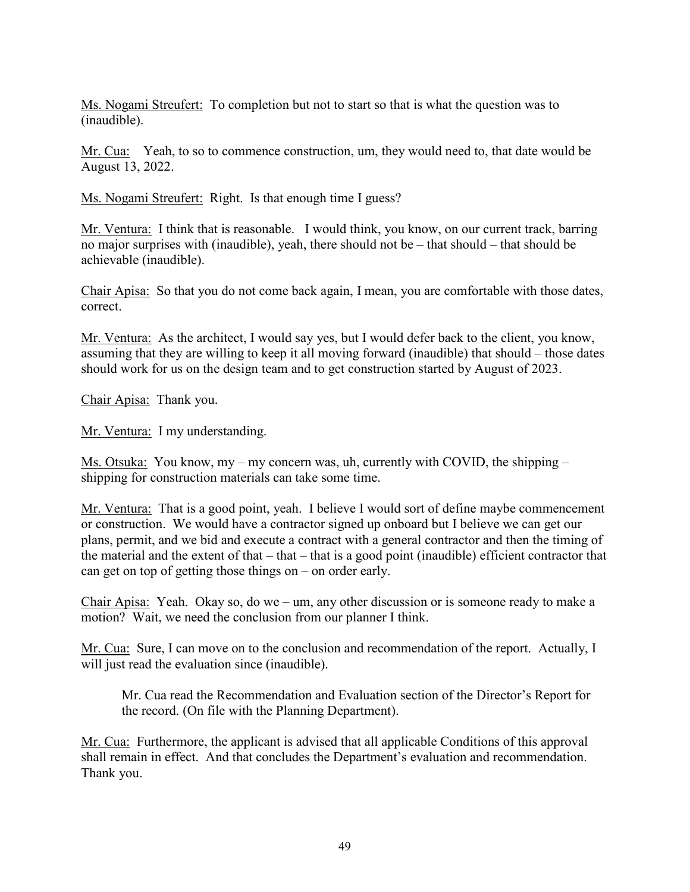Ms. Nogami Streufert: To completion but not to start so that is what the question was to (inaudible).

Mr. Cua: Yeah, to so to commence construction, um, they would need to, that date would be August 13, 2022.

Ms. Nogami Streufert: Right. Is that enough time I guess?

Mr. Ventura: I think that is reasonable. I would think, you know, on our current track, barring no major surprises with (inaudible), yeah, there should not be – that should – that should be achievable (inaudible).

Chair Apisa: So that you do not come back again, I mean, you are comfortable with those dates, correct.

Mr. Ventura: As the architect, I would say yes, but I would defer back to the client, you know, assuming that they are willing to keep it all moving forward (inaudible) that should – those dates should work for us on the design team and to get construction started by August of 2023.

Chair Apisa: Thank you.

Mr. Ventura: I my understanding.

Ms. Otsuka: You know, my – my concern was, uh, currently with COVID, the shipping – shipping for construction materials can take some time.

Mr. Ventura: That is a good point, yeah. I believe I would sort of define maybe commencement or construction. We would have a contractor signed up onboard but I believe we can get our plans, permit, and we bid and execute a contract with a general contractor and then the timing of the material and the extent of that – that – that is a good point (inaudible) efficient contractor that can get on top of getting those things on – on order early.

Chair Apisa: Yeah. Okay so, do we – um, any other discussion or is someone ready to make a motion? Wait, we need the conclusion from our planner I think.

Mr. Cua: Sure, I can move on to the conclusion and recommendation of the report. Actually, I will just read the evaluation since (inaudible).

> Mr. Cua read the Recommendation and Evaluation section of the Director's Report for the record. (On file with the Planning Department).

Mr. Cua: Furthermore, the applicant is advised that all applicable Conditions of this approval shall remain in effect. And that concludes the Department's evaluation and recommendation. Thank you.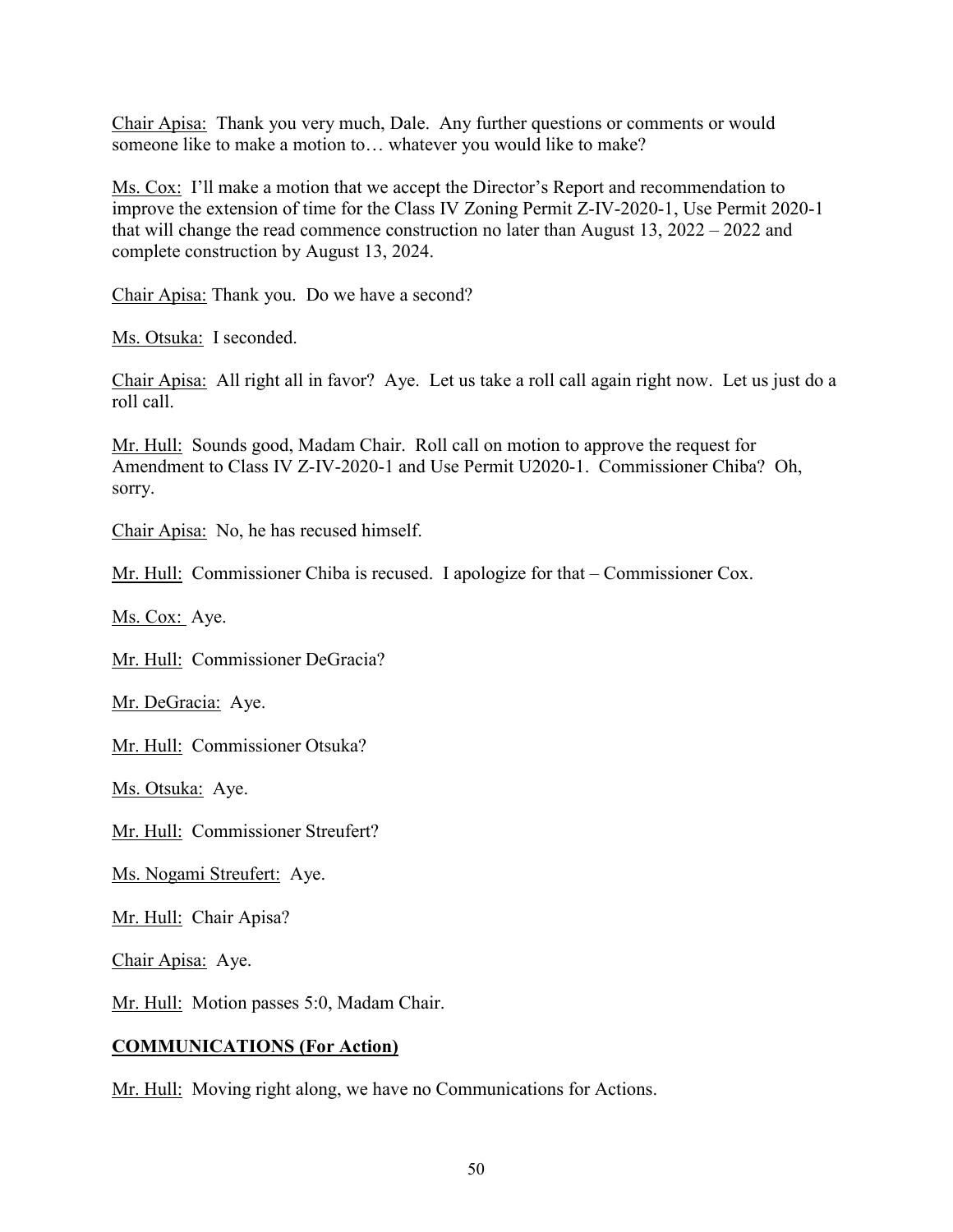Chair Apisa: Thank you very much, Dale. Any further questions or comments or would someone like to make a motion to… whatever you would like to make?

Ms. Cox: I'll make a motion that we accept the Director's Report and recommendation to improve the extension of time for the Class IV Zoning Permit Z-IV-2020-1, Use Permit 2020-1 that will change the read commence construction no later than August 13, 2022 – 2022 and complete construction by August 13, 2024.

Chair Apisa: Thank you. Do we have a second?

Ms. Otsuka: I seconded.

Chair Apisa: All right all in favor? Aye. Let us take a roll call again right now. Let us just do a roll call.

Mr. Hull: Sounds good, Madam Chair. Roll call on motion to approve the request for Amendment to Class IV Z-IV-2020-1 and Use Permit U2020-1. Commissioner Chiba? Oh, sorry.

Chair Apisa: No, he has recused himself.

Mr. Hull: Commissioner Chiba is recused. I apologize for that – Commissioner Cox.

Ms. Cox: Aye.

Mr. Hull: Commissioner DeGracia?

Mr. DeGracia: Aye.

Mr. Hull: Commissioner Otsuka?

Ms. Otsuka: Aye.

Mr. Hull: Commissioner Streufert?

Ms. Nogami Streufert: Aye.

Mr. Hull: Chair Apisa?

Chair Apisa: Aye.

Mr. Hull: Motion passes 5:0, Madam Chair.

## COMMUNICATIONS (For Action)

Mr. Hull: Moving right along, we have no Communications for Actions.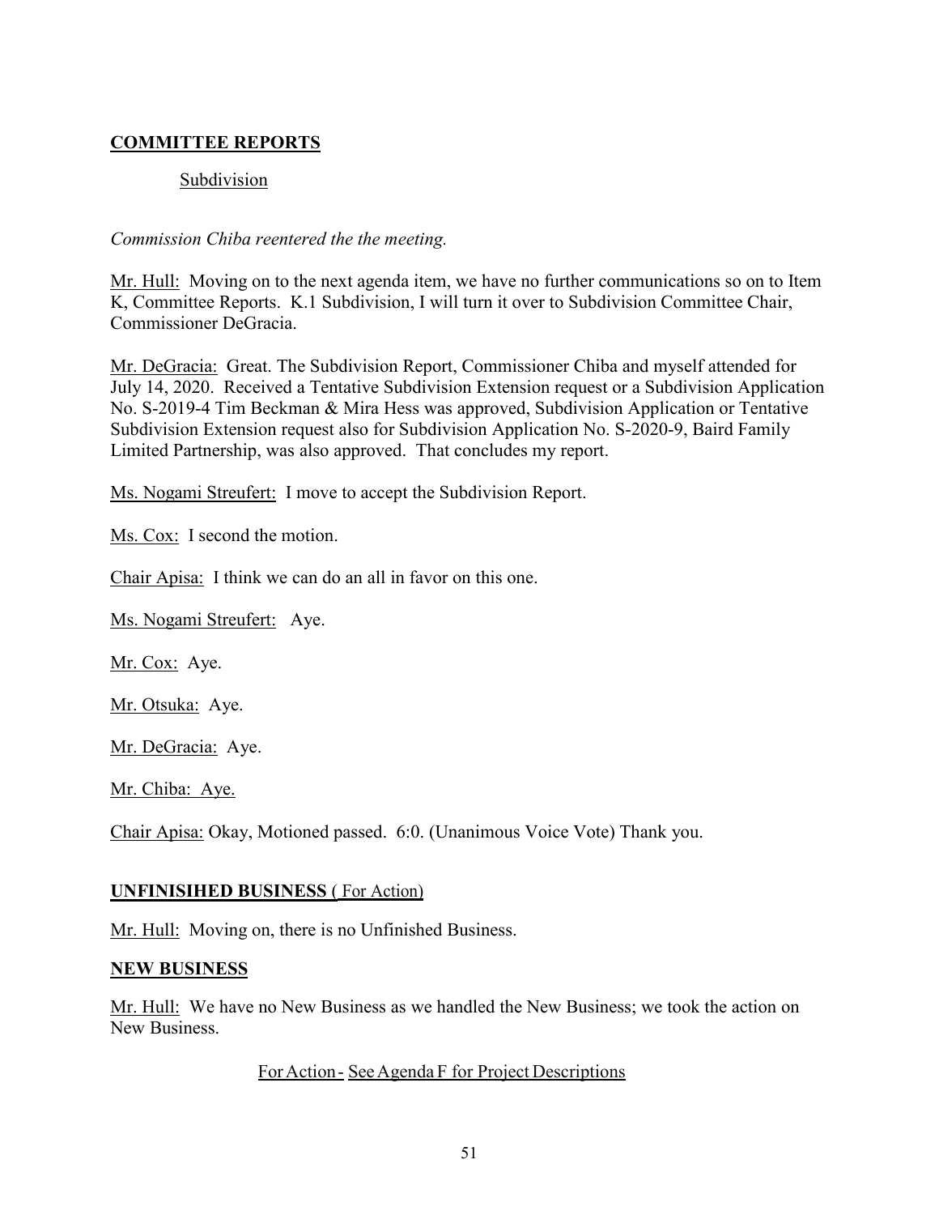## **COMMITTEE REPORTS**

Subdivision

*Commission Chiba reentered the the meeting.*

Mr. Hull: Moving on to the next agenda item, we have no further communications so on to Item K, Committee Reports. K.1 Subdivision, I will turn it over to Subdivision Committee Chair, Commissioner DeGracia.

Mr. DeGracia: Great. The Subdivision Report, Commissioner Chiba and myself attended for July 14, 2020. Received a Tentative Subdivision Extension request or a Subdivision Application No. S-2019-4 Tim Beckman & Mira Hess was approved, Subdivision Application or Tentative Subdivision Extension request also for Subdivision Application No. S-2020-9, Baird Family Limited Partnership, was also approved. That concludes my report.

Ms. Nogami Streufert: I move to accept the Subdivision Report.

Ms. Cox: I second the motion.

Chair Apisa: I think we can do an all in favor on this one.

Ms. Nogami Streufert: Aye.

Mr. Cox: Aye.

Mr. Otsuka: Aye.

Mr. DeGracia: Aye.

Mr. Chiba: Aye.

Chair Apisa: Okay, Motioned passed. 6:0. (Unanimous Voice Vote) Thank you.

## **UNFINISIHED BUSINESS** ( For Action)

Mr. Hull: Moving on, there is no Unfinished Business.

## **NEW BUSINESS**

Mr. Hull: We have no New Business as we handled the New Business; we took the action on New Business.

For Action - See Agenda F for Project Descriptions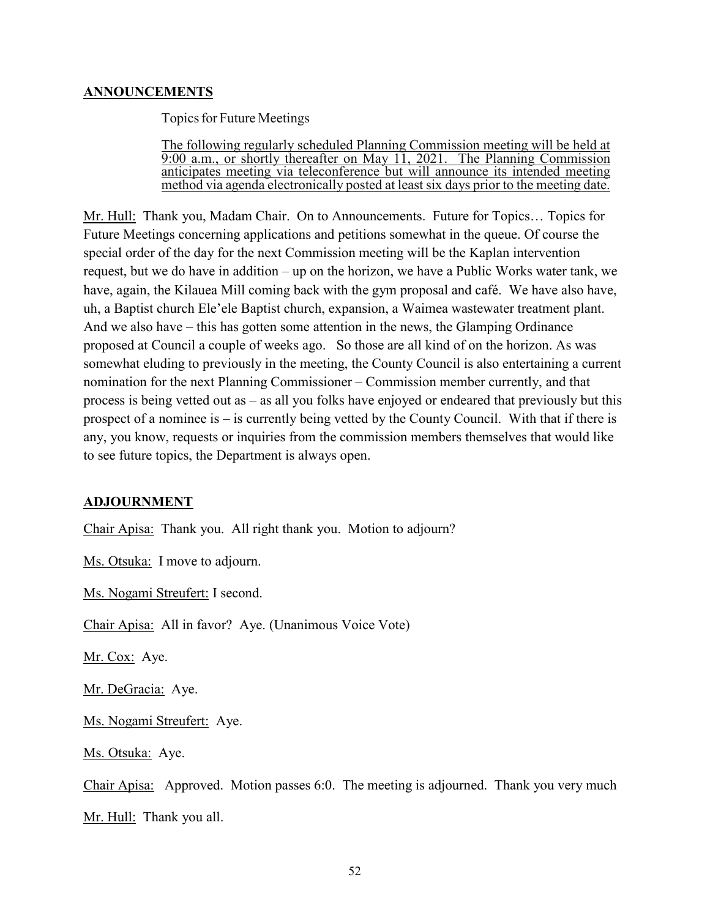## ANNOUNCEMENTS

Topics for Future Meetings

<u>The following regularly scheduled Planning Commission meeting will be held at 9:00 a.m., or shortly thereafter on May 11, 2021. The Planning Commission anticipates meeting via teleconference but will announce its intended meeting method via agenda electronically posted at least six days prior to the meeting date.</u>

<u>Mr. Hull:</u> Thank you, Madam Chair. On to Announcements. Future for Topics… Topics for Future Meetings concerning applications and petitions somewhat in the queue. Of course the special order of the day for the next Commission meeting will be the Kaplan intervention request, but we do have in addition – up on the horizon, we have a Public Works water tank, we have, again, the Kilauea Mill coming back with the gym proposal and café. We have also have, uh, a Baptist church Ele'ele Baptist church, expansion, a Waimea wastewater treatment plant. And we also have – this has gotten some attention in the news, the Glamping Ordinance proposed at Council a couple of weeks ago. So those are all kind of on the horizon. As was somewhat eluding to previously in the meeting, the County Council is also entertaining a current nomination for the next Planning Commissioner – Commission member currently, and that process is being vetted out as – as all you folks have enjoyed or endeared that previously but this prospect of a nominee is – is currently being vetted by the County Council. With that if there is any, you know, requests or inquiries from the commission members themselves that would like to see future topics, the Department is always open.

## ADJOURNMENT

<u>Chair Apisa:</u> Thank you. All right thank you. Motion to adjourn?

<u>Ms. Otsuka:</u> I move to adjourn.

<u>Ms. Nogami Streufert:</u> I second.

<u>Chair Apisa:</u> All in favor? Aye. (Unanimous Voice Vote)

<u>Mr. Cox:</u> Aye.

<u>Mr. DeGracia:</u> Aye.

<u>Ms. Nogami Streufert:</u> Aye.

<u>Ms. Otsuka:</u> Aye.

<u>Chair Apisa:</u> Approved. Motion passes 6:0. The meeting is adjourned. Thank you very much

<u>Mr. Hull:</u> Thank you all.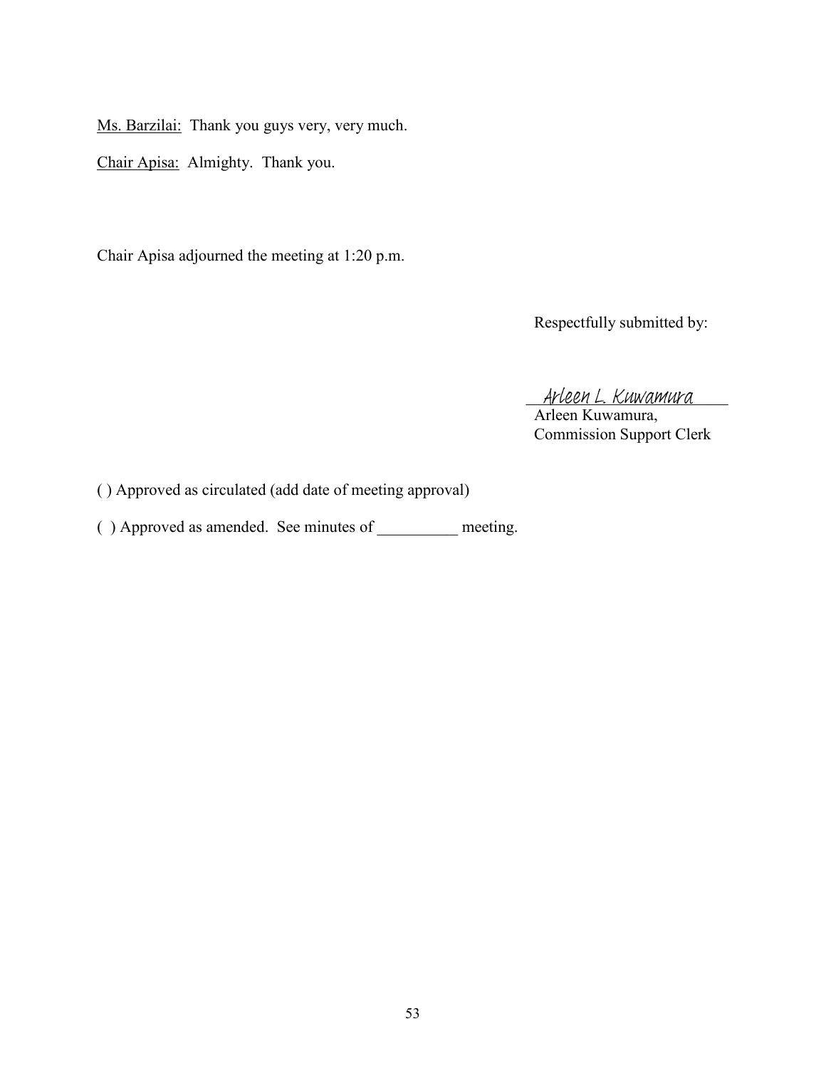<u>Ms. Barzilai:</u> Thank you guys very, very much.

<u>Chair Apisa:</u> Almighty. Thank you.

Chair Apisa adjourned the meeting at 1:20 p.m.

Respectfully submitted by:

Arleen L. Kuwamura
Arleen Kuwamura,
Commission Support Clerk

( ) Approved as circulated (add date of meeting approval)

( ) Approved as amended. See minutes of __________ meeting.